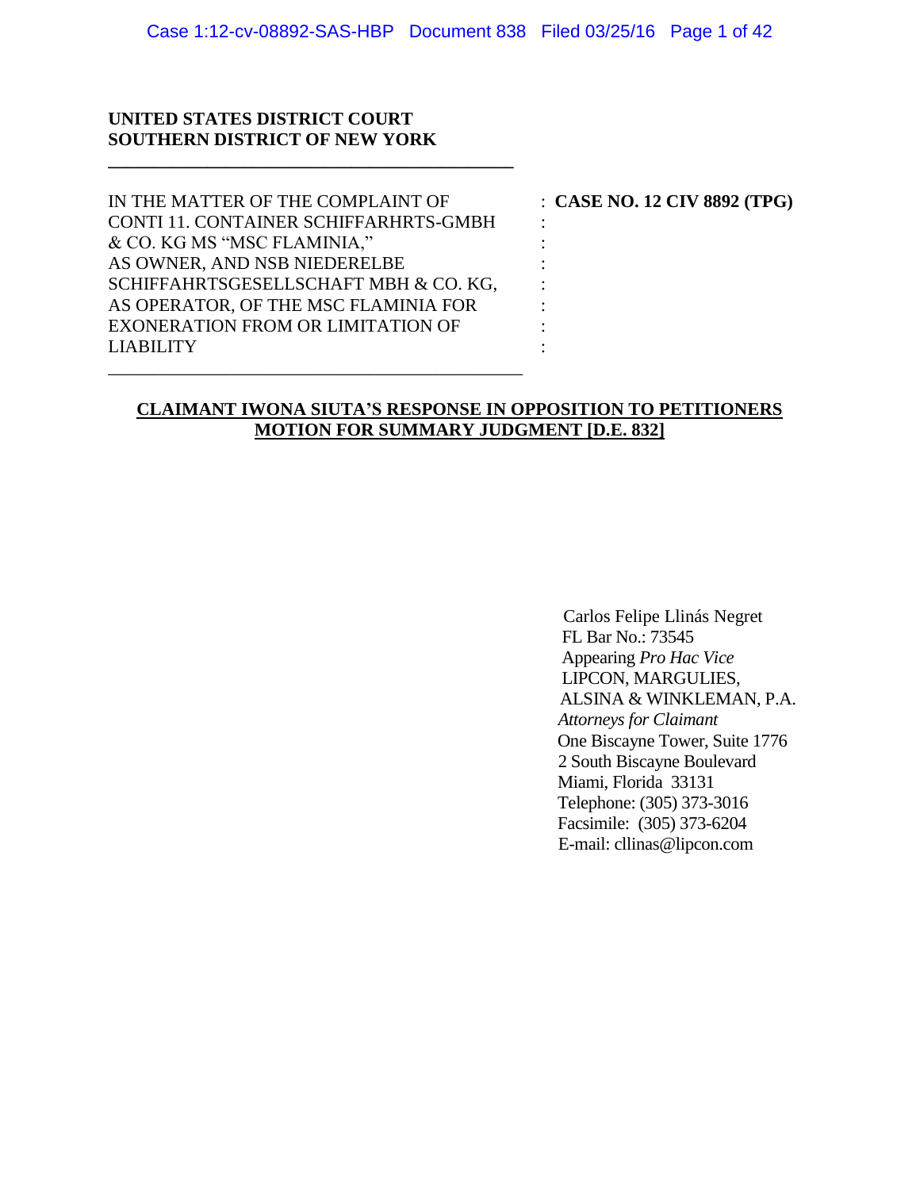**UNITED STATES DISTRICT COURT**
**SOUTHERN DISTRICT OF NEW YORK**

IN THE MATTER OF THE COMPLAINT OF CONTI 11. CONTAINER SCHIFFARHRTS-GMBH & CO. KG MS "MSC FLAMINIA," AS OWNER, AND NSB NIEDERELBE SCHIFFAHRTSGESELLSCHAFT MBH & CO. KG, AS OPERATOR, OF THE MSC FLAMINIA FOR EXONERATION FROM OR LIMITATION OF LIABILITY

: **CASE NO. 12 CIV 8892 (TPG)**

**CLAIMANT IWONA SIUTA'S RESPONSE IN OPPOSITION TO PETITIONERS MOTION FOR SUMMARY JUDGMENT [D.E. 832]**

Carlos Felipe Llinás Negret
FL Bar No.: 73545
Appearing *Pro Hac Vice*
LIPCON, MARGULIES,
ALSINA & WINKLEMAN, P.A.
*Attorneys for Claimant*
One Biscayne Tower, Suite 1776
2 South Biscayne Boulevard
Miami, Florida 33131
Telephone: (305) 373-3016
Facsimile: (305) 373-6204
E-mail: cllinas@lipcon.com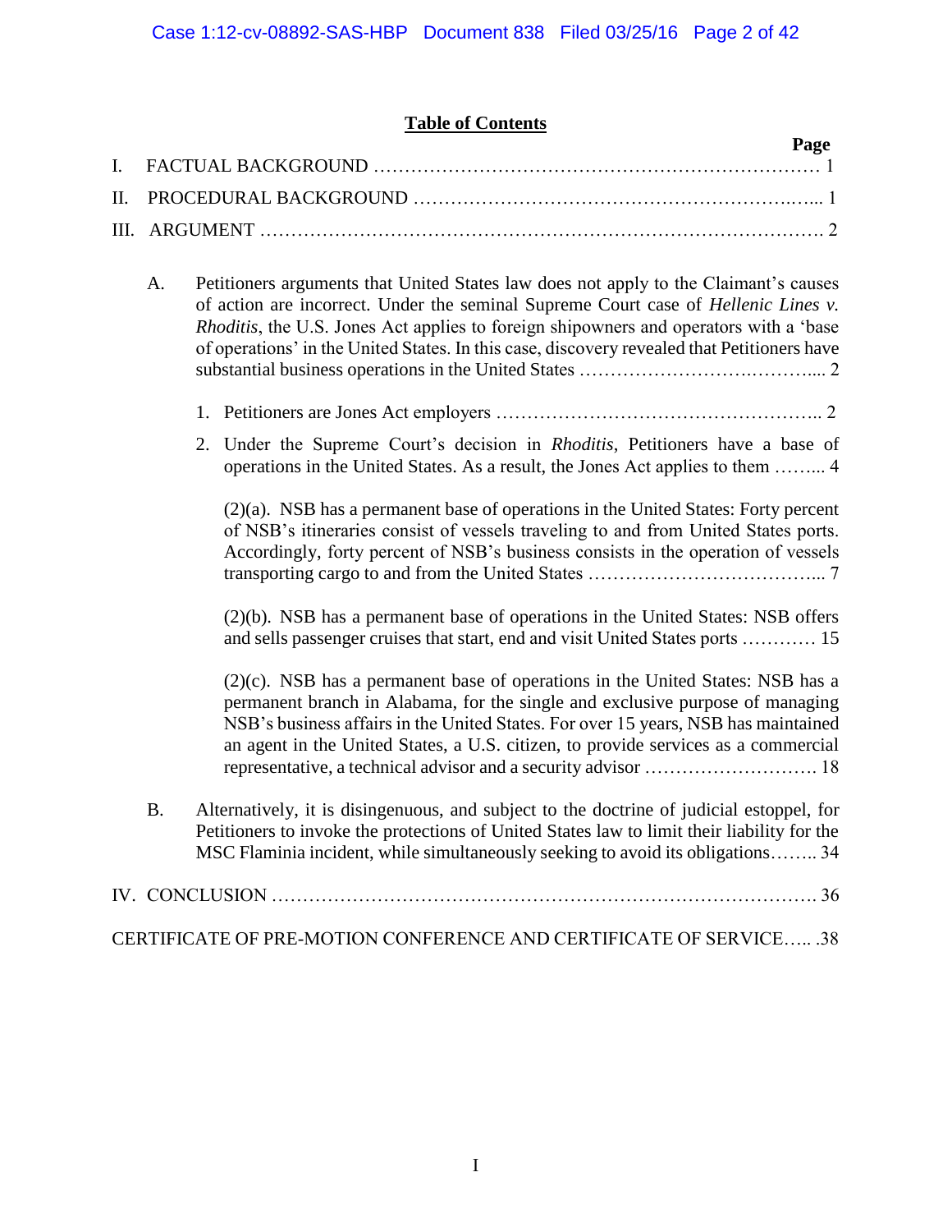## Table of Contents

**Page**

I. FACTUAL BACKGROUND …………………………………………………………… 1

II. PROCEDURAL BACKGROUND ……………………………………………………... 1

III. ARGUMENT ………………………………………………………………………. 2

A. Petitioners arguments that United States law does not apply to the Claimant's causes of action are incorrect. Under the seminal Supreme Court case of *Hellenic Lines v. Rhoditis*, the U.S. Jones Act applies to foreign shipowners and operators with a 'base of operations' in the United States. In this case, discovery revealed that Petitioners have substantial business operations in the United States ……………………..……... 2

1. Petitioners are Jones Act employers …………………………………………….. 2

2. Under the Supreme Court's decision in *Rhoditis*, Petitioners have a base of operations in the United States. As a result, the Jones Act applies to them ……... 4

(2)(a). NSB has a permanent base of operations in the United States: Forty percent of NSB's itineraries consist of vessels traveling to and from United States ports. Accordingly, forty percent of NSB's business consists in the operation of vessels transporting cargo to and from the United States ………………………………... 7

(2)(b). NSB has a permanent base of operations in the United States: NSB offers and sells passenger cruises that start, end and visit United States ports ………… 15

(2)(c). NSB has a permanent base of operations in the United States: NSB has a permanent branch in Alabama, for the single and exclusive purpose of managing NSB's business affairs in the United States. For over 15 years, NSB has maintained an agent in the United States, a U.S. citizen, to provide services as a commercial representative, a technical advisor and a security advisor ………………………. 18

B. Alternatively, it is disingenuous, and subject to the doctrine of judicial estoppel, for Petitioners to invoke the protections of United States law to limit their liability for the MSC Flaminia incident, while simultaneously seeking to avoid its obligations…….. 34

IV. CONCLUSION ………………………………………………………………………. 36

CERTIFICATE OF PRE-MOTION CONFERENCE AND CERTIFICATE OF SERVICE….. .38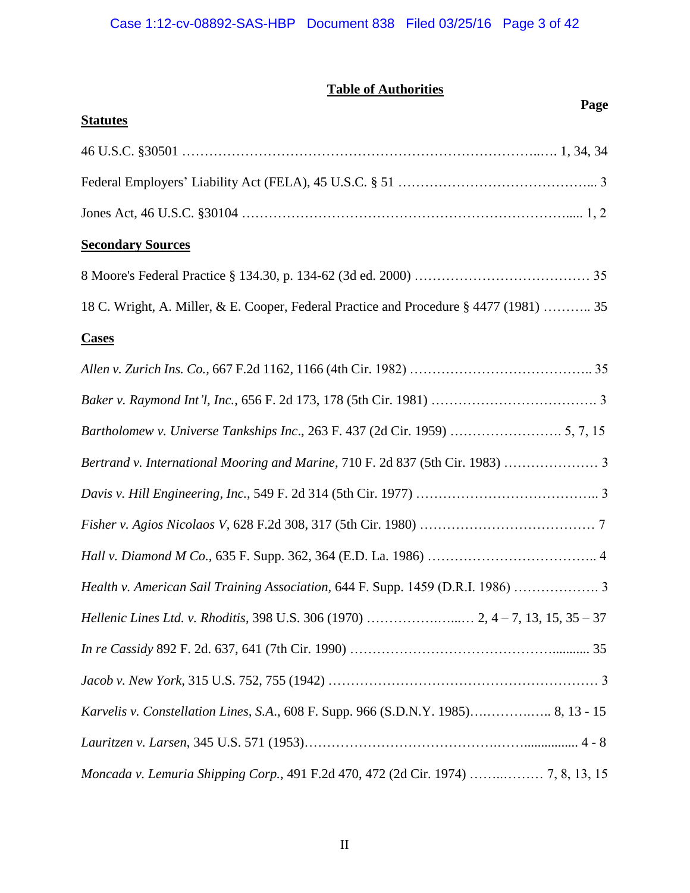## Table of Authorities

**Page**

**Statutes**

46 U.S.C. §30501 ……………………………………………………………………..…. 1, 34, 34

Federal Employers' Liability Act (FELA), 45 U.S.C. § 51 ……………………………………... 3

Jones Act, 46 U.S.C. §30104 ……………………………………………………………..... 1, 2

**Secondary Sources**

8 Moore's Federal Practice § 134.30, p. 134-62 (3d ed. 2000) ………………………………… 35

18 C. Wright, A. Miller, & E. Cooper, Federal Practice and Procedure § 4477 (1981) ……….. 35

**Cases**

*Allen v. Zurich Ins. Co.*, 667 F.2d 1162, 1166 (4th Cir. 1982) ………………………………….. 35

*Baker v. Raymond Int'l, Inc.*, 656 F. 2d 173, 178 (5th Cir. 1981) ………………………………. 3

*Bartholomew v. Universe Tankships Inc*., 263 F. 437 (2d Cir. 1959) ……………………. 5, 7, 15

*Bertrand v. International Mooring and Marine*, 710 F. 2d 837 (5th Cir. 1983) ………………… 3

*Davis v. Hill Engineering, Inc.*, 549 F. 2d 314 (5th Cir. 1977) ………………………………….. 3

*Fisher v. Agios Nicolaos V*, 628 F.2d 308, 317 (5th Cir. 1980) ………………………………… 7

*Hall v. Diamond M Co.*, 635 F. Supp. 362, 364 (E.D. La. 1986) ……………………………….. 4

*Health v. American Sail Training Association*, 644 F. Supp. 1459 (D.R.I. 1986) ………………. 3

*Hellenic Lines Ltd. v. Rhoditis*, 398 U.S. 306 (1970) ………………...… 2, 4 – 7, 13, 15, 35 – 37

*In re Cassidy* 892 F. 2d. 637, 641 (7th Cir. 1990) ………………………………………........... 35

*Jacob v. New York*, 315 U.S. 752, 755 (1942) ……………………………………………………. 3

*Karvelis v. Constellation Lines, S.A.*, 608 F. Supp. 966 (S.D.N.Y. 1985)……………..….. 8, 13 - 15

*Lauritzen v. Larsen*, 345 U.S. 571 (1953)……………………………………….…................ 4 - 8

*Moncada v. Lemuria Shipping Corp.*, 491 F.2d 470, 472 (2d Cir. 1974) ……..……… 7, 8, 13, 15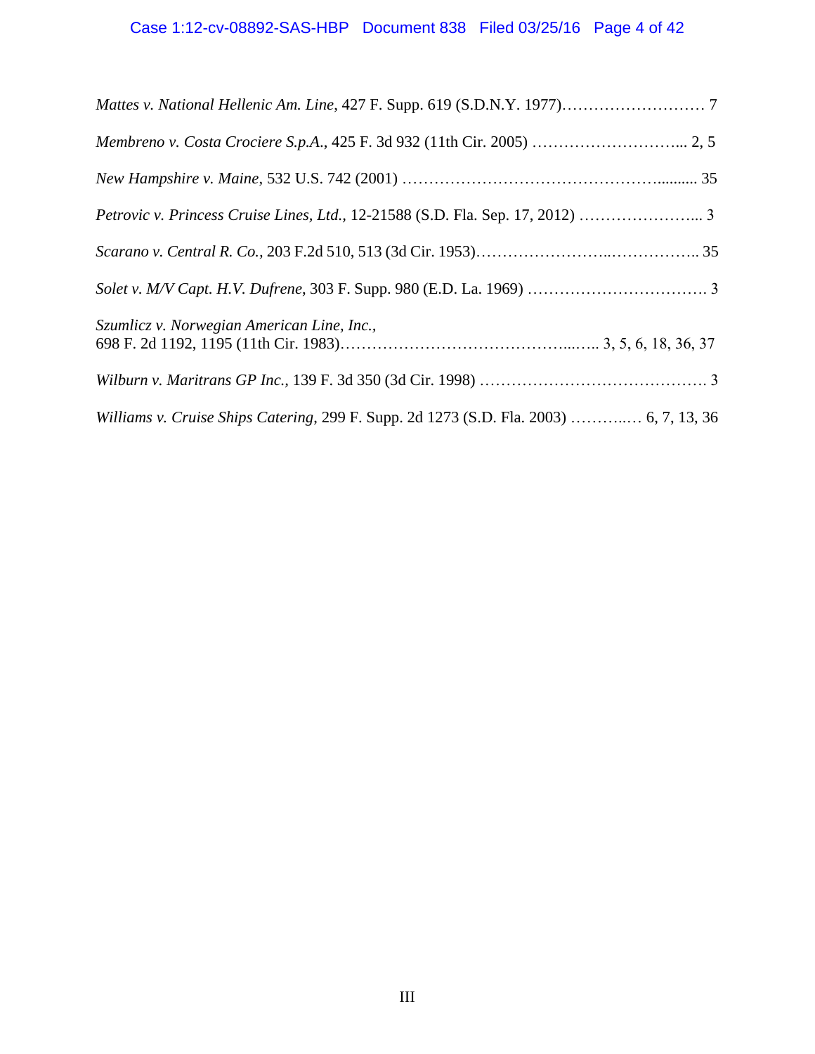*Mattes v. National Hellenic Am. Line*, 427 F. Supp. 619 (S.D.N.Y. 1977)……………………… 7

*Membreno v. Costa Crociere S.p.A.*, 425 F. 3d 932 (11th Cir. 2005) ……………………... 2, 5

*New Hampshire v. Maine*, 532 U.S. 742 (2001) ……………………………………….......... 35

*Petrovic v. Princess Cruise Lines, Ltd.*, 12-21588 (S.D. Fla. Sep. 17, 2012) …………………... 3

*Scarano v. Central R. Co.*, 203 F.2d 510, 513 (3d Cir. 1953)……………………..…………….. 35

*Solet v. M/V Capt. H.V. Dufrene*, 303 F. Supp. 980 (E.D. La. 1969) ……………………………. 3

*Szumlicz v. Norwegian American Line, Inc.*,
698 F. 2d 1192, 1195 (11th Cir. 1983)…………………………………...….. 3, 5, 6, 18, 36, 37

*Wilburn v. Maritrans GP Inc.*, 139 F. 3d 350 (3d Cir. 1998) ……………………….……………. 3

*Williams v. Cruise Ships Catering*, 299 F. Supp. 2d 1273 (S.D. Fla. 2003) ………..… 6, 7, 13, 36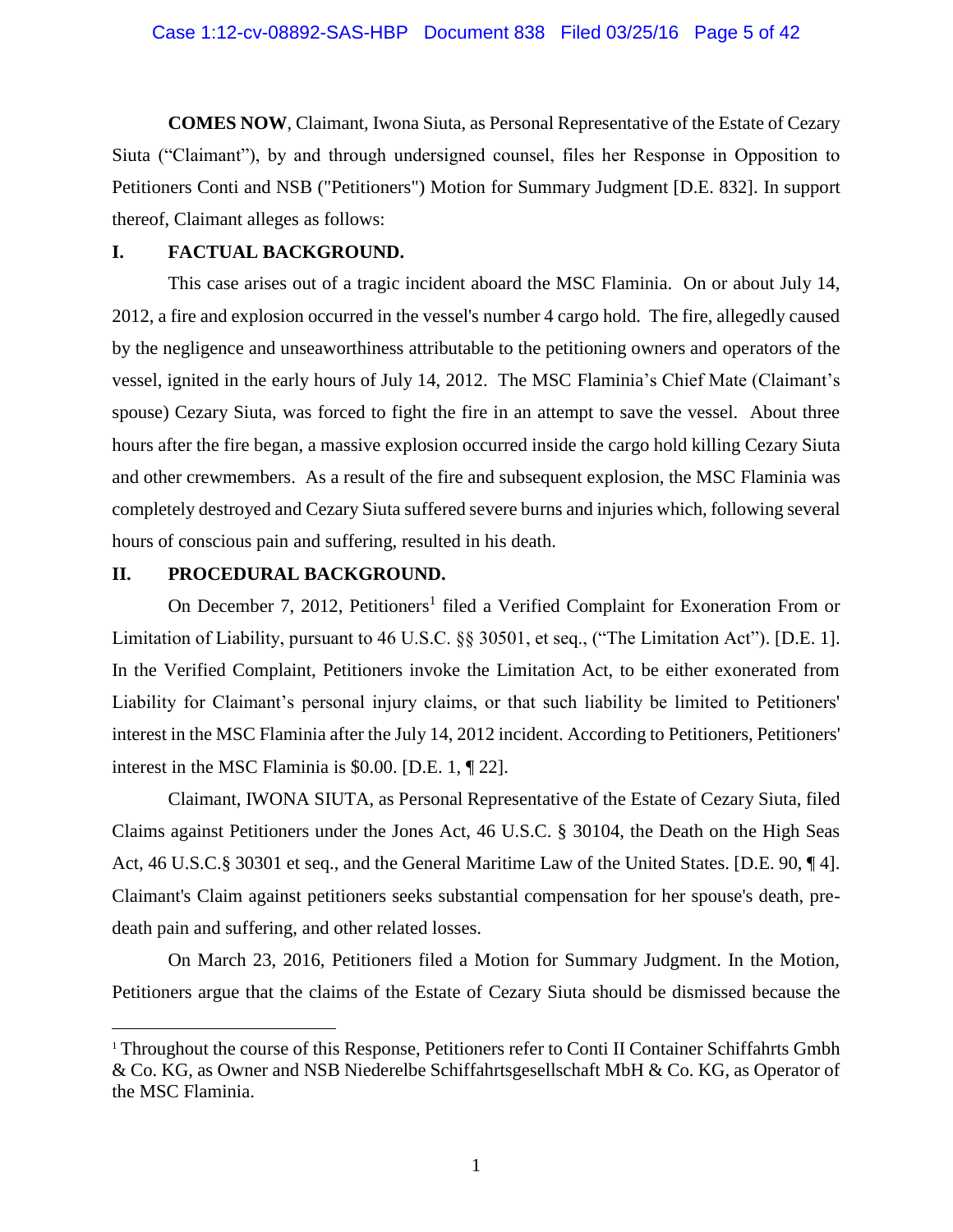**COMES NOW**, Claimant, Iwona Siuta, as Personal Representative of the Estate of Cezary Siuta ("Claimant"), by and through undersigned counsel, files her Response in Opposition to Petitioners Conti and NSB ("Petitioners") Motion for Summary Judgment [D.E. 832]. In support thereof, Claimant alleges as follows:

## I. FACTUAL BACKGROUND.

This case arises out of a tragic incident aboard the MSC Flaminia. On or about July 14, 2012, a fire and explosion occurred in the vessel's number 4 cargo hold. The fire, allegedly caused by the negligence and unseaworthiness attributable to the petitioning owners and operators of the vessel, ignited in the early hours of July 14, 2012. The MSC Flaminia's Chief Mate (Claimant's spouse) Cezary Siuta, was forced to fight the fire in an attempt to save the vessel. About three hours after the fire began, a massive explosion occurred inside the cargo hold killing Cezary Siuta and other crewmembers. As a result of the fire and subsequent explosion, the MSC Flaminia was completely destroyed and Cezary Siuta suffered severe burns and injuries which, following several hours of conscious pain and suffering, resulted in his death.

## II. PROCEDURAL BACKGROUND.

On December 7, 2012, Petitioners[1] filed a Verified Complaint for Exoneration From or Limitation of Liability, pursuant to 46 U.S.C. §§ 30501, et seq., ("The Limitation Act"). [D.E. 1]. In the Verified Complaint, Petitioners invoke the Limitation Act, to be either exonerated from Liability for Claimant's personal injury claims, or that such liability be limited to Petitioners' interest in the MSC Flaminia after the July 14, 2012 incident. According to Petitioners, Petitioners' interest in the MSC Flaminia is $0.00. [D.E. 1, ¶ 22].

Claimant, IWONA SIUTA, as Personal Representative of the Estate of Cezary Siuta, filed Claims against Petitioners under the Jones Act, 46 U.S.C. § 30104, the Death on the High Seas Act, 46 U.S.C.§ 30301 et seq., and the General Maritime Law of the United States. [D.E. 90, ¶ 4]. Claimant's Claim against petitioners seeks substantial compensation for her spouse's death, pre-death pain and suffering, and other related losses.

On March 23, 2016, Petitioners filed a Motion for Summary Judgment. In the Motion, Petitioners argue that the claims of the Estate of Cezary Siuta should be dismissed because the

---

[1] Throughout the course of this Response, Petitioners refer to Conti II Container Schiffahrts Gmbh & Co. KG, as Owner and NSB Niederelbe Schiffahrtsgesellschaft MbH & Co. KG, as Operator of the MSC Flaminia.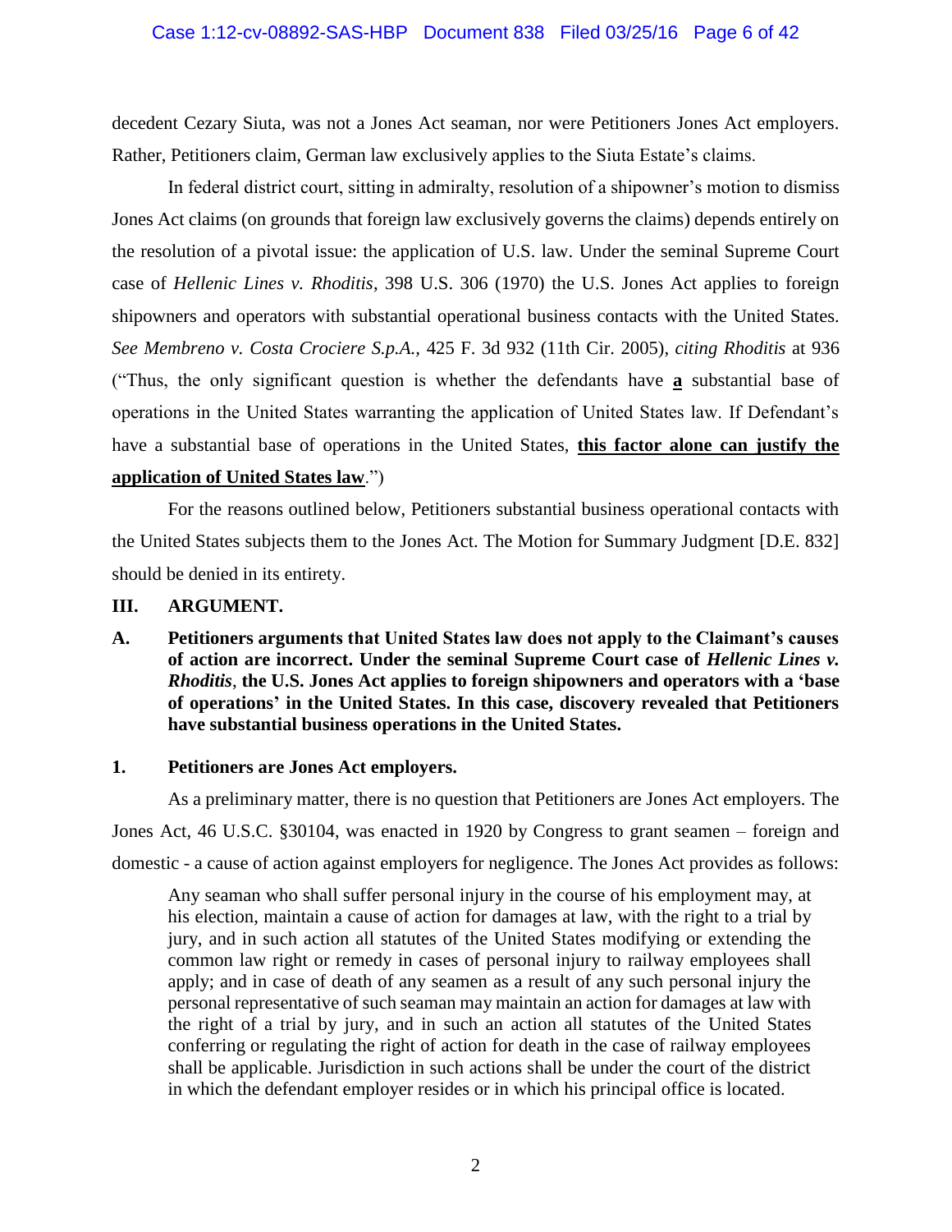decedent Cezary Siuta, was not a Jones Act seaman, nor were Petitioners Jones Act employers. Rather, Petitioners claim, German law exclusively applies to the Siuta Estate's claims.

In federal district court, sitting in admiralty, resolution of a shipowner's motion to dismiss Jones Act claims (on grounds that foreign law exclusively governs the claims) depends entirely on the resolution of a pivotal issue: the application of U.S. law. Under the seminal Supreme Court case of *Hellenic Lines v. Rhoditis*, 398 U.S. 306 (1970) the U.S. Jones Act applies to foreign shipowners and operators with substantial operational business contacts with the United States. *See Membreno v. Costa Crociere S.p.A.*, 425 F. 3d 932 (11th Cir. 2005), *citing Rhoditis* at 936 ("Thus, the only significant question is whether the defendants have **a** substantial base of operations in the United States warranting the application of United States law. If Defendant's have a substantial base of operations in the United States, **this factor alone can justify the application of United States law**.")

For the reasons outlined below, Petitioners substantial business operational contacts with the United States subjects them to the Jones Act. The Motion for Summary Judgment [D.E. 832] should be denied in its entirety.

## III. ARGUMENT.

### A. Petitioners arguments that United States law does not apply to the Claimant's causes of action are incorrect. Under the seminal Supreme Court case of *Hellenic Lines v. Rhoditis*, the U.S. Jones Act applies to foreign shipowners and operators with a 'base of operations' in the United States. In this case, discovery revealed that Petitioners have substantial business operations in the United States.

#### 1. Petitioners are Jones Act employers.

As a preliminary matter, there is no question that Petitioners are Jones Act employers. The Jones Act, 46 U.S.C. §30104, was enacted in 1920 by Congress to grant seamen – foreign and domestic - a cause of action against employers for negligence. The Jones Act provides as follows:

> Any seaman who shall suffer personal injury in the course of his employment may, at his election, maintain a cause of action for damages at law, with the right to a trial by jury, and in such action all statutes of the United States modifying or extending the common law right or remedy in cases of personal injury to railway employees shall apply; and in case of death of any seamen as a result of any such personal injury the personal representative of such seaman may maintain an action for damages at law with the right of a trial by jury, and in such an action all statutes of the United States conferring or regulating the right of action for death in the case of railway employees shall be applicable. Jurisdiction in such actions shall be under the court of the district in which the defendant employer resides or in which his principal office is located.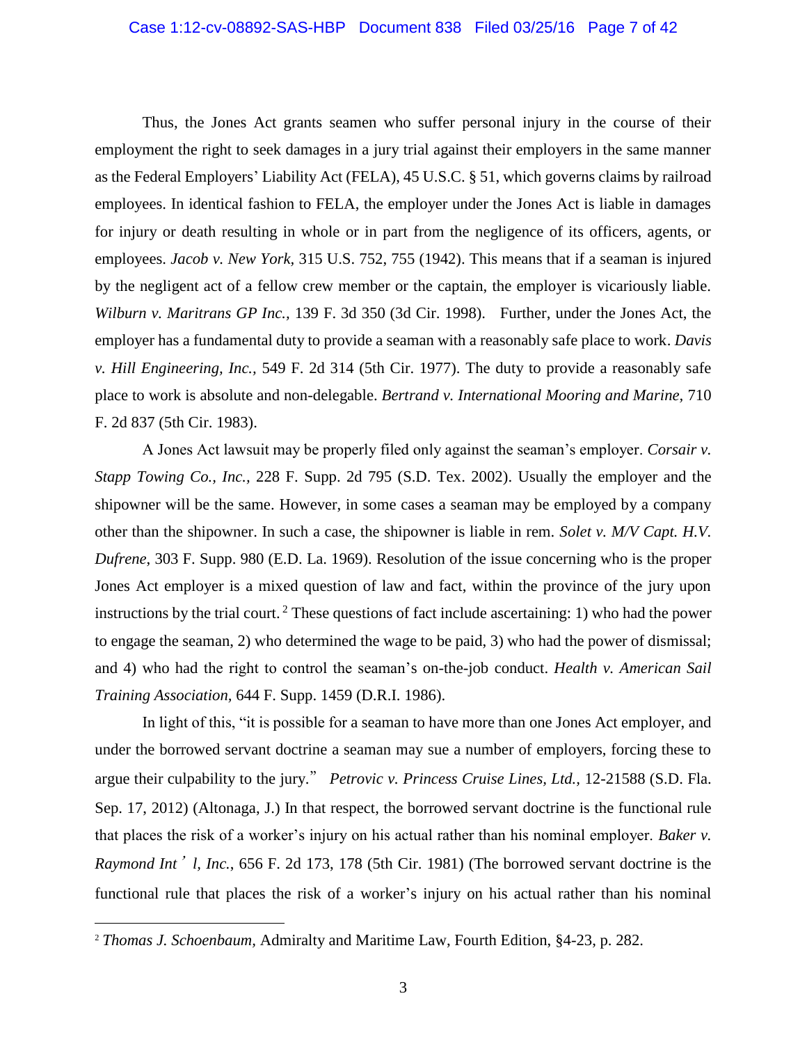Thus, the Jones Act grants seamen who suffer personal injury in the course of their employment the right to seek damages in a jury trial against their employers in the same manner as the Federal Employers' Liability Act (FELA), 45 U.S.C. § 51, which governs claims by railroad employees. In identical fashion to FELA, the employer under the Jones Act is liable in damages for injury or death resulting in whole or in part from the negligence of its officers, agents, or employees. *Jacob v. New York,* 315 U.S. 752, 755 (1942). This means that if a seaman is injured by the negligent act of a fellow crew member or the captain, the employer is vicariously liable. *Wilburn v. Maritrans GP Inc.,* 139 F. 3d 350 (3d Cir. 1998). Further, under the Jones Act, the employer has a fundamental duty to provide a seaman with a reasonably safe place to work. *Davis v. Hill Engineering, Inc.,* 549 F. 2d 314 (5th Cir. 1977). The duty to provide a reasonably safe place to work is absolute and non-delegable. *Bertrand v. International Mooring and Marine,* 710 F. 2d 837 (5th Cir. 1983).

A Jones Act lawsuit may be properly filed only against the seaman's employer. *Corsair v. Stapp Towing Co., Inc.,* 228 F. Supp. 2d 795 (S.D. Tex. 2002). Usually the employer and the shipowner will be the same. However, in some cases a seaman may be employed by a company other than the shipowner. In such a case, the shipowner is liable in rem. *Solet v. M/V Capt. H.V. Dufrene*, 303 F. Supp. 980 (E.D. La. 1969). Resolution of the issue concerning who is the proper Jones Act employer is a mixed question of law and fact, within the province of the jury upon instructions by the trial court.[2] These questions of fact include ascertaining: 1) who had the power to engage the seaman, 2) who determined the wage to be paid, 3) who had the power of dismissal; and 4) who had the right to control the seaman's on-the-job conduct. *Health v. American Sail Training Association,* 644 F. Supp. 1459 (D.R.I. 1986).

In light of this, "it is possible for a seaman to have more than one Jones Act employer, and under the borrowed servant doctrine a seaman may sue a number of employers, forcing these to argue their culpability to the jury." *Petrovic v. Princess Cruise Lines, Ltd.,* 12-21588 (S.D. Fla. Sep. 17, 2012) (Altonaga, J.) In that respect, the borrowed servant doctrine is the functional rule that places the risk of a worker's injury on his actual rather than his nominal employer. *Baker v. Raymond Int'l, Inc.*, 656 F. 2d 173, 178 (5th Cir. 1981) (The borrowed servant doctrine is the functional rule that places the risk of a worker's injury on his actual rather than his nominal

[2] *Thomas J. Schoenbaum,* Admiralty and Maritime Law, Fourth Edition, §4-23, p. 282.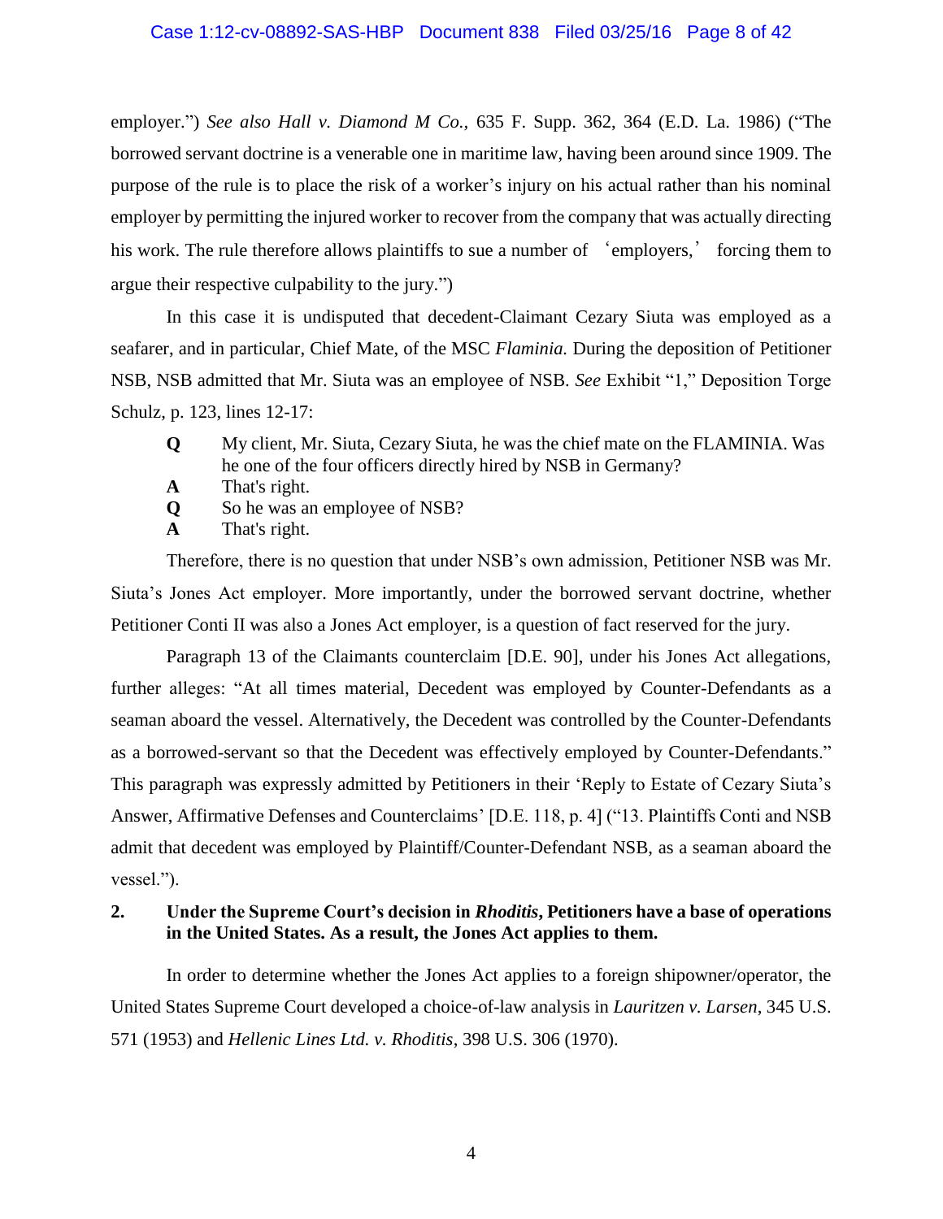employer.") *See also Hall v. Diamond M Co.*, 635 F. Supp. 362, 364 (E.D. La. 1986) ("The borrowed servant doctrine is a venerable one in maritime law, having been around since 1909. The purpose of the rule is to place the risk of a worker's injury on his actual rather than his nominal employer by permitting the injured worker to recover from the company that was actually directing his work. The rule therefore allows plaintiffs to sue a number of 'employers,' forcing them to argue their respective culpability to the jury.")

In this case it is undisputed that decedent-Claimant Cezary Siuta was employed as a seafarer, and in particular, Chief Mate, of the MSC *Flaminia.* During the deposition of Petitioner NSB, NSB admitted that Mr. Siuta was an employee of NSB. *See* Exhibit "1," Deposition Torge Schulz, p. 123, lines 12-17:

**Q** My client, Mr. Siuta, Cezary Siuta, he was the chief mate on the FLAMINIA. Was he one of the four officers directly hired by NSB in Germany?
**A** That's right.
**Q** So he was an employee of NSB?
**A** That's right.

Therefore, there is no question that under NSB's own admission, Petitioner NSB was Mr. Siuta's Jones Act employer. More importantly, under the borrowed servant doctrine, whether Petitioner Conti II was also a Jones Act employer, is a question of fact reserved for the jury.

Paragraph 13 of the Claimants counterclaim [D.E. 90], under his Jones Act allegations, further alleges: "At all times material, Decedent was employed by Counter-Defendants as a seaman aboard the vessel. Alternatively, the Decedent was controlled by the Counter-Defendants as a borrowed-servant so that the Decedent was effectively employed by Counter-Defendants." This paragraph was expressly admitted by Petitioners in their 'Reply to Estate of Cezary Siuta's Answer, Affirmative Defenses and Counterclaims' [D.E. 118, p. 4] ("13. Plaintiffs Conti and NSB admit that decedent was employed by Plaintiff/Counter-Defendant NSB, as a seaman aboard the vessel.").

**2. Under the Supreme Court's decision in *Rhoditis*, Petitioners have a base of operations in the United States. As a result, the Jones Act applies to them.**

In order to determine whether the Jones Act applies to a foreign shipowner/operator, the United States Supreme Court developed a choice-of-law analysis in *Lauritzen v. Larsen*, 345 U.S. 571 (1953) and *Hellenic Lines Ltd. v. Rhoditis*, 398 U.S. 306 (1970).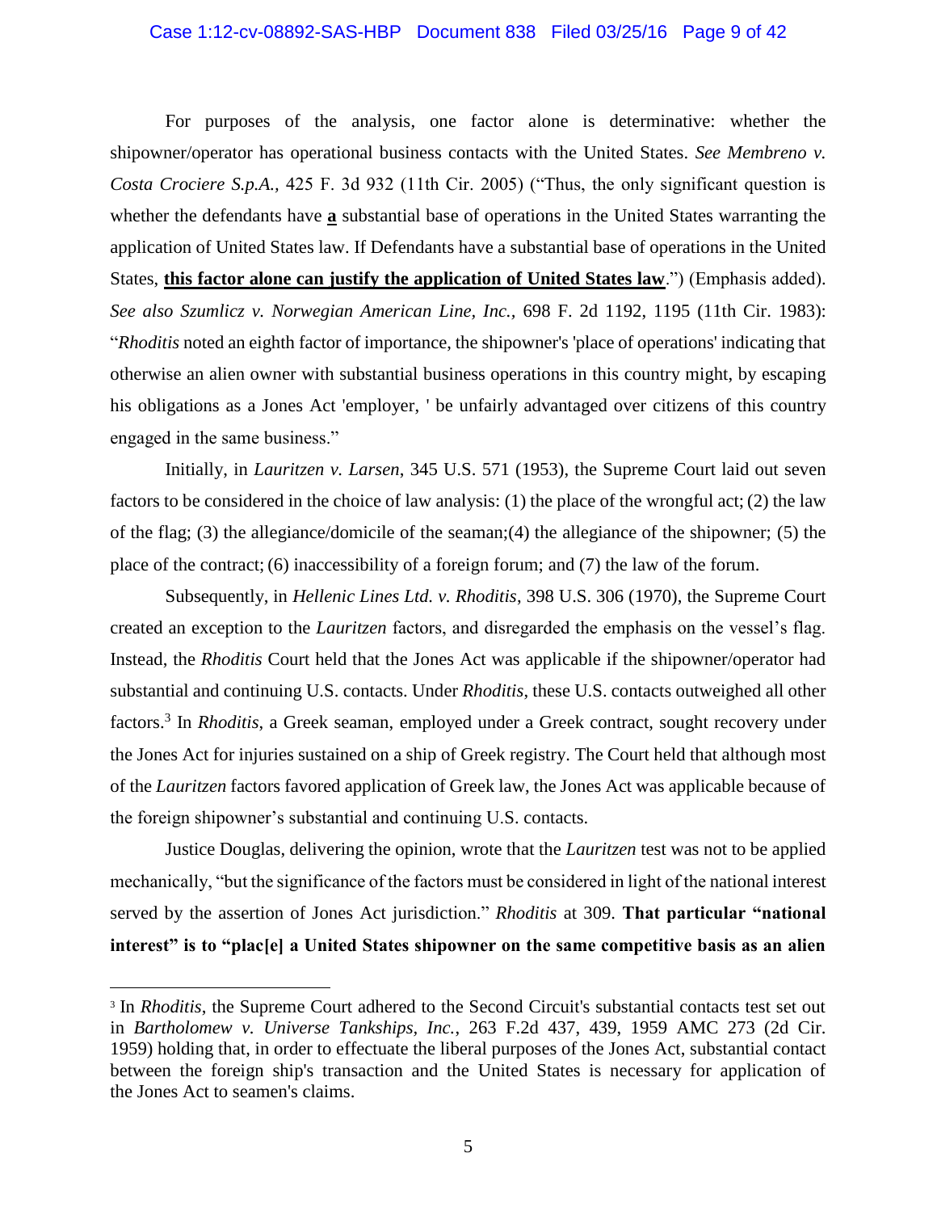For purposes of the analysis, one factor alone is determinative: whether the shipowner/operator has operational business contacts with the United States. *See Membreno v. Costa Crociere S.p.A.*, 425 F. 3d 932 (11th Cir. 2005) ("Thus, the only significant question is whether the defendants have **a** substantial base of operations in the United States warranting the application of United States law. If Defendants have a substantial base of operations in the United States, **this factor alone can justify the application of United States law**.") (Emphasis added). *See also Szumlicz v. Norwegian American Line, Inc.*, 698 F. 2d 1192, 1195 (11th Cir. 1983): "*Rhoditis* noted an eighth factor of importance, the shipowner's 'place of operations' indicating that otherwise an alien owner with substantial business operations in this country might, by escaping his obligations as a Jones Act 'employer, ' be unfairly advantaged over citizens of this country engaged in the same business."

Initially, in *Lauritzen v. Larsen*, 345 U.S. 571 (1953), the Supreme Court laid out seven factors to be considered in the choice of law analysis: (1) the place of the wrongful act; (2) the law of the flag; (3) the allegiance/domicile of the seaman;(4) the allegiance of the shipowner; (5) the place of the contract; (6) inaccessibility of a foreign forum; and (7) the law of the forum.

Subsequently, in *Hellenic Lines Ltd. v. Rhoditis*, 398 U.S. 306 (1970), the Supreme Court created an exception to the *Lauritzen* factors, and disregarded the emphasis on the vessel's flag. Instead, the *Rhoditis* Court held that the Jones Act was applicable if the shipowner/operator had substantial and continuing U.S. contacts. Under *Rhoditis*, these U.S. contacts outweighed all other factors.[3] In *Rhoditis*, a Greek seaman, employed under a Greek contract, sought recovery under the Jones Act for injuries sustained on a ship of Greek registry. The Court held that although most of the *Lauritzen* factors favored application of Greek law, the Jones Act was applicable because of the foreign shipowner's substantial and continuing U.S. contacts.

Justice Douglas, delivering the opinion, wrote that the *Lauritzen* test was not to be applied mechanically, "but the significance of the factors must be considered in light of the national interest served by the assertion of Jones Act jurisdiction." *Rhoditis* at 309. **That particular "national interest" is to "plac[e] a United States shipowner on the same competitive basis as an alien**

[3] In *Rhoditis*, the Supreme Court adhered to the Second Circuit's substantial contacts test set out in *Bartholomew v. Universe Tankships, Inc.*, 263 F.2d 437, 439, 1959 AMC 273 (2d Cir. 1959) holding that, in order to effectuate the liberal purposes of the Jones Act, substantial contact between the foreign ship's transaction and the United States is necessary for application of the Jones Act to seamen's claims.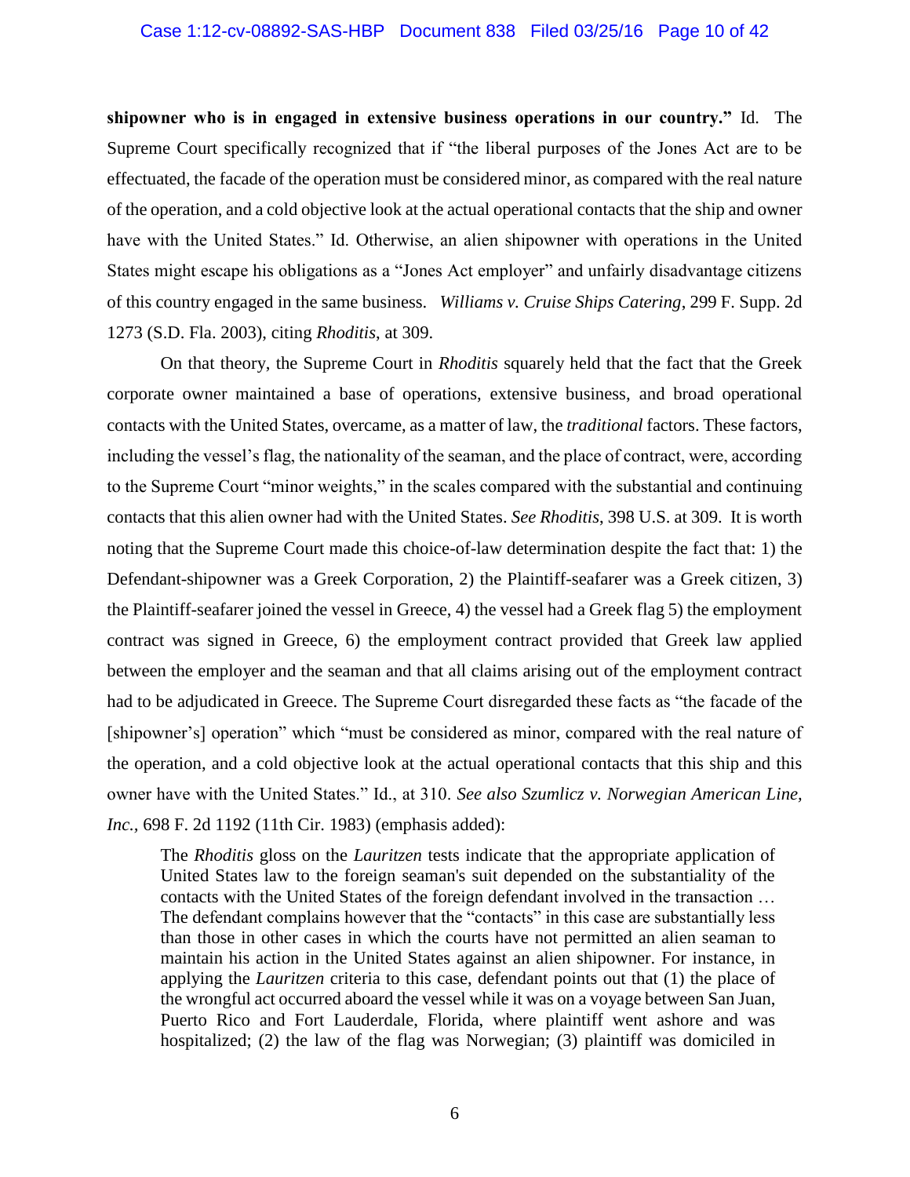**shipowner who is in engaged in extensive business operations in our country."** Id. The Supreme Court specifically recognized that if "the liberal purposes of the Jones Act are to be effectuated, the facade of the operation must be considered minor, as compared with the real nature of the operation, and a cold objective look at the actual operational contacts that the ship and owner have with the United States." Id. Otherwise, an alien shipowner with operations in the United States might escape his obligations as a "Jones Act employer" and unfairly disadvantage citizens of this country engaged in the same business. *Williams v. Cruise Ships Catering*, 299 F. Supp. 2d 1273 (S.D. Fla. 2003), citing *Rhoditis*, at 309.

On that theory, the Supreme Court in *Rhoditis* squarely held that the fact that the Greek corporate owner maintained a base of operations, extensive business, and broad operational contacts with the United States, overcame, as a matter of law, the *traditional* factors. These factors, including the vessel's flag, the nationality of the seaman, and the place of contract, were, according to the Supreme Court "minor weights," in the scales compared with the substantial and continuing contacts that this alien owner had with the United States. *See Rhoditis*, 398 U.S. at 309. It is worth noting that the Supreme Court made this choice-of-law determination despite the fact that: 1) the Defendant-shipowner was a Greek Corporation, 2) the Plaintiff-seafarer was a Greek citizen, 3) the Plaintiff-seafarer joined the vessel in Greece, 4) the vessel had a Greek flag 5) the employment contract was signed in Greece, 6) the employment contract provided that Greek law applied between the employer and the seaman and that all claims arising out of the employment contract had to be adjudicated in Greece. The Supreme Court disregarded these facts as "the facade of the [shipowner's] operation" which "must be considered as minor, compared with the real nature of the operation, and a cold objective look at the actual operational contacts that this ship and this owner have with the United States." Id., at 310. *See also Szumlicz v. Norwegian American Line, Inc.*, 698 F. 2d 1192 (11th Cir. 1983) (emphasis added):

> The *Rhoditis* gloss on the *Lauritzen* tests indicate that the appropriate application of United States law to the foreign seaman's suit depended on the substantiality of the contacts with the United States of the foreign defendant involved in the transaction … The defendant complains however that the "contacts" in this case are substantially less than those in other cases in which the courts have not permitted an alien seaman to maintain his action in the United States against an alien shipowner. For instance, in applying the *Lauritzen* criteria to this case, defendant points out that (1) the place of the wrongful act occurred aboard the vessel while it was on a voyage between San Juan, Puerto Rico and Fort Lauderdale, Florida, where plaintiff went ashore and was hospitalized; (2) the law of the flag was Norwegian; (3) plaintiff was domiciled in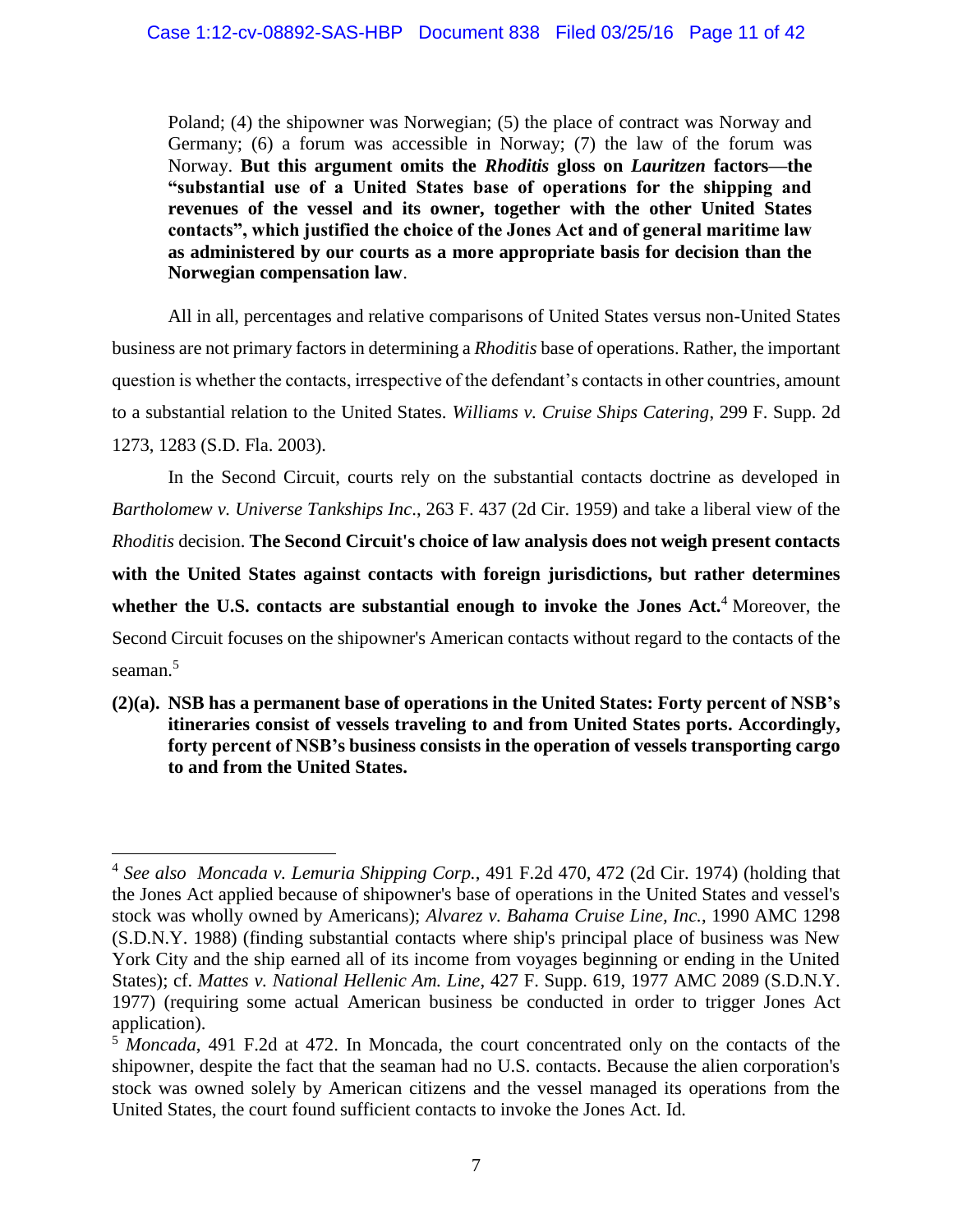> Poland; (4) the shipowner was Norwegian; (5) the place of contract was Norway and Germany; (6) a forum was accessible in Norway; (7) the law of the forum was Norway. **But this argument omits the *Rhoditis* gloss on *Lauritzen* factors—the "substantial use of a United States base of operations for the shipping and revenues of the vessel and its owner, together with the other United States contacts", which justified the choice of the Jones Act and of general maritime law as administered by our courts as a more appropriate basis for decision than the Norwegian compensation law**.

All in all, percentages and relative comparisons of United States versus non-United States business are not primary factors in determining a *Rhoditis* base of operations. Rather, the important question is whether the contacts, irrespective of the defendant's contacts in other countries, amount to a substantial relation to the United States. *Williams v. Cruise Ships Catering*, 299 F. Supp. 2d 1273, 1283 (S.D. Fla. 2003).

In the Second Circuit, courts rely on the substantial contacts doctrine as developed in *Bartholomew v. Universe Tankships Inc*., 263 F. 437 (2d Cir. 1959) and take a liberal view of the *Rhoditis* decision. **The Second Circuit's choice of law analysis does not weigh present contacts with the United States against contacts with foreign jurisdictions, but rather determines whether the U.S. contacts are substantial enough to invoke the Jones Act.**[4] Moreover, the Second Circuit focuses on the shipowner's American contacts without regard to the contacts of the seaman.[5]

**(2)(a). NSB has a permanent base of operations in the United States: Forty percent of NSB's itineraries consist of vessels traveling to and from United States ports. Accordingly, forty percent of NSB's business consists in the operation of vessels transporting cargo to and from the United States.**

---

[4] *See also Moncada v. Lemuria Shipping Corp.*, 491 F.2d 470, 472 (2d Cir. 1974) (holding that the Jones Act applied because of shipowner's base of operations in the United States and vessel's stock was wholly owned by Americans); *Alvarez v. Bahama Cruise Line, Inc.*, 1990 AMC 1298 (S.D.N.Y. 1988) (finding substantial contacts where ship's principal place of business was New York City and the ship earned all of its income from voyages beginning or ending in the United States); cf. *Mattes v. National Hellenic Am. Line*, 427 F. Supp. 619, 1977 AMC 2089 (S.D.N.Y. 1977) (requiring some actual American business be conducted in order to trigger Jones Act application).

[5] *Moncada*, 491 F.2d at 472. In Moncada, the court concentrated only on the contacts of the shipowner, despite the fact that the seaman had no U.S. contacts. Because the alien corporation's stock was owned solely by American citizens and the vessel managed its operations from the United States, the court found sufficient contacts to invoke the Jones Act. Id.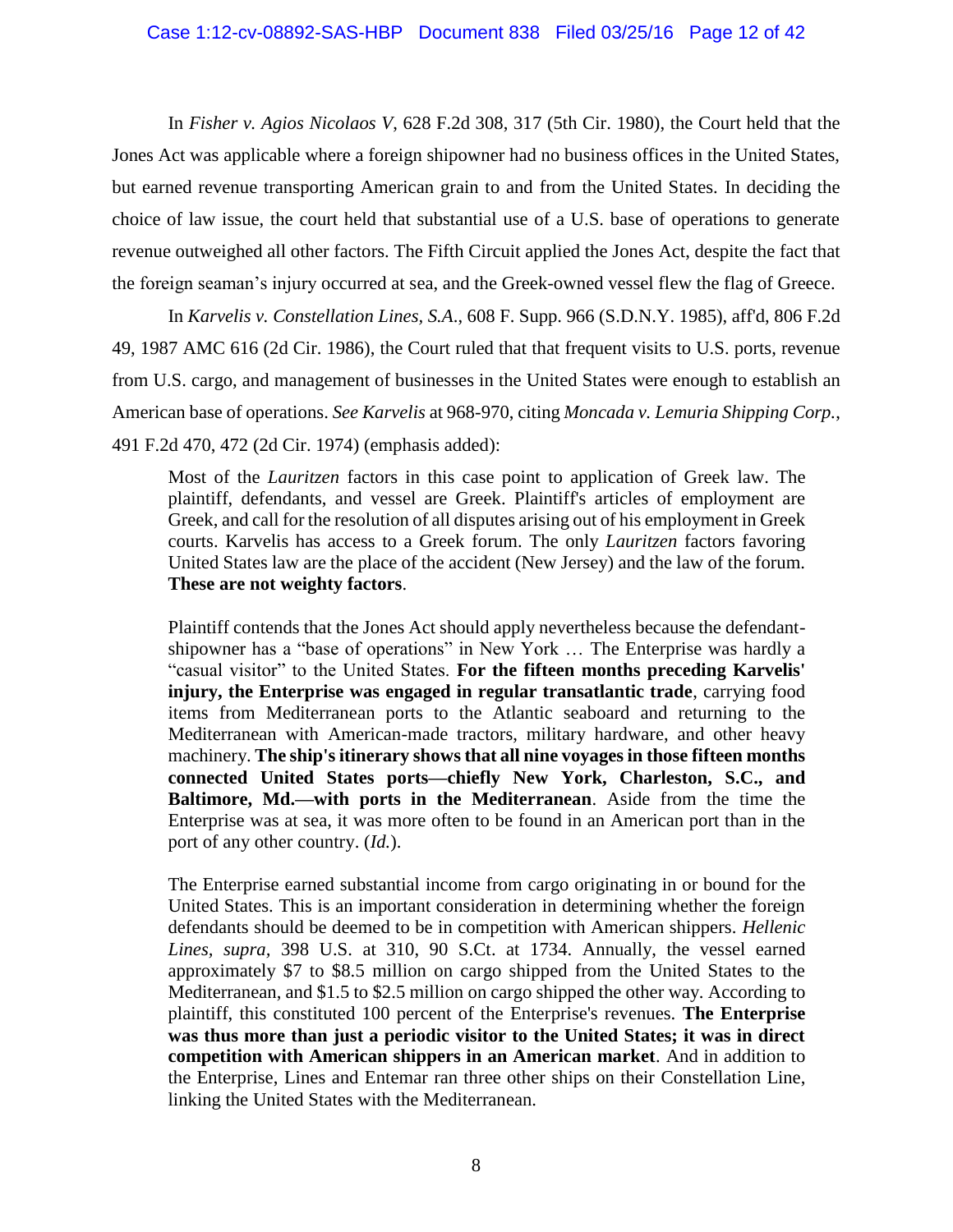In *Fisher v. Agios Nicolaos V*, 628 F.2d 308, 317 (5th Cir. 1980), the Court held that the Jones Act was applicable where a foreign shipowner had no business offices in the United States, but earned revenue transporting American grain to and from the United States. In deciding the choice of law issue, the court held that substantial use of a U.S. base of operations to generate revenue outweighed all other factors. The Fifth Circuit applied the Jones Act, despite the fact that the foreign seaman's injury occurred at sea, and the Greek-owned vessel flew the flag of Greece.

In *Karvelis v. Constellation Lines, S.A.*, 608 F. Supp. 966 (S.D.N.Y. 1985), aff'd, 806 F.2d 49, 1987 AMC 616 (2d Cir. 1986), the Court ruled that that frequent visits to U.S. ports, revenue from U.S. cargo, and management of businesses in the United States were enough to establish an American base of operations. *See Karvelis* at 968-970, citing *Moncada v. Lemuria Shipping Corp.*, 491 F.2d 470, 472 (2d Cir. 1974) (emphasis added):

> Most of the *Lauritzen* factors in this case point to application of Greek law. The plaintiff, defendants, and vessel are Greek. Plaintiff's articles of employment are Greek, and call for the resolution of all disputes arising out of his employment in Greek courts. Karvelis has access to a Greek forum. The only *Lauritzen* factors favoring United States law are the place of the accident (New Jersey) and the law of the forum. **These are not weighty factors**.
>
> Plaintiff contends that the Jones Act should apply nevertheless because the defendant-shipowner has a "base of operations" in New York … The Enterprise was hardly a "casual visitor" to the United States. **For the fifteen months preceding Karvelis' injury, the Enterprise was engaged in regular transatlantic trade**, carrying food items from Mediterranean ports to the Atlantic seaboard and returning to the Mediterranean with American-made tractors, military hardware, and other heavy machinery. **The ship's itinerary shows that all nine voyages in those fifteen months connected United States ports—chiefly New York, Charleston, S.C., and Baltimore, Md.—with ports in the Mediterranean**. Aside from the time the Enterprise was at sea, it was more often to be found in an American port than in the port of any other country. (*Id.*).
>
> The Enterprise earned substantial income from cargo originating in or bound for the United States. This is an important consideration in determining whether the foreign defendants should be deemed to be in competition with American shippers. *Hellenic Lines, supra*, 398 U.S. at 310, 90 S.Ct. at 1734. Annually, the vessel earned approximately $7 to $8.5 million on cargo shipped from the United States to the Mediterranean, and $1.5 to $2.5 million on cargo shipped the other way. According to plaintiff, this constituted 100 percent of the Enterprise's revenues. **The Enterprise was thus more than just a periodic visitor to the United States; it was in direct competition with American shippers in an American market**. And in addition to the Enterprise, Lines and Entemar ran three other ships on their Constellation Line, linking the United States with the Mediterranean.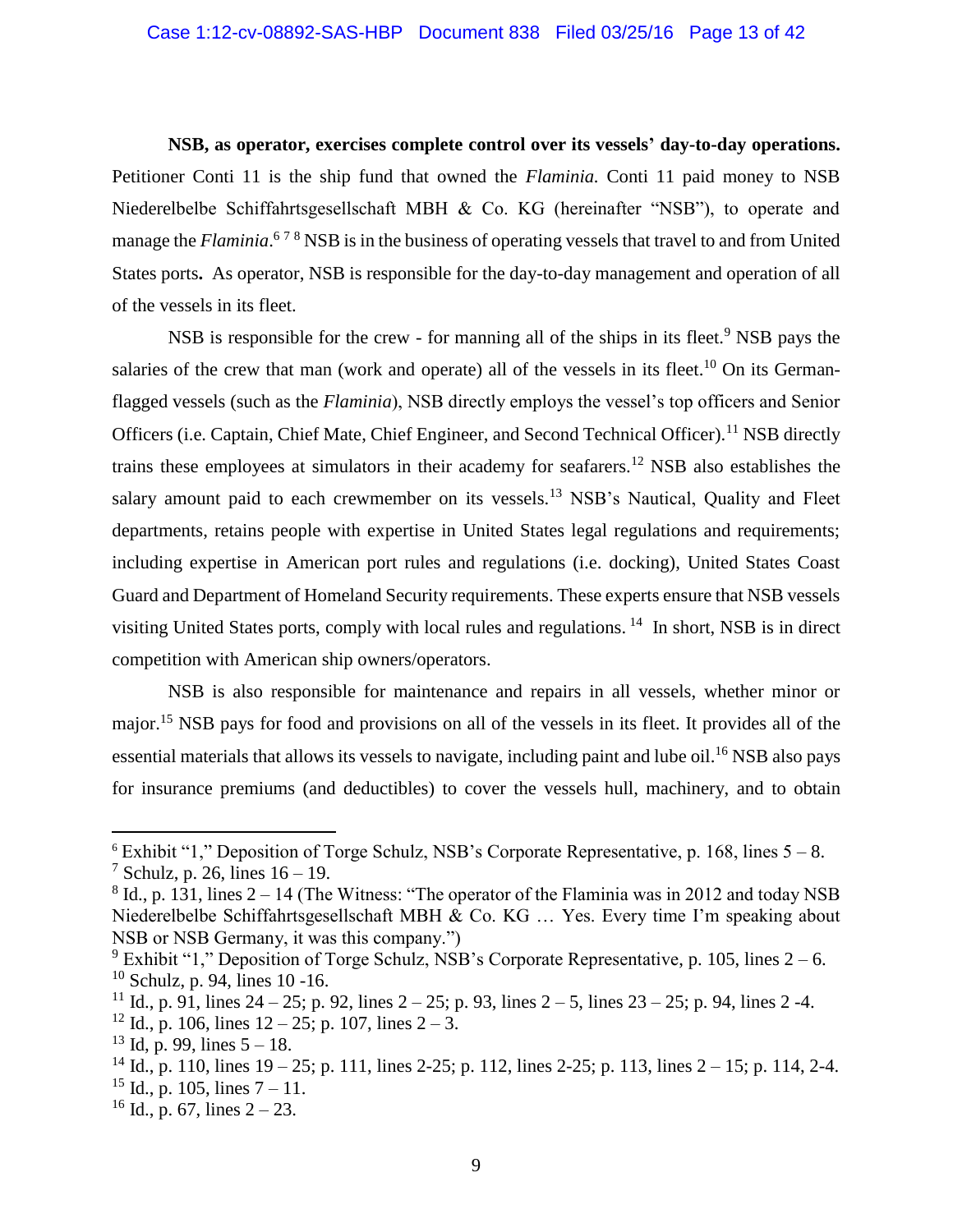**NSB, as operator, exercises complete control over its vessels' day-to-day operations.** Petitioner Conti 11 is the ship fund that owned the *Flaminia.* Conti 11 paid money to NSB Niederelbelbe Schiffahrtsgesellschaft MBH & Co. KG (hereinafter "NSB"), to operate and manage the *Flaminia*.[6] [7] [8] NSB is in the business of operating vessels that travel to and from United States ports**.** As operator, NSB is responsible for the day-to-day management and operation of all of the vessels in its fleet.

NSB is responsible for the crew - for manning all of the ships in its fleet.[9] NSB pays the salaries of the crew that man (work and operate) all of the vessels in its fleet.[10] On its German-flagged vessels (such as the *Flaminia*), NSB directly employs the vessel's top officers and Senior Officers (i.e. Captain, Chief Mate, Chief Engineer, and Second Technical Officer).[11] NSB directly trains these employees at simulators in their academy for seafarers.[12] NSB also establishes the salary amount paid to each crewmember on its vessels.[13] NSB's Nautical, Quality and Fleet departments, retains people with expertise in United States legal regulations and requirements; including expertise in American port rules and regulations (i.e. docking), United States Coast Guard and Department of Homeland Security requirements. These experts ensure that NSB vessels visiting United States ports, comply with local rules and regulations. [14] In short, NSB is in direct competition with American ship owners/operators.

NSB is also responsible for maintenance and repairs in all vessels, whether minor or major.[15] NSB pays for food and provisions on all of the vessels in its fleet. It provides all of the essential materials that allows its vessels to navigate, including paint and lube oil.[16] NSB also pays for insurance premiums (and deductibles) to cover the vessels hull, machinery, and to obtain

---

[6] Exhibit "1," Deposition of Torge Schulz, NSB's Corporate Representative, p. 168, lines 5 – 8.

[7] Schulz, p. 26, lines 16 – 19.

[8] Id., p. 131, lines 2 – 14 (The Witness: "The operator of the Flaminia was in 2012 and today NSB Niederelbelbe Schiffahrtsgesellschaft MBH & Co. KG … Yes. Every time I'm speaking about NSB or NSB Germany, it was this company.")

[9] Exhibit "1," Deposition of Torge Schulz, NSB's Corporate Representative, p. 105, lines 2 – 6.

[10] Schulz, p. 94, lines 10 -16.

[11] Id., p. 91, lines 24 – 25; p. 92, lines 2 – 25; p. 93, lines 2 – 5, lines 23 – 25; p. 94, lines 2 -4.

[12] Id., p. 106, lines 12 – 25; p. 107, lines 2 – 3.

[13] Id, p. 99, lines 5 – 18.

[14] Id., p. 110, lines 19 – 25; p. 111, lines 2-25; p. 112, lines 2-25; p. 113, lines 2 – 15; p. 114, 2-4.

[15] Id., p. 105, lines 7 – 11.

[16] Id., p. 67, lines 2 – 23.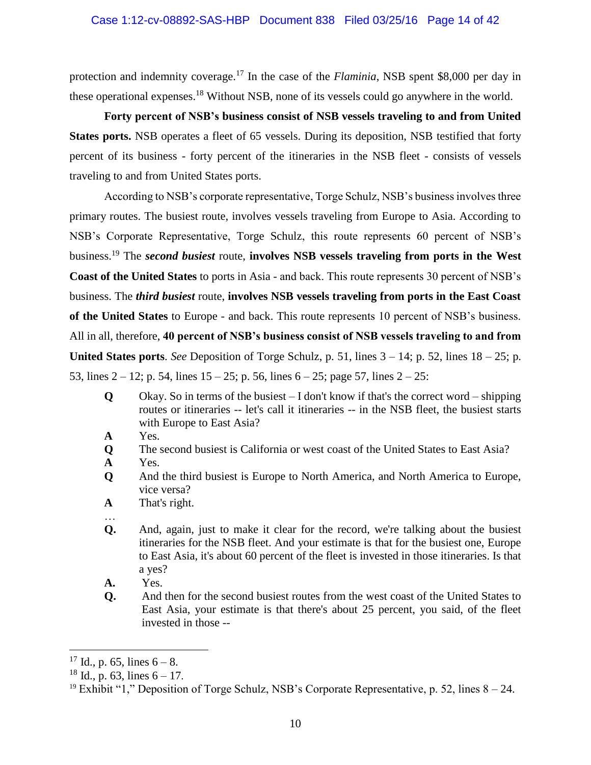protection and indemnity coverage.[17] In the case of the *Flaminia*, NSB spent $8,000 per day in these operational expenses.[18] Without NSB, none of its vessels could go anywhere in the world.

**Forty percent of NSB's business consist of NSB vessels traveling to and from United States ports.** NSB operates a fleet of 65 vessels. During its deposition, NSB testified that forty percent of its business - forty percent of the itineraries in the NSB fleet - consists of vessels traveling to and from United States ports.

According to NSB's corporate representative, Torge Schulz, NSB's business involves three primary routes. The busiest route, involves vessels traveling from Europe to Asia. According to NSB's Corporate Representative, Torge Schulz, this route represents 60 percent of NSB's business.[19] The ***second busiest*** route, **involves NSB vessels traveling from ports in the West Coast of the United States** to ports in Asia - and back. This route represents 30 percent of NSB's business. The ***third busiest*** route, **involves NSB vessels traveling from ports in the East Coast of the United States** to Europe - and back. This route represents 10 percent of NSB's business. All in all, therefore, **40 percent of NSB's business consist of NSB vessels traveling to and from United States ports**. *See* Deposition of Torge Schulz, p. 51, lines 3 – 14; p. 52, lines 18 – 25; p. 53, lines 2 – 12; p. 54, lines 15 – 25; p. 56, lines 6 – 25; page 57, lines 2 – 25:

> **Q** Okay. So in terms of the busiest – I don't know if that's the correct word – shipping routes or itineraries -- let's call it itineraries -- in the NSB fleet, the busiest starts with Europe to East Asia?
>
> **A** Yes.
>
> **Q** The second busiest is California or west coast of the United States to East Asia?
>
> **A** Yes.
>
> **Q** And the third busiest is Europe to North America, and North America to Europe, vice versa?
>
> **A** That's right.
>
> …
>
> **Q.** And, again, just to make it clear for the record, we're talking about the busiest itineraries for the NSB fleet. And your estimate is that for the busiest one, Europe to East Asia, it's about 60 percent of the fleet is invested in those itineraries. Is that a yes?
>
> **A.** Yes.
>
> **Q.** And then for the second busiest routes from the west coast of the United States to East Asia, your estimate is that there's about 25 percent, you said, of the fleet invested in those --

---

[17] Id., p. 65, lines 6 – 8.

[18] Id., p. 63, lines 6 – 17.

[19] Exhibit "1," Deposition of Torge Schulz, NSB's Corporate Representative, p. 52, lines 8 – 24.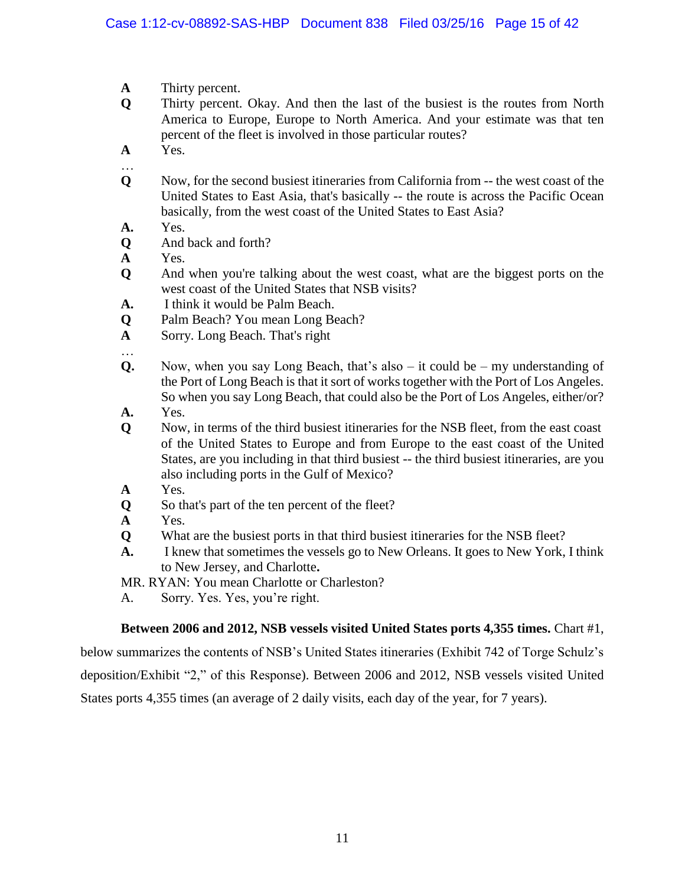**A** Thirty percent.

**Q** Thirty percent. Okay. And then the last of the busiest is the routes from North America to Europe, Europe to North America. And your estimate was that ten percent of the fleet is involved in those particular routes?

**A** Yes.

…

**Q** Now, for the second busiest itineraries from California from -- the west coast of the United States to East Asia, that's basically -- the route is across the Pacific Ocean basically, from the west coast of the United States to East Asia?

**A.** Yes.

**Q** And back and forth?

**A** Yes.

**Q** And when you're talking about the west coast, what are the biggest ports on the west coast of the United States that NSB visits?

**A.** I think it would be Palm Beach.

**Q** Palm Beach? You mean Long Beach?

**A** Sorry. Long Beach. That's right

…

**Q.** Now, when you say Long Beach, that's also – it could be – my understanding of the Port of Long Beach is that it sort of works together with the Port of Los Angeles. So when you say Long Beach, that could also be the Port of Los Angeles, either/or?

**A.** Yes.

**Q** Now, in terms of the third busiest itineraries for the NSB fleet, from the east coast of the United States to Europe and from Europe to the east coast of the United States, are you including in that third busiest -- the third busiest itineraries, are you also including ports in the Gulf of Mexico?

**A** Yes.

**Q** So that's part of the ten percent of the fleet?

**A** Yes.

**Q** What are the busiest ports in that third busiest itineraries for the NSB fleet?

**A.** I knew that sometimes the vessels go to New Orleans. It goes to New York, I think to New Jersey, and Charlotte**.**

MR. RYAN: You mean Charlotte or Charleston?

A. Sorry. Yes. Yes, you're right.

**Between 2006 and 2012, NSB vessels visited United States ports 4,355 times.** Chart #1, below summarizes the contents of NSB's United States itineraries (Exhibit 742 of Torge Schulz's deposition/Exhibit "2," of this Response). Between 2006 and 2012, NSB vessels visited United States ports 4,355 times (an average of 2 daily visits, each day of the year, for 7 years).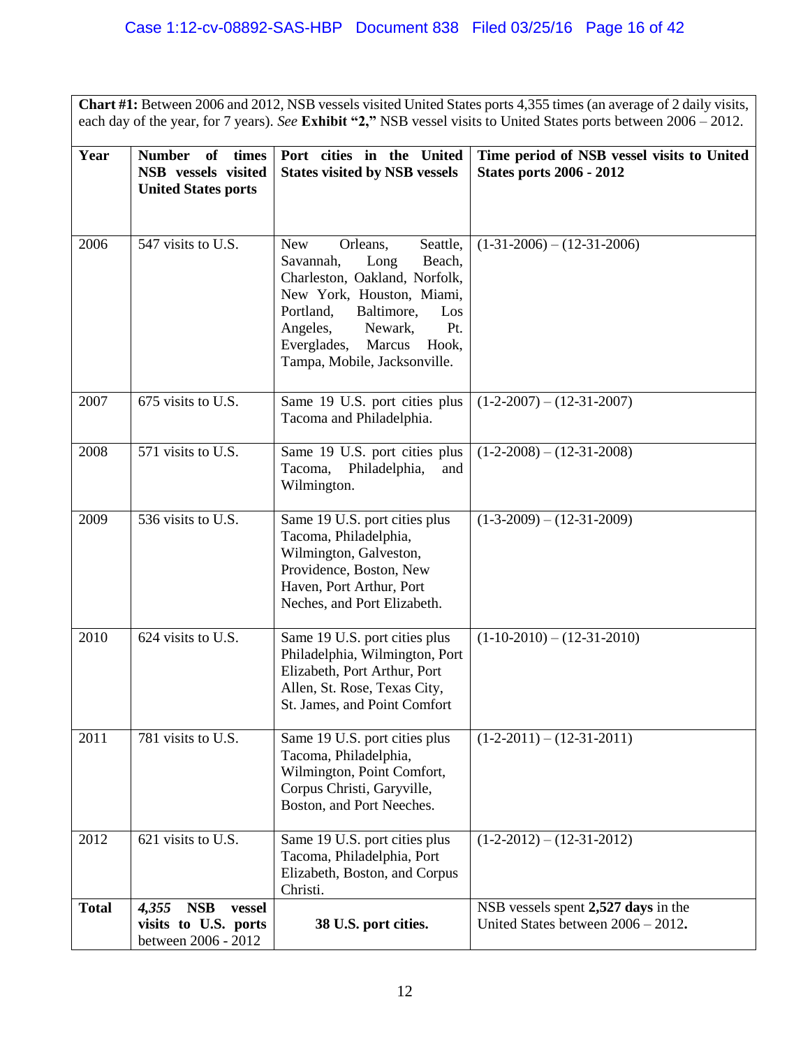| **Chart #1:** Between 2006 and 2012, NSB vessels visited United States ports 4,355 times (an average of 2 daily visits, each day of the year, for 7 years). *See* **Exhibit "2,"** NSB vessel visits to United States ports between 2006 – 2012. | | | |
|---|---|---|---|
| **Year** | **Number of times NSB vessels visited United States ports** | **Port cities in the United States visited by NSB vessels** | **Time period of NSB vessel visits to United States ports 2006 - 2012** |
| 2006 | 547 visits to U.S. | New Orleans, Seattle, Savannah, Long Beach, Charleston, Oakland, Norfolk, New York, Houston, Miami, Portland, Baltimore, Los Angeles, Newark, Pt. Everglades, Marcus Hook, Tampa, Mobile, Jacksonville. | (1-31-2006) – (12-31-2006) |
| 2007 | 675 visits to U.S. | Same 19 U.S. port cities plus Tacoma and Philadelphia. | (1-2-2007) – (12-31-2007) |
| 2008 | 571 visits to U.S. | Same 19 U.S. port cities plus Tacoma, Philadelphia, and Wilmington. | (1-2-2008) – (12-31-2008) |
| 2009 | 536 visits to U.S. | Same 19 U.S. port cities plus Tacoma, Philadelphia, Wilmington, Galveston, Providence, Boston, New Haven, Port Arthur, Port Neches, and Port Elizabeth. | (1-3-2009) – (12-31-2009) |
| 2010 | 624 visits to U.S. | Same 19 U.S. port cities plus Philadelphia, Wilmington, Port Elizabeth, Port Arthur, Port Allen, St. Rose, Texas City, St. James, and Point Comfort | (1-10-2010) – (12-31-2010) |
| 2011 | 781 visits to U.S. | Same 19 U.S. port cities plus Tacoma, Philadelphia, Wilmington, Point Comfort, Corpus Christi, Garyville, Boston, and Port Neeches. | (1-2-2011) – (12-31-2011) |
| 2012 | 621 visits to U.S. | Same 19 U.S. port cities plus Tacoma, Philadelphia, Port Elizabeth, Boston, and Corpus Christi. | (1-2-2012) – (12-31-2012) |
| **Total** | ***4,355* NSB vessel visits to U.S. ports** between 2006 - 2012 | **38 U.S. port cities.** | NSB vessels spent **2,527 days** in the United States between 2006 – 2012**.** |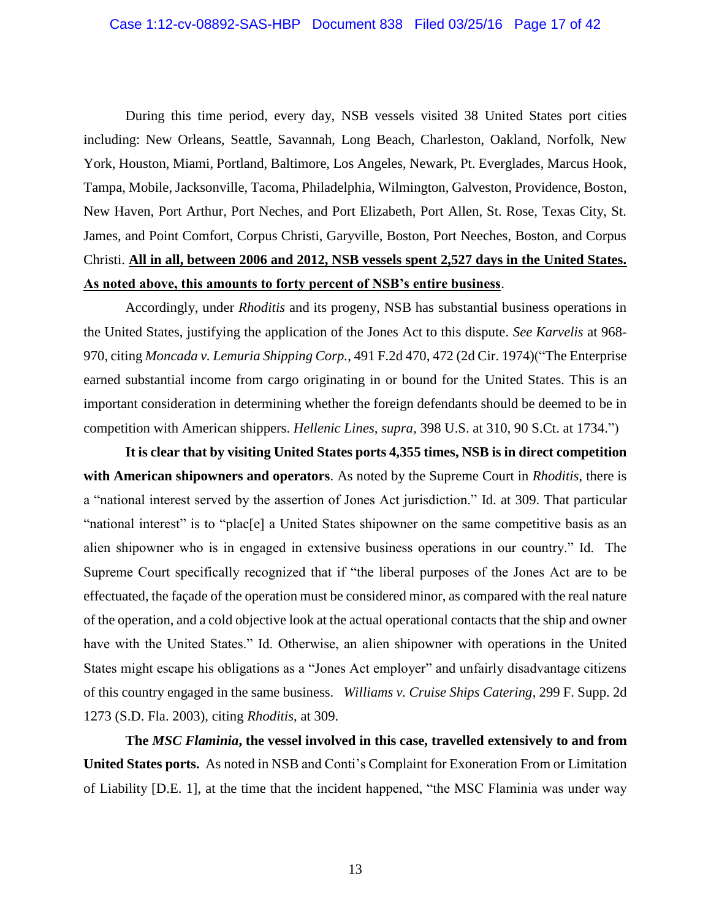During this time period, every day, NSB vessels visited 38 United States port cities including: New Orleans, Seattle, Savannah, Long Beach, Charleston, Oakland, Norfolk, New York, Houston, Miami, Portland, Baltimore, Los Angeles, Newark, Pt. Everglades, Marcus Hook, Tampa, Mobile, Jacksonville, Tacoma, Philadelphia, Wilmington, Galveston, Providence, Boston, New Haven, Port Arthur, Port Neches, and Port Elizabeth, Port Allen, St. Rose, Texas City, St. James, and Point Comfort, Corpus Christi, Garyville, Boston, Port Neeches, Boston, and Corpus Christi. **All in all, between 2006 and 2012, NSB vessels spent 2,527 days in the United States. As noted above, this amounts to forty percent of NSB's entire business**.

Accordingly, under *Rhoditis* and its progeny, NSB has substantial business operations in the United States, justifying the application of the Jones Act to this dispute. *See Karvelis* at 968-970, citing *Moncada v. Lemuria Shipping Corp.*, 491 F.2d 470, 472 (2d Cir. 1974)("The Enterprise earned substantial income from cargo originating in or bound for the United States. This is an important consideration in determining whether the foreign defendants should be deemed to be in competition with American shippers. *Hellenic Lines, supra,* 398 U.S. at 310, 90 S.Ct. at 1734.")

**It is clear that by visiting United States ports 4,355 times, NSB is in direct competition with American shipowners and operators**. As noted by the Supreme Court in *Rhoditis*, there is a "national interest served by the assertion of Jones Act jurisdiction." Id. at 309. That particular "national interest" is to "plac[e] a United States shipowner on the same competitive basis as an alien shipowner who is in engaged in extensive business operations in our country." Id. The Supreme Court specifically recognized that if "the liberal purposes of the Jones Act are to be effectuated, the façade of the operation must be considered minor, as compared with the real nature of the operation, and a cold objective look at the actual operational contacts that the ship and owner have with the United States." Id. Otherwise, an alien shipowner with operations in the United States might escape his obligations as a "Jones Act employer" and unfairly disadvantage citizens of this country engaged in the same business. *Williams v. Cruise Ships Catering*, 299 F. Supp. 2d 1273 (S.D. Fla. 2003), citing *Rhoditis*, at 309.

**The *MSC Flaminia*, the vessel involved in this case, travelled extensively to and from United States ports.** As noted in NSB and Conti's Complaint for Exoneration From or Limitation of Liability [D.E. 1], at the time that the incident happened, "the MSC Flaminia was under way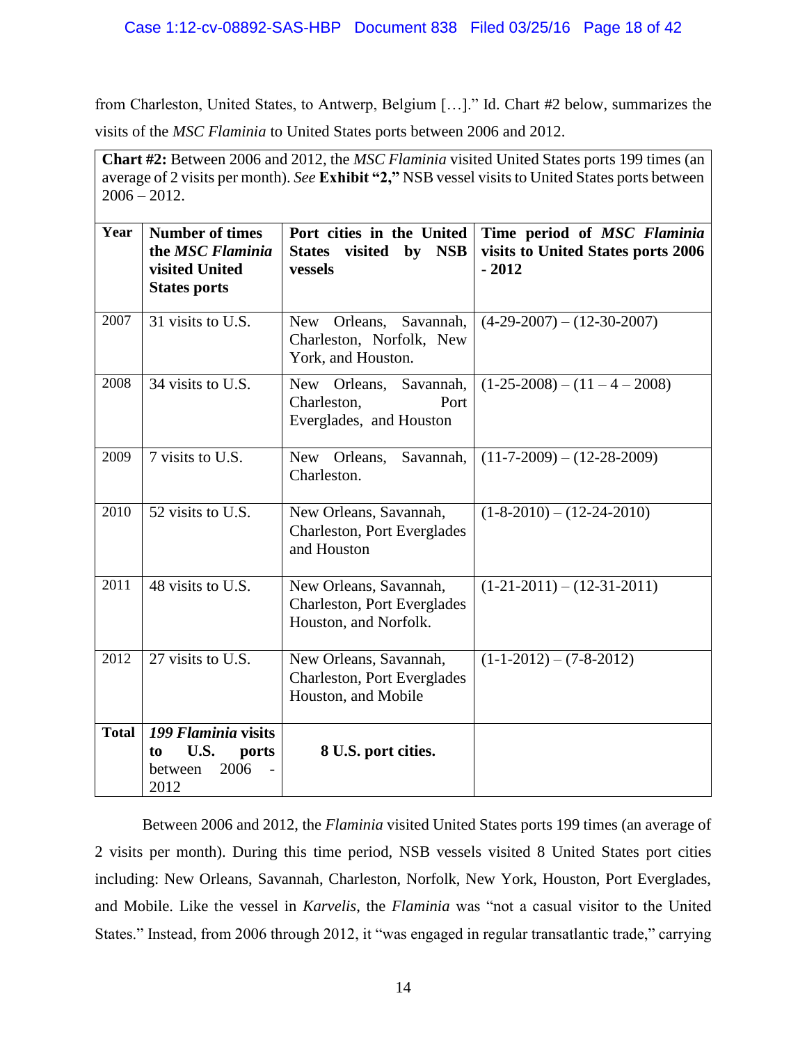from Charleston, United States, to Antwerp, Belgium […]." Id. Chart #2 below, summarizes the visits of the *MSC Flaminia* to United States ports between 2006 and 2012.

**Chart #2:** Between 2006 and 2012, the *MSC Flaminia* visited United States ports 199 times (an average of 2 visits per month). *See* **Exhibit "2,"** NSB vessel visits to United States ports between 2006 – 2012.

| **Year** | **Number of times the *MSC Flaminia* visited United States ports** | **Port cities in the United States visited by NSB vessels** | **Time period of *MSC Flaminia* visits to United States ports 2006 - 2012** |
|---|---|---|---|
| 2007 | 31 visits to U.S. | New Orleans, Savannah, Charleston, Norfolk, New York, and Houston. | (4-29-2007) – (12-30-2007) |
| 2008 | 34 visits to U.S. | New Orleans, Savannah, Charleston, Port Everglades, and Houston | (1-25-2008) – (11 – 4 – 2008) |
| 2009 | 7 visits to U.S. | New Orleans, Savannah, Charleston. | (11-7-2009) – (12-28-2009) |
| 2010 | 52 visits to U.S. | New Orleans, Savannah, Charleston, Port Everglades and Houston | (1-8-2010) – (12-24-2010) |
| 2011 | 48 visits to U.S. | New Orleans, Savannah, Charleston, Port Everglades Houston, and Norfolk. | (1-21-2011) – (12-31-2011) |
| 2012 | 27 visits to U.S. | New Orleans, Savannah, Charleston, Port Everglades Houston, and Mobile | (1-1-2012) – (7-8-2012) |
| **Total** | ***199 Flaminia* visits to U.S. ports** between 2006 - 2012 | **8 U.S. port cities.** | |

Between 2006 and 2012, the *Flaminia* visited United States ports 199 times (an average of 2 visits per month). During this time period, NSB vessels visited 8 United States port cities including: New Orleans, Savannah, Charleston, Norfolk, New York, Houston, Port Everglades, and Mobile. Like the vessel in *Karvelis*, the *Flaminia* was "not a casual visitor to the United States." Instead, from 2006 through 2012, it "was engaged in regular transatlantic trade," carrying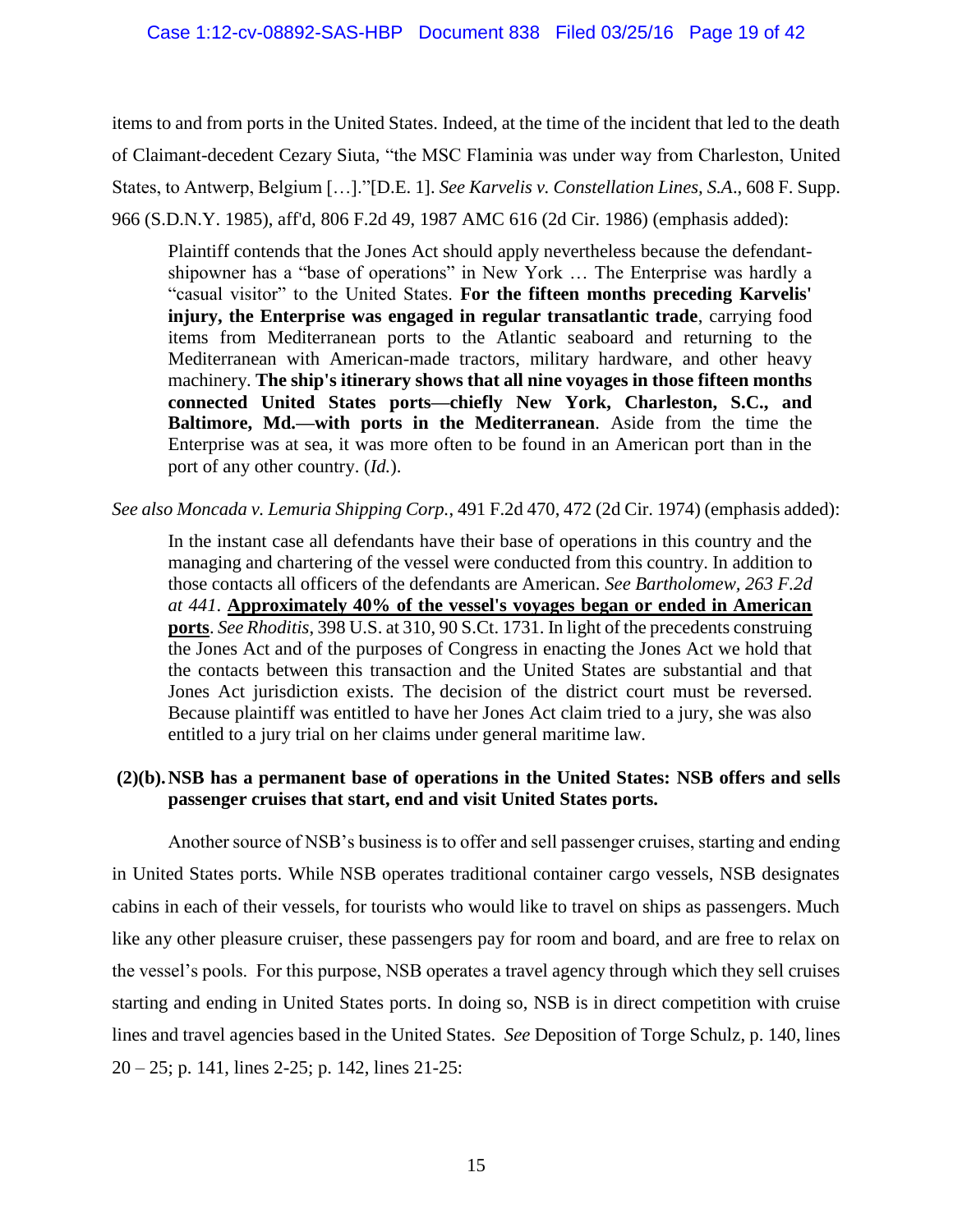items to and from ports in the United States. Indeed, at the time of the incident that led to the death of Claimant-decedent Cezary Siuta, "the MSC Flaminia was under way from Charleston, United States, to Antwerp, Belgium […]."[D.E. 1]. *See Karvelis v. Constellation Lines, S.A*., 608 F. Supp. 966 (S.D.N.Y. 1985), aff'd, 806 F.2d 49, 1987 AMC 616 (2d Cir. 1986) (emphasis added):

> Plaintiff contends that the Jones Act should apply nevertheless because the defendant-shipowner has a "base of operations" in New York … The Enterprise was hardly a "casual visitor" to the United States. **For the fifteen months preceding Karvelis' injury, the Enterprise was engaged in regular transatlantic trade**, carrying food items from Mediterranean ports to the Atlantic seaboard and returning to the Mediterranean with American-made tractors, military hardware, and other heavy machinery. **The ship's itinerary shows that all nine voyages in those fifteen months connected United States ports—chiefly New York, Charleston, S.C., and Baltimore, Md.—with ports in the Mediterranean**. Aside from the time the Enterprise was at sea, it was more often to be found in an American port than in the port of any other country. (*Id.*).

*See also Moncada v. Lemuria Shipping Corp.*, 491 F.2d 470, 472 (2d Cir. 1974) (emphasis added):

> In the instant case all defendants have their base of operations in this country and the managing and chartering of the vessel were conducted from this country. In addition to those contacts all officers of the defendants are American. *See Bartholomew, 263 F.2d at 441*. <u>**Approximately 40% of the vessel's voyages began or ended in American ports**</u>. *See Rhoditis*, 398 U.S. at 310, 90 S.Ct. 1731. In light of the precedents construing the Jones Act and of the purposes of Congress in enacting the Jones Act we hold that the contacts between this transaction and the United States are substantial and that Jones Act jurisdiction exists. The decision of the district court must be reversed. Because plaintiff was entitled to have her Jones Act claim tried to a jury, she was also entitled to a jury trial on her claims under general maritime law.

**(2)(b). NSB has a permanent base of operations in the United States: NSB offers and sells passenger cruises that start, end and visit United States ports.**

Another source of NSB's business is to offer and sell passenger cruises, starting and ending in United States ports. While NSB operates traditional container cargo vessels, NSB designates cabins in each of their vessels, for tourists who would like to travel on ships as passengers. Much like any other pleasure cruiser, these passengers pay for room and board, and are free to relax on the vessel's pools. For this purpose, NSB operates a travel agency through which they sell cruises starting and ending in United States ports. In doing so, NSB is in direct competition with cruise lines and travel agencies based in the United States. *See* Deposition of Torge Schulz, p. 140, lines 20 – 25; p. 141, lines 2-25; p. 142, lines 21-25: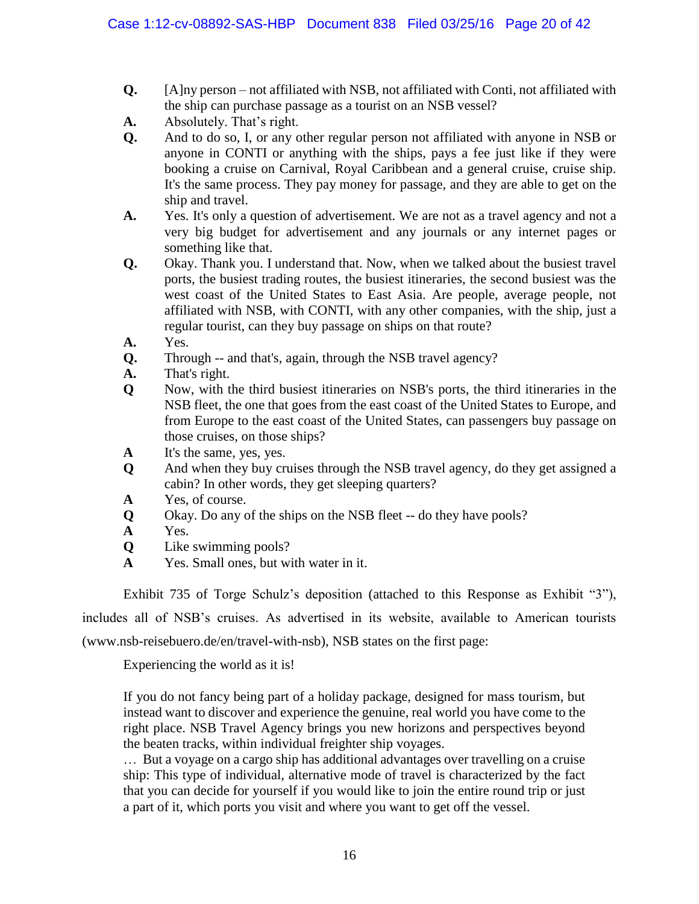**Q.** [A]ny person – not affiliated with NSB, not affiliated with Conti, not affiliated with the ship can purchase passage as a tourist on an NSB vessel?

**A.** Absolutely. That's right.

**Q.** And to do so, I, or any other regular person not affiliated with anyone in NSB or anyone in CONTI or anything with the ships, pays a fee just like if they were booking a cruise on Carnival, Royal Caribbean and a general cruise, cruise ship. It's the same process. They pay money for passage, and they are able to get on the ship and travel.

**A.** Yes. It's only a question of advertisement. We are not as a travel agency and not a very big budget for advertisement and any journals or any internet pages or something like that.

**Q.** Okay. Thank you. I understand that. Now, when we talked about the busiest travel ports, the busiest trading routes, the busiest itineraries, the second busiest was the west coast of the United States to East Asia. Are people, average people, not affiliated with NSB, with CONTI, with any other companies, with the ship, just a regular tourist, can they buy passage on ships on that route?

**A.** Yes.

**Q.** Through -- and that's, again, through the NSB travel agency?

**A.** That's right.

**Q** Now, with the third busiest itineraries on NSB's ports, the third itineraries in the NSB fleet, the one that goes from the east coast of the United States to Europe, and from Europe to the east coast of the United States, can passengers buy passage on those cruises, on those ships?

**A** It's the same, yes, yes.

**Q** And when they buy cruises through the NSB travel agency, do they get assigned a cabin? In other words, they get sleeping quarters?

**A** Yes, of course.

**Q** Okay. Do any of the ships on the NSB fleet -- do they have pools?

**A** Yes.

**Q** Like swimming pools?

**A** Yes. Small ones, but with water in it.

Exhibit 735 of Torge Schulz's deposition (attached to this Response as Exhibit "3"), includes all of NSB's cruises. As advertised in its website, available to American tourists (www.nsb-reisebuero.de/en/travel-with-nsb), NSB states on the first page:

> Experiencing the world as it is!
>
> If you do not fancy being part of a holiday package, designed for mass tourism, but instead want to discover and experience the genuine, real world you have come to the right place. NSB Travel Agency brings you new horizons and perspectives beyond the beaten tracks, within individual freighter ship voyages.
>
> … But a voyage on a cargo ship has additional advantages over travelling on a cruise ship: This type of individual, alternative mode of travel is characterized by the fact that you can decide for yourself if you would like to join the entire round trip or just a part of it, which ports you visit and where you want to get off the vessel.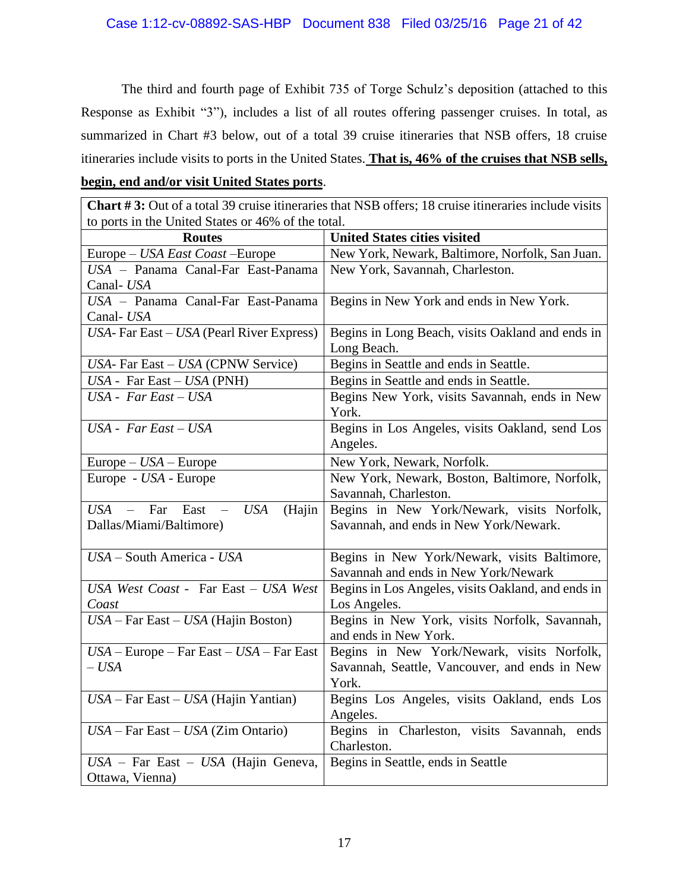The third and fourth page of Exhibit 735 of Torge Schulz's deposition (attached to this Response as Exhibit "3"), includes a list of all routes offering passenger cruises. In total, as summarized in Chart #3 below, out of a total 39 cruise itineraries that NSB offers, 18 cruise itineraries include visits to ports in the United States. **<u>That is, 46% of the cruises that NSB sells, begin, end and/or visit United States ports</u>**.

| **Chart # 3:** Out of a total 39 cruise itineraries that NSB offers; 18 cruise itineraries include visits to ports in the United States or 46% of the total. | |
|---|---|
| **Routes** | **United States cities visited** |
| Europe – *USA East Coast* –Europe | New York, Newark, Baltimore, Norfolk, San Juan. |
| *USA* – Panama Canal-Far East-Panama Canal- *USA* | New York, Savannah, Charleston. |
| *USA* – Panama Canal-Far East-Panama Canal- *USA* | Begins in New York and ends in New York. |
| *USA*- Far East – *USA* (Pearl River Express) | Begins in Long Beach, visits Oakland and ends in Long Beach. |
| *USA*- Far East – *USA* (CPNW Service) | Begins in Seattle and ends in Seattle. |
| *USA* - Far East – *USA* (PNH) | Begins in Seattle and ends in Seattle. |
| *USA - Far East – USA* | Begins New York, visits Savannah, ends in New York. |
| *USA - Far East – USA* | Begins in Los Angeles, visits Oakland, send Los Angeles. |
| Europe – *USA* – Europe | New York, Newark, Norfolk. |
| Europe - *USA* - Europe | New York, Newark, Boston, Baltimore, Norfolk, Savannah, Charleston. |
| *USA* – Far East – *USA* (Hajin Dallas/Miami/Baltimore) | Begins in New York/Newark, visits Norfolk, Savannah, and ends in New York/Newark. |
| *USA* – South America - *USA* | Begins in New York/Newark, visits Baltimore, Savannah and ends in New York/Newark |
| *USA West Coast* - Far East – *USA West Coast* | Begins in Los Angeles, visits Oakland, and ends in Los Angeles. |
| *USA* – Far East – *USA* (Hajin Boston) | Begins in New York, visits Norfolk, Savannah, and ends in New York. |
| *USA* – Europe – Far East – *USA* – Far East – *USA* | Begins in New York/Newark, visits Norfolk, Savannah, Seattle, Vancouver, and ends in New York. |
| *USA* – Far East – *USA* (Hajin Yantian) | Begins Los Angeles, visits Oakland, ends Los Angeles. |
| *USA* – Far East – *USA* (Zim Ontario) | Begins in Charleston, visits Savannah, ends Charleston. |
| *USA* – Far East – *USA* (Hajin Geneva, Ottawa, Vienna) | Begins in Seattle, ends in Seattle |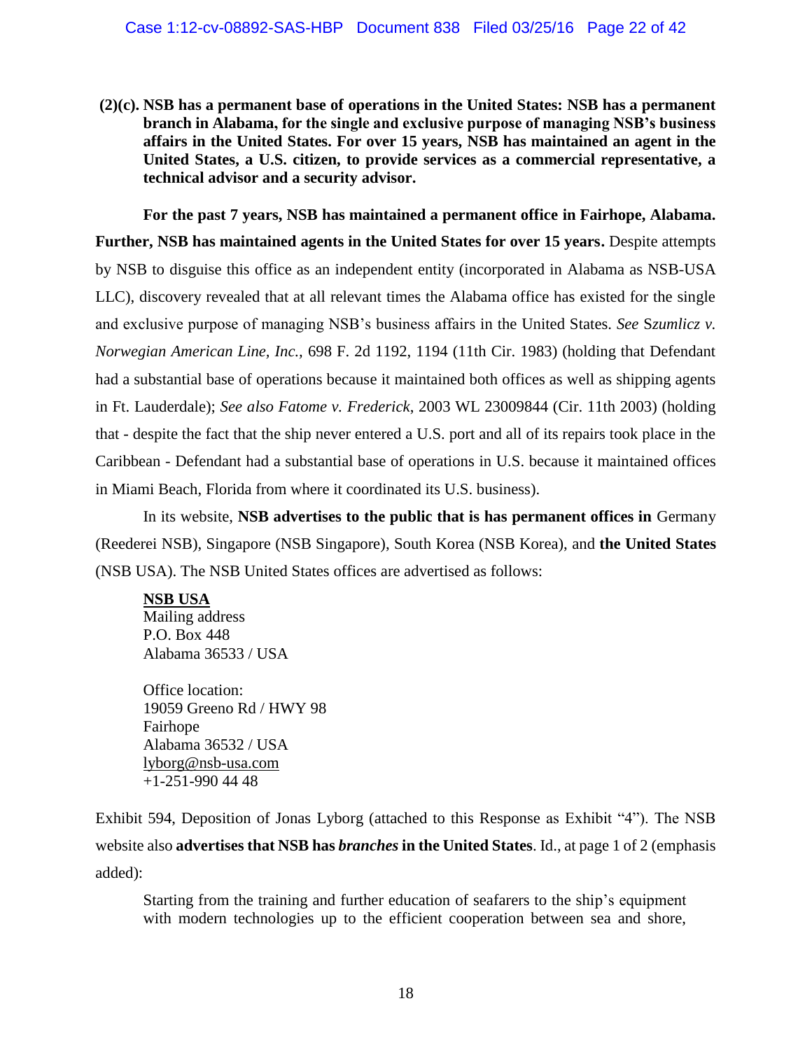**(2)(c). NSB has a permanent base of operations in the United States: NSB has a permanent branch in Alabama, for the single and exclusive purpose of managing NSB's business affairs in the United States. For over 15 years, NSB has maintained an agent in the United States, a U.S. citizen, to provide services as a commercial representative, a technical advisor and a security advisor.**

**For the past 7 years, NSB has maintained a permanent office in Fairhope, Alabama. Further, NSB has maintained agents in the United States for over 15 years.** Despite attempts by NSB to disguise this office as an independent entity (incorporated in Alabama as NSB-USA LLC), discovery revealed that at all relevant times the Alabama office has existed for the single and exclusive purpose of managing NSB's business affairs in the United States. *See* S*zumlicz v. Norwegian American Line, Inc.,* 698 F. 2d 1192, 1194 (11th Cir. 1983) (holding that Defendant had a substantial base of operations because it maintained both offices as well as shipping agents in Ft. Lauderdale); *See also Fatome v. Frederick*, 2003 WL 23009844 (Cir. 11th 2003) (holding that - despite the fact that the ship never entered a U.S. port and all of its repairs took place in the Caribbean - Defendant had a substantial base of operations in U.S. because it maintained offices in Miami Beach, Florida from where it coordinated its U.S. business).

In its website, **NSB advertises to the public that is has permanent offices in** Germany (Reederei NSB), Singapore (NSB Singapore), South Korea (NSB Korea), and **the United States** (NSB USA). The NSB United States offices are advertised as follows:

> **<u>NSB USA</u>**
> Mailing address
> P.O. Box 448
> Alabama 36533 / USA
>
> Office location:
> 19059 Greeno Rd / HWY 98
> Fairhope
> Alabama 36532 / USA
> lyborg@nsb-usa.com
> +1-251-990 44 48

Exhibit 594, Deposition of Jonas Lyborg (attached to this Response as Exhibit "4"). The NSB website also **advertises that NSB has *branches* in the United States**. Id., at page 1 of 2 (emphasis added):

> Starting from the training and further education of seafarers to the ship's equipment with modern technologies up to the efficient cooperation between sea and shore,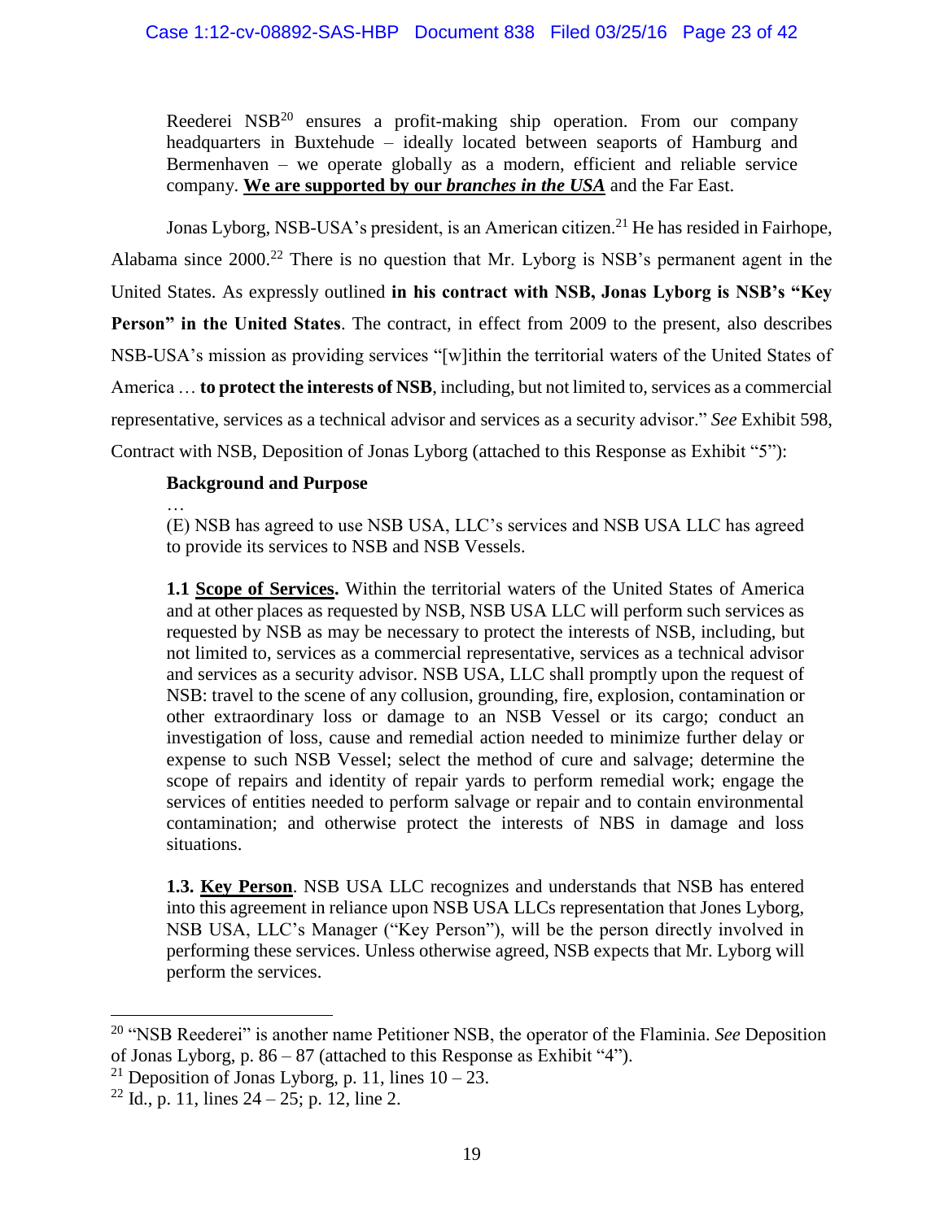Reederei NSB[20] ensures a profit-making ship operation. From our company headquarters in Buxtehude – ideally located between seaports of Hamburg and Bermenhaven – we operate globally as a modern, efficient and reliable service company. **__We are supported by our *branches in the USA*__** and the Far East.

Jonas Lyborg, NSB-USA's president, is an American citizen.[21] He has resided in Fairhope, Alabama since 2000.[22] There is no question that Mr. Lyborg is NSB's permanent agent in the United States. As expressly outlined **in his contract with NSB, Jonas Lyborg is NSB's "Key Person" in the United States**. The contract, in effect from 2009 to the present, also describes NSB-USA's mission as providing services "[w]ithin the territorial waters of the United States of America … **to protect the interests of NSB**, including, but not limited to, services as a commercial representative, services as a technical advisor and services as a security advisor." *See* Exhibit 598, Contract with NSB, Deposition of Jonas Lyborg (attached to this Response as Exhibit "5"):

> **Background and Purpose**
>
> …
>
> (E) NSB has agreed to use NSB USA, LLC's services and NSB USA LLC has agreed to provide its services to NSB and NSB Vessels.
>
> **1.1 __Scope of Services__.** Within the territorial waters of the United States of America and at other places as requested by NSB, NSB USA LLC will perform such services as requested by NSB as may be necessary to protect the interests of NSB, including, but not limited to, services as a commercial representative, services as a technical advisor and services as a security advisor. NSB USA, LLC shall promptly upon the request of NSB: travel to the scene of any collusion, grounding, fire, explosion, contamination or other extraordinary loss or damage to an NSB Vessel or its cargo; conduct an investigation of loss, cause and remedial action needed to minimize further delay or expense to such NSB Vessel; select the method of cure and salvage; determine the scope of repairs and identity of repair yards to perform remedial work; engage the services of entities needed to perform salvage or repair and to contain environmental contamination; and otherwise protect the interests of NBS in damage and loss situations.
>
> **1.3. __Key Person__**. NSB USA LLC recognizes and understands that NSB has entered into this agreement in reliance upon NSB USA LLCs representation that Jones Lyborg, NSB USA, LLC's Manager ("Key Person"), will be the person directly involved in performing these services. Unless otherwise agreed, NSB expects that Mr. Lyborg will perform the services.

---

[20] "NSB Reederei" is another name Petitioner NSB, the operator of the Flaminia. *See* Deposition of Jonas Lyborg, p. 86 – 87 (attached to this Response as Exhibit "4").

[21] Deposition of Jonas Lyborg, p. 11, lines 10 – 23.

[22] Id., p. 11, lines 24 – 25; p. 12, line 2.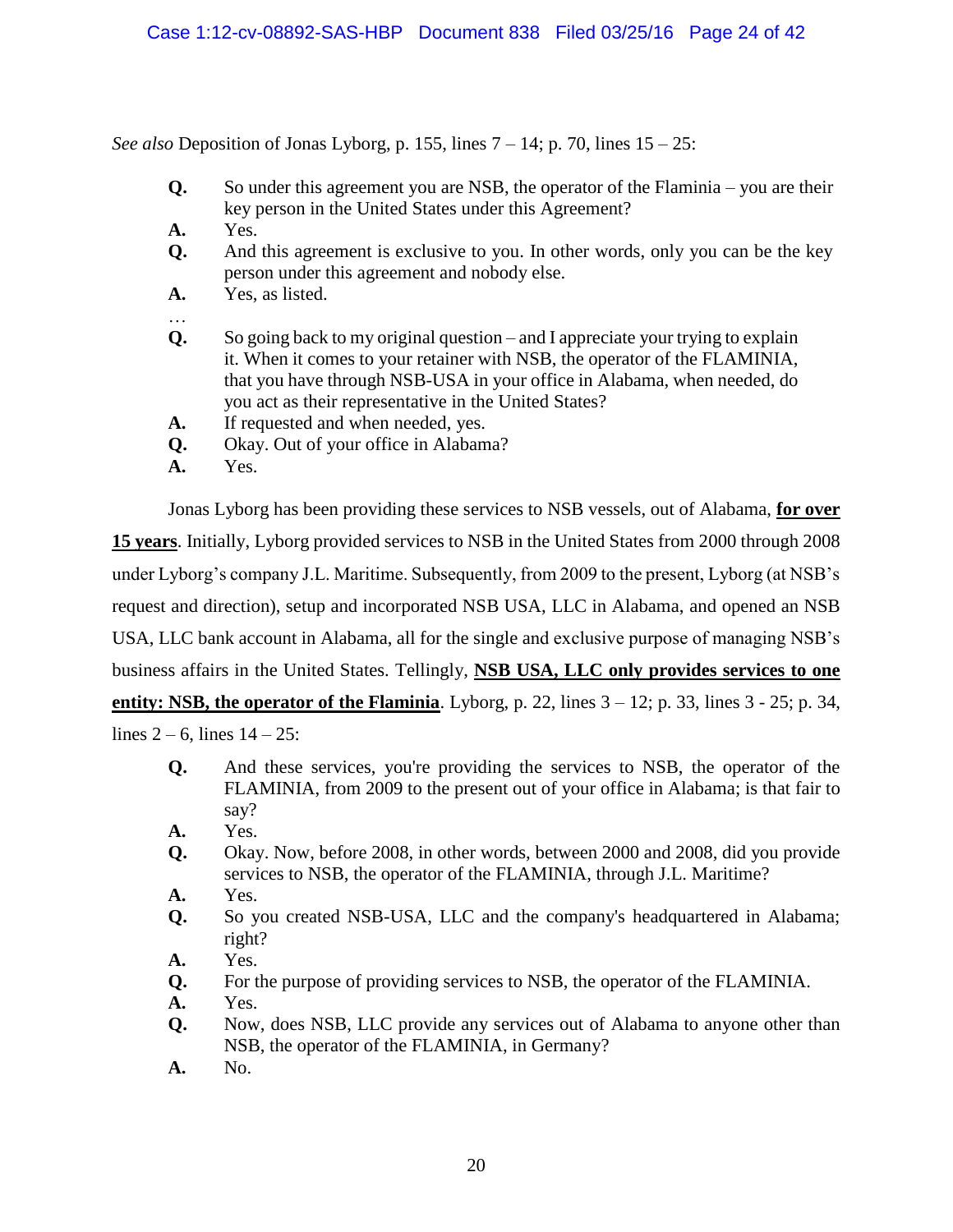*See also* Deposition of Jonas Lyborg, p. 155, lines 7 – 14; p. 70, lines 15 – 25:

> **Q.** So under this agreement you are NSB, the operator of the Flaminia – you are their key person in the United States under this Agreement?
>
> **A.** Yes.
>
> **Q.** And this agreement is exclusive to you. In other words, only you can be the key person under this agreement and nobody else.
>
> **A.** Yes, as listed.
>
> …
>
> **Q.** So going back to my original question – and I appreciate your trying to explain it. When it comes to your retainer with NSB, the operator of the FLAMINIA, that you have through NSB-USA in your office in Alabama, when needed, do you act as their representative in the United States?
>
> **A.** If requested and when needed, yes.
>
> **Q.** Okay. Out of your office in Alabama?
>
> **A.** Yes.

Jonas Lyborg has been providing these services to NSB vessels, out of Alabama, **for over 15 years**. Initially, Lyborg provided services to NSB in the United States from 2000 through 2008 under Lyborg's company J.L. Maritime. Subsequently, from 2009 to the present, Lyborg (at NSB's request and direction), setup and incorporated NSB USA, LLC in Alabama, and opened an NSB USA, LLC bank account in Alabama, all for the single and exclusive purpose of managing NSB's business affairs in the United States. Tellingly, **NSB USA, LLC only provides services to one entity: NSB, the operator of the Flaminia**. Lyborg, p. 22, lines 3 – 12; p. 33, lines 3 - 25; p. 34, lines 2 – 6, lines 14 – 25:

> **Q.** And these services, you're providing the services to NSB, the operator of the FLAMINIA, from 2009 to the present out of your office in Alabama; is that fair to say?
>
> **A.** Yes.
>
> **Q.** Okay. Now, before 2008, in other words, between 2000 and 2008, did you provide services to NSB, the operator of the FLAMINIA, through J.L. Maritime?
>
> **A.** Yes.
>
> **Q.** So you created NSB-USA, LLC and the company's headquartered in Alabama; right?
>
> **A.** Yes.
>
> **Q.** For the purpose of providing services to NSB, the operator of the FLAMINIA.
>
> **A.** Yes.
>
> **Q.** Now, does NSB, LLC provide any services out of Alabama to anyone other than NSB, the operator of the FLAMINIA, in Germany?
>
> **A.** No.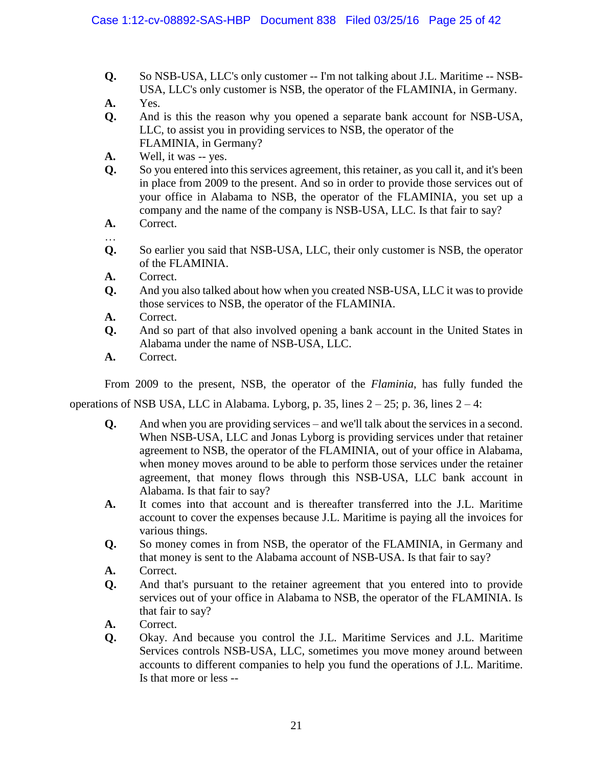**Q.** So NSB-USA, LLC's only customer -- I'm not talking about J.L. Maritime -- NSB-USA, LLC's only customer is NSB, the operator of the FLAMINIA, in Germany.

**A.** Yes.

**Q.** And is this the reason why you opened a separate bank account for NSB-USA, LLC, to assist you in providing services to NSB, the operator of the FLAMINIA, in Germany?

**A.** Well, it was -- yes.

**Q.** So you entered into this services agreement, this retainer, as you call it, and it's been in place from 2009 to the present. And so in order to provide those services out of your office in Alabama to NSB, the operator of the FLAMINIA, you set up a company and the name of the company is NSB-USA, LLC. Is that fair to say?

**A.** Correct.

…

**Q.** So earlier you said that NSB-USA, LLC, their only customer is NSB, the operator of the FLAMINIA.

**A.** Correct.

**Q.** And you also talked about how when you created NSB-USA, LLC it was to provide those services to NSB, the operator of the FLAMINIA.

**A.** Correct.

**Q.** And so part of that also involved opening a bank account in the United States in Alabama under the name of NSB-USA, LLC.

**A.** Correct.

From 2009 to the present, NSB, the operator of the *Flaminia*, has fully funded the operations of NSB USA, LLC in Alabama. Lyborg, p. 35, lines 2 – 25; p. 36, lines 2 – 4:

**Q.** And when you are providing services – and we'll talk about the services in a second. When NSB-USA, LLC and Jonas Lyborg is providing services under that retainer agreement to NSB, the operator of the FLAMINIA, out of your office in Alabama, when money moves around to be able to perform those services under the retainer agreement, that money flows through this NSB-USA, LLC bank account in Alabama. Is that fair to say?

**A.** It comes into that account and is thereafter transferred into the J.L. Maritime account to cover the expenses because J.L. Maritime is paying all the invoices for various things.

**Q.** So money comes in from NSB, the operator of the FLAMINIA, in Germany and that money is sent to the Alabama account of NSB-USA. Is that fair to say?

**A.** Correct.

**Q.** And that's pursuant to the retainer agreement that you entered into to provide services out of your office in Alabama to NSB, the operator of the FLAMINIA. Is that fair to say?

**A.** Correct.

**Q.** Okay. And because you control the J.L. Maritime Services and J.L. Maritime Services controls NSB-USA, LLC, sometimes you move money around between accounts to different companies to help you fund the operations of J.L. Maritime. Is that more or less --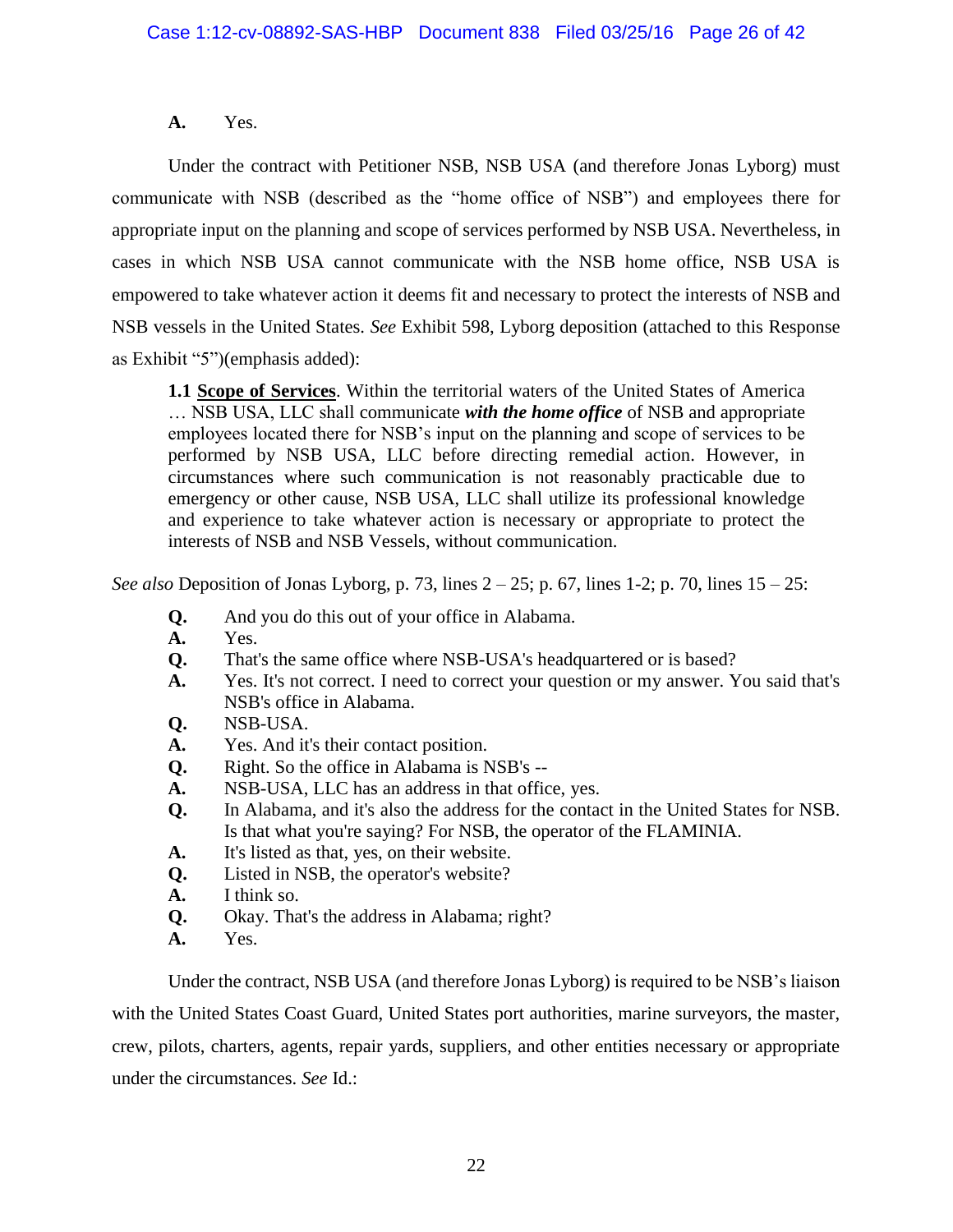**A.** Yes.

Under the contract with Petitioner NSB, NSB USA (and therefore Jonas Lyborg) must communicate with NSB (described as the "home office of NSB") and employees there for appropriate input on the planning and scope of services performed by NSB USA. Nevertheless, in cases in which NSB USA cannot communicate with the NSB home office, NSB USA is empowered to take whatever action it deems fit and necessary to protect the interests of NSB and NSB vessels in the United States. *See* Exhibit 598, Lyborg deposition (attached to this Response as Exhibit "5")(emphasis added):

> **1.1 <u>Scope of Services</u>**. Within the territorial waters of the United States of America … NSB USA, LLC shall communicate ***with the home office*** of NSB and appropriate employees located there for NSB's input on the planning and scope of services to be performed by NSB USA, LLC before directing remedial action. However, in circumstances where such communication is not reasonably practicable due to emergency or other cause, NSB USA, LLC shall utilize its professional knowledge and experience to take whatever action is necessary or appropriate to protect the interests of NSB and NSB Vessels, without communication.

*See also* Deposition of Jonas Lyborg, p. 73, lines 2 – 25; p. 67, lines 1-2; p. 70, lines 15 – 25:

> **Q.** And you do this out of your office in Alabama.
> **A.** Yes.
> **Q.** That's the same office where NSB-USA's headquartered or is based?
> **A.** Yes. It's not correct. I need to correct your question or my answer. You said that's NSB's office in Alabama.
> **Q.** NSB-USA.
> **A.** Yes. And it's their contact position.
> **Q.** Right. So the office in Alabama is NSB's --
> **A.** NSB-USA, LLC has an address in that office, yes.
> **Q.** In Alabama, and it's also the address for the contact in the United States for NSB. Is that what you're saying? For NSB, the operator of the FLAMINIA.
> **A.** It's listed as that, yes, on their website.
> **Q.** Listed in NSB, the operator's website?
> **A.** I think so.
> **Q.** Okay. That's the address in Alabama; right?
> **A.** Yes.

Under the contract, NSB USA (and therefore Jonas Lyborg) is required to be NSB's liaison with the United States Coast Guard, United States port authorities, marine surveyors, the master, crew, pilots, charters, agents, repair yards, suppliers, and other entities necessary or appropriate under the circumstances. *See* Id.: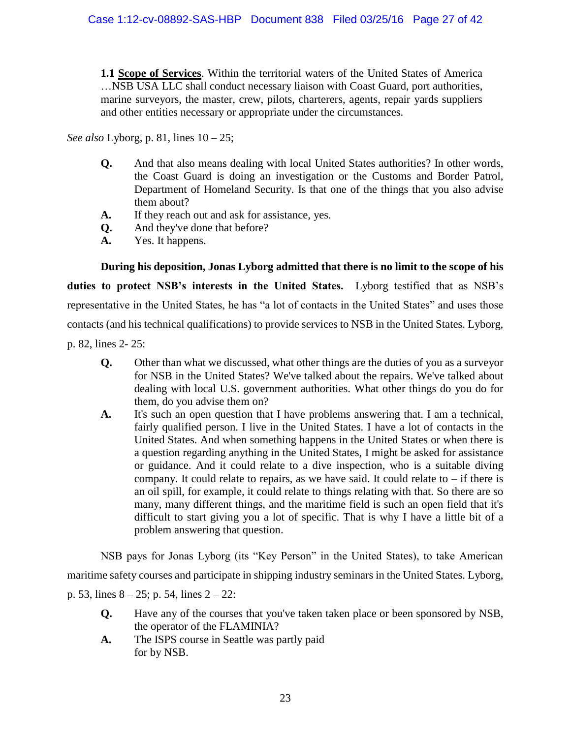> **1.1 Scope of Services**. Within the territorial waters of the United States of America …NSB USA LLC shall conduct necessary liaison with Coast Guard, port authorities, marine surveyors, the master, crew, pilots, charterers, agents, repair yards suppliers and other entities necessary or appropriate under the circumstances.

*See also* Lyborg, p. 81, lines 10 – 25;

> **Q.** And that also means dealing with local United States authorities? In other words, the Coast Guard is doing an investigation or the Customs and Border Patrol, Department of Homeland Security. Is that one of the things that you also advise them about?
>
> **A.** If they reach out and ask for assistance, yes.
>
> **Q.** And they've done that before?
>
> **A.** Yes. It happens.

**During his deposition, Jonas Lyborg admitted that there is no limit to the scope of his duties to protect NSB's interests in the United States.** Lyborg testified that as NSB's representative in the United States, he has "a lot of contacts in the United States" and uses those contacts (and his technical qualifications) to provide services to NSB in the United States. Lyborg, p. 82, lines 2- 25:

> **Q.** Other than what we discussed, what other things are the duties of you as a surveyor for NSB in the United States? We've talked about the repairs. We've talked about dealing with local U.S. government authorities. What other things do you do for them, do you advise them on?
>
> **A.** It's such an open question that I have problems answering that. I am a technical, fairly qualified person. I live in the United States. I have a lot of contacts in the United States. And when something happens in the United States or when there is a question regarding anything in the United States, I might be asked for assistance or guidance. And it could relate to a dive inspection, who is a suitable diving company. It could relate to repairs, as we have said. It could relate to – if there is an oil spill, for example, it could relate to things relating with that. So there are so many, many different things, and the maritime field is such an open field that it's difficult to start giving you a lot of specific. That is why I have a little bit of a problem answering that question.

NSB pays for Jonas Lyborg (its "Key Person" in the United States), to take American maritime safety courses and participate in shipping industry seminars in the United States. Lyborg, p. 53, lines 8 – 25; p. 54, lines 2 – 22:

> **Q.** Have any of the courses that you've taken taken place or been sponsored by NSB, the operator of the FLAMINIA?
>
> **A.** The ISPS course in Seattle was partly paid for by NSB.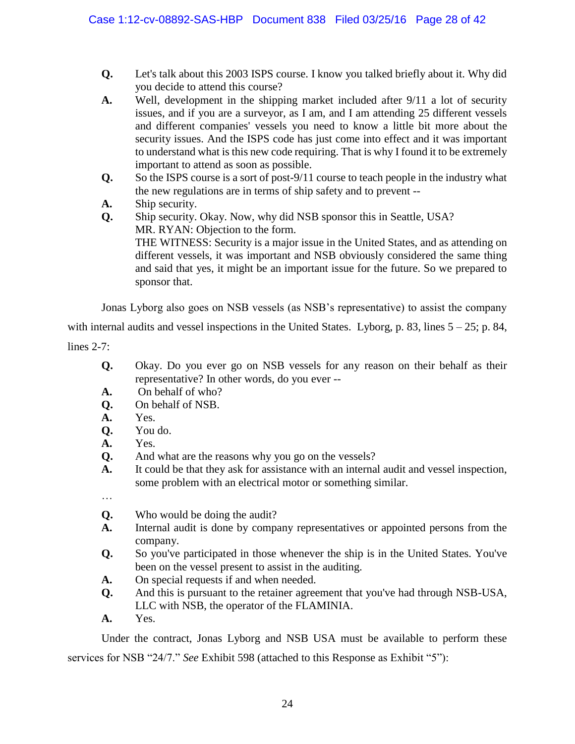**Q.** Let's talk about this 2003 ISPS course. I know you talked briefly about it. Why did you decide to attend this course?

**A.** Well, development in the shipping market included after 9/11 a lot of security issues, and if you are a surveyor, as I am, and I am attending 25 different vessels and different companies' vessels you need to know a little bit more about the security issues. And the ISPS code has just come into effect and it was important to understand what is this new code requiring. That is why I found it to be extremely important to attend as soon as possible.

**Q.** So the ISPS course is a sort of post-9/11 course to teach people in the industry what the new regulations are in terms of ship safety and to prevent --

**A.** Ship security.

**Q.** Ship security. Okay. Now, why did NSB sponsor this in Seattle, USA?

MR. RYAN: Objection to the form.

THE WITNESS: Security is a major issue in the United States, and as attending on different vessels, it was important and NSB obviously considered the same thing and said that yes, it might be an important issue for the future. So we prepared to sponsor that.

Jonas Lyborg also goes on NSB vessels (as NSB's representative) to assist the company with internal audits and vessel inspections in the United States. Lyborg, p. 83, lines 5 – 25; p. 84, lines 2-7:

**Q.** Okay. Do you ever go on NSB vessels for any reason on their behalf as their representative? In other words, do you ever --

**A.** On behalf of who?

**Q.** On behalf of NSB.

**A.** Yes.

**Q.** You do.

**A.** Yes.

**Q.** And what are the reasons why you go on the vessels?

**A.** It could be that they ask for assistance with an internal audit and vessel inspection, some problem with an electrical motor or something similar.

…

**Q.** Who would be doing the audit?

**A.** Internal audit is done by company representatives or appointed persons from the company.

**Q.** So you've participated in those whenever the ship is in the United States. You've been on the vessel present to assist in the auditing.

**A.** On special requests if and when needed.

**Q.** And this is pursuant to the retainer agreement that you've had through NSB-USA, LLC with NSB, the operator of the FLAMINIA.

**A.** Yes.

Under the contract, Jonas Lyborg and NSB USA must be available to perform these services for NSB "24/7." *See* Exhibit 598 (attached to this Response as Exhibit "5"):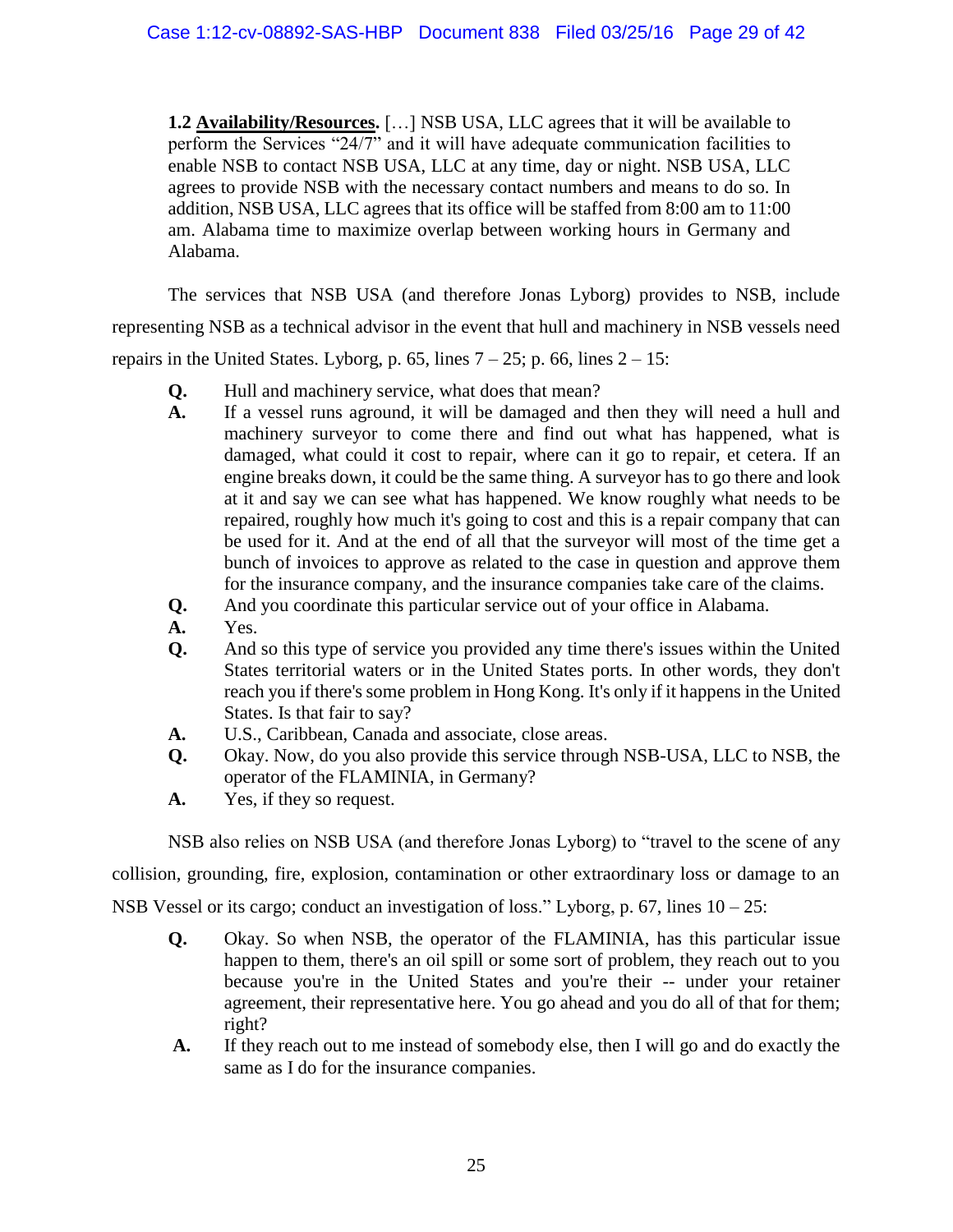> **1.2 <u>Availability/Resources.</u>** […] NSB USA, LLC agrees that it will be available to perform the Services "24/7" and it will have adequate communication facilities to enable NSB to contact NSB USA, LLC at any time, day or night. NSB USA, LLC agrees to provide NSB with the necessary contact numbers and means to do so. In addition, NSB USA, LLC agrees that its office will be staffed from 8:00 am to 11:00 am. Alabama time to maximize overlap between working hours in Germany and Alabama.

The services that NSB USA (and therefore Jonas Lyborg) provides to NSB, include representing NSB as a technical advisor in the event that hull and machinery in NSB vessels need repairs in the United States. Lyborg, p. 65, lines 7 – 25; p. 66, lines 2 – 15:

> **Q.** Hull and machinery service, what does that mean?
>
> **A.** If a vessel runs aground, it will be damaged and then they will need a hull and machinery surveyor to come there and find out what has happened, what is damaged, what could it cost to repair, where can it go to repair, et cetera. If an engine breaks down, it could be the same thing. A surveyor has to go there and look at it and say we can see what has happened. We know roughly what needs to be repaired, roughly how much it's going to cost and this is a repair company that can be used for it. And at the end of all that the surveyor will most of the time get a bunch of invoices to approve as related to the case in question and approve them for the insurance company, and the insurance companies take care of the claims.
>
> **Q.** And you coordinate this particular service out of your office in Alabama.
>
> **A.** Yes.
>
> **Q.** And so this type of service you provided any time there's issues within the United States territorial waters or in the United States ports. In other words, they don't reach you if there's some problem in Hong Kong. It's only if it happens in the United States. Is that fair to say?
>
> **A.** U.S., Caribbean, Canada and associate, close areas.
>
> **Q.** Okay. Now, do you also provide this service through NSB-USA, LLC to NSB, the operator of the FLAMINIA, in Germany?
>
> **A.** Yes, if they so request.

NSB also relies on NSB USA (and therefore Jonas Lyborg) to "travel to the scene of any collision, grounding, fire, explosion, contamination or other extraordinary loss or damage to an NSB Vessel or its cargo; conduct an investigation of loss." Lyborg, p. 67, lines 10 – 25:

> **Q.** Okay. So when NSB, the operator of the FLAMINIA, has this particular issue happen to them, there's an oil spill or some sort of problem, they reach out to you because you're in the United States and you're their -- under your retainer agreement, their representative here. You go ahead and you do all of that for them; right?
>
> **A.** If they reach out to me instead of somebody else, then I will go and do exactly the same as I do for the insurance companies.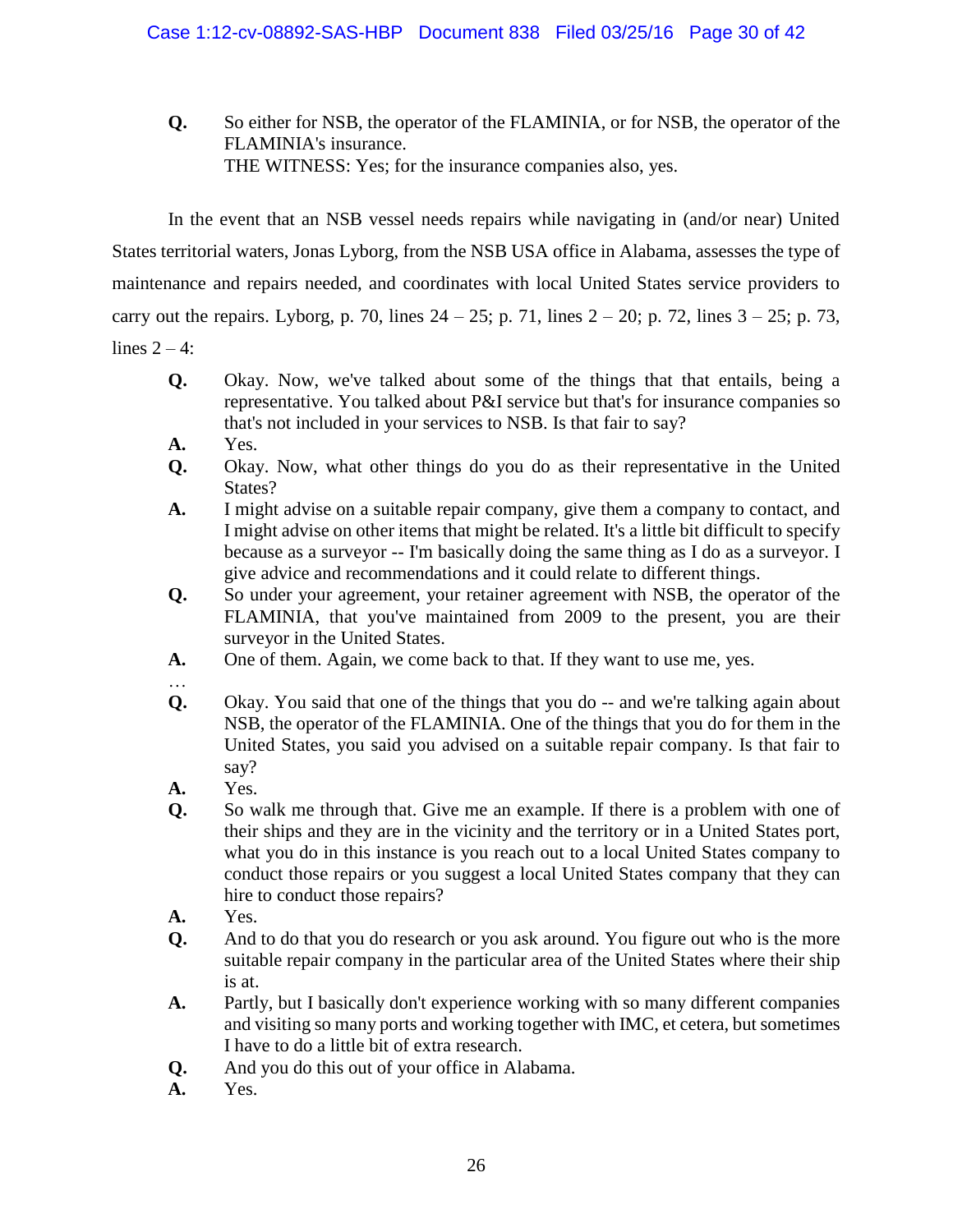**Q.** So either for NSB, the operator of the FLAMINIA, or for NSB, the operator of the FLAMINIA's insurance.

THE WITNESS: Yes; for the insurance companies also, yes.

In the event that an NSB vessel needs repairs while navigating in (and/or near) United States territorial waters, Jonas Lyborg, from the NSB USA office in Alabama, assesses the type of maintenance and repairs needed, and coordinates with local United States service providers to carry out the repairs. Lyborg, p. 70, lines 24 – 25; p. 71, lines 2 – 20; p. 72, lines 3 – 25; p. 73, lines 2 – 4:

**Q.** Okay. Now, we've talked about some of the things that that entails, being a representative. You talked about P&I service but that's for insurance companies so that's not included in your services to NSB. Is that fair to say?

**A.** Yes.

**Q.** Okay. Now, what other things do you do as their representative in the United States?

**A.** I might advise on a suitable repair company, give them a company to contact, and I might advise on other items that might be related. It's a little bit difficult to specify because as a surveyor -- I'm basically doing the same thing as I do as a surveyor. I give advice and recommendations and it could relate to different things.

**Q.** So under your agreement, your retainer agreement with NSB, the operator of the FLAMINIA, that you've maintained from 2009 to the present, you are their surveyor in the United States.

**A.** One of them. Again, we come back to that. If they want to use me, yes.

…

**Q.** Okay. You said that one of the things that you do -- and we're talking again about NSB, the operator of the FLAMINIA. One of the things that you do for them in the United States, you said you advised on a suitable repair company. Is that fair to say?

**A.** Yes.

**Q.** So walk me through that. Give me an example. If there is a problem with one of their ships and they are in the vicinity and the territory or in a United States port, what you do in this instance is you reach out to a local United States company to conduct those repairs or you suggest a local United States company that they can hire to conduct those repairs?

**A.** Yes.

**Q.** And to do that you do research or you ask around. You figure out who is the more suitable repair company in the particular area of the United States where their ship is at.

**A.** Partly, but I basically don't experience working with so many different companies and visiting so many ports and working together with IMC, et cetera, but sometimes I have to do a little bit of extra research.

**Q.** And you do this out of your office in Alabama.

**A.** Yes.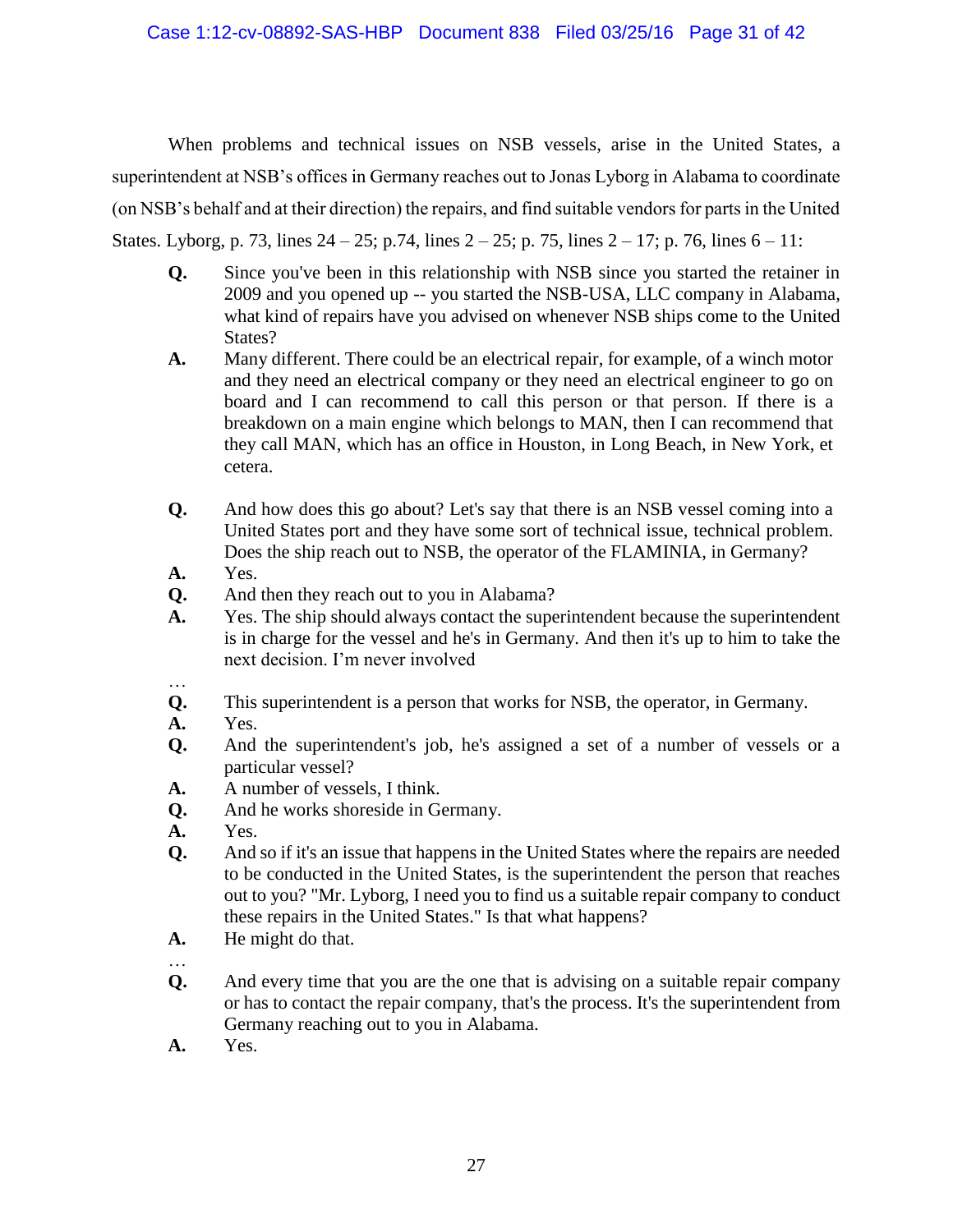When problems and technical issues on NSB vessels, arise in the United States, a superintendent at NSB's offices in Germany reaches out to Jonas Lyborg in Alabama to coordinate (on NSB's behalf and at their direction) the repairs, and find suitable vendors for parts in the United States. Lyborg, p. 73, lines 24 – 25; p.74, lines 2 – 25; p. 75, lines 2 – 17; p. 76, lines 6 – 11:

> **Q.** Since you've been in this relationship with NSB since you started the retainer in 2009 and you opened up -- you started the NSB-USA, LLC company in Alabama, what kind of repairs have you advised on whenever NSB ships come to the United States?
>
> **A.** Many different. There could be an electrical repair, for example, of a winch motor and they need an electrical company or they need an electrical engineer to go on board and I can recommend to call this person or that person. If there is a breakdown on a main engine which belongs to MAN, then I can recommend that they call MAN, which has an office in Houston, in Long Beach, in New York, et cetera.
>
> **Q.** And how does this go about? Let's say that there is an NSB vessel coming into a United States port and they have some sort of technical issue, technical problem. Does the ship reach out to NSB, the operator of the FLAMINIA, in Germany?
>
> **A.** Yes.
>
> **Q.** And then they reach out to you in Alabama?
>
> **A.** Yes. The ship should always contact the superintendent because the superintendent is in charge for the vessel and he's in Germany. And then it's up to him to take the next decision. I'm never involved
>
> …
>
> **Q.** This superintendent is a person that works for NSB, the operator, in Germany.
>
> **A.** Yes.
>
> **Q.** And the superintendent's job, he's assigned a set of a number of vessels or a particular vessel?
>
> **A.** A number of vessels, I think.
>
> **Q.** And he works shoreside in Germany.
>
> **A.** Yes.
>
> **Q.** And so if it's an issue that happens in the United States where the repairs are needed to be conducted in the United States, is the superintendent the person that reaches out to you? "Mr. Lyborg, I need you to find us a suitable repair company to conduct these repairs in the United States." Is that what happens?
>
> **A.** He might do that.
>
> …
>
> **Q.** And every time that you are the one that is advising on a suitable repair company or has to contact the repair company, that's the process. It's the superintendent from Germany reaching out to you in Alabama.
>
> **A.** Yes.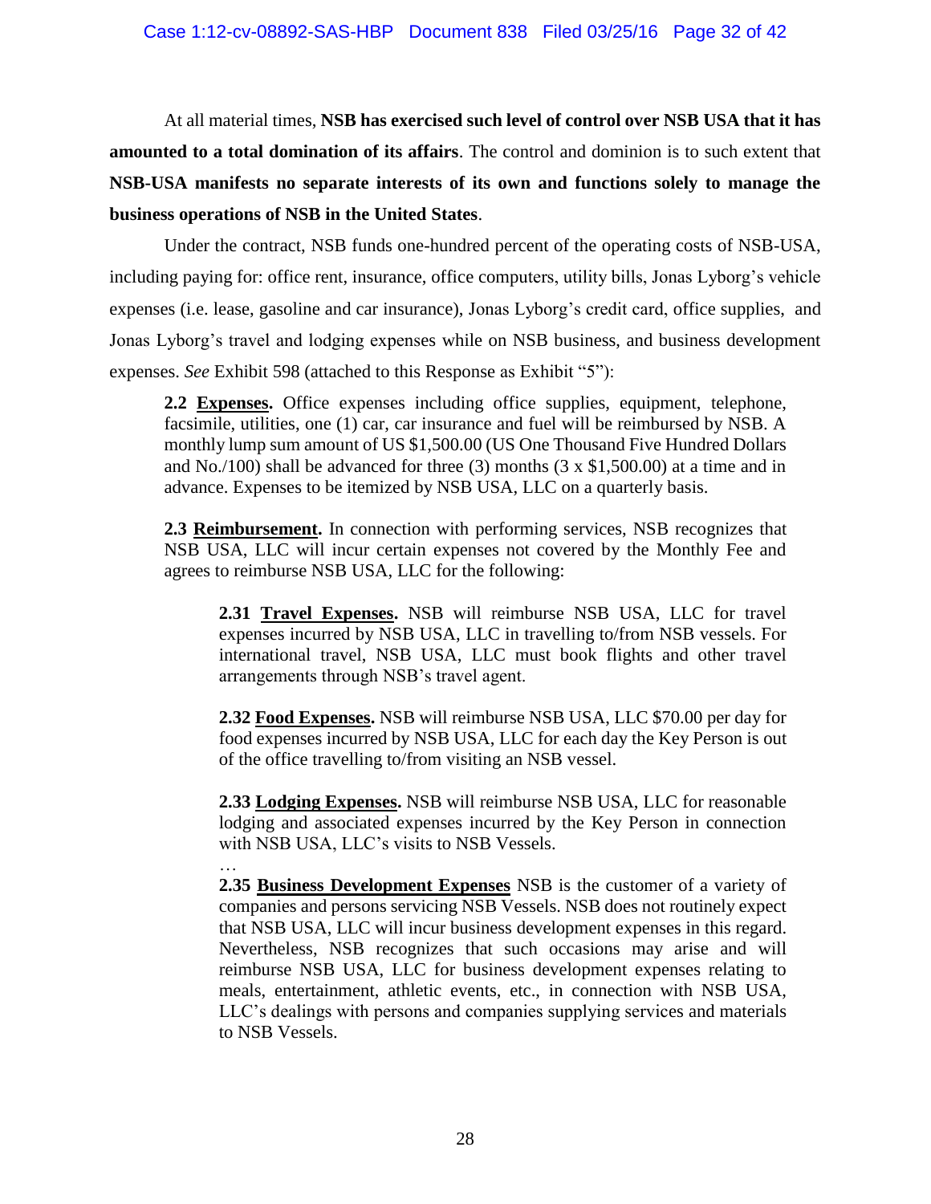At all material times, **NSB has exercised such level of control over NSB USA that it has amounted to a total domination of its affairs**. The control and dominion is to such extent that **NSB-USA manifests no separate interests of its own and functions solely to manage the business operations of NSB in the United States**.

Under the contract, NSB funds one-hundred percent of the operating costs of NSB-USA, including paying for: office rent, insurance, office computers, utility bills, Jonas Lyborg's vehicle expenses (i.e. lease, gasoline and car insurance), Jonas Lyborg's credit card, office supplies, and Jonas Lyborg's travel and lodging expenses while on NSB business, and business development expenses. *See* Exhibit 598 (attached to this Response as Exhibit "5"):

> **2.2 <u>Expenses</u>.** Office expenses including office supplies, equipment, telephone, facsimile, utilities, one (1) car, car insurance and fuel will be reimbursed by NSB. A monthly lump sum amount of US $1,500.00 (US One Thousand Five Hundred Dollars and No./100) shall be advanced for three (3) months (3 x $1,500.00) at a time and in advance. Expenses to be itemized by NSB USA, LLC on a quarterly basis.
>
> **2.3 <u>Reimbursement</u>.** In connection with performing services, NSB recognizes that NSB USA, LLC will incur certain expenses not covered by the Monthly Fee and agrees to reimburse NSB USA, LLC for the following:
>
> > **2.31 <u>Travel Expenses</u>.** NSB will reimburse NSB USA, LLC for travel expenses incurred by NSB USA, LLC in travelling to/from NSB vessels. For international travel, NSB USA, LLC must book flights and other travel arrangements through NSB's travel agent.
> >
> > **2.32 <u>Food Expenses</u>.** NSB will reimburse NSB USA, LLC $70.00 per day for food expenses incurred by NSB USA, LLC for each day the Key Person is out of the office travelling to/from visiting an NSB vessel.
> >
> > **2.33 <u>Lodging Expenses</u>.** NSB will reimburse NSB USA, LLC for reasonable lodging and associated expenses incurred by the Key Person in connection with NSB USA, LLC's visits to NSB Vessels.
> >
> > …
> >
> > **2.35 <u>Business Development Expenses</u>** NSB is the customer of a variety of companies and persons servicing NSB Vessels. NSB does not routinely expect that NSB USA, LLC will incur business development expenses in this regard. Nevertheless, NSB recognizes that such occasions may arise and will reimburse NSB USA, LLC for business development expenses relating to meals, entertainment, athletic events, etc., in connection with NSB USA, LLC's dealings with persons and companies supplying services and materials to NSB Vessels.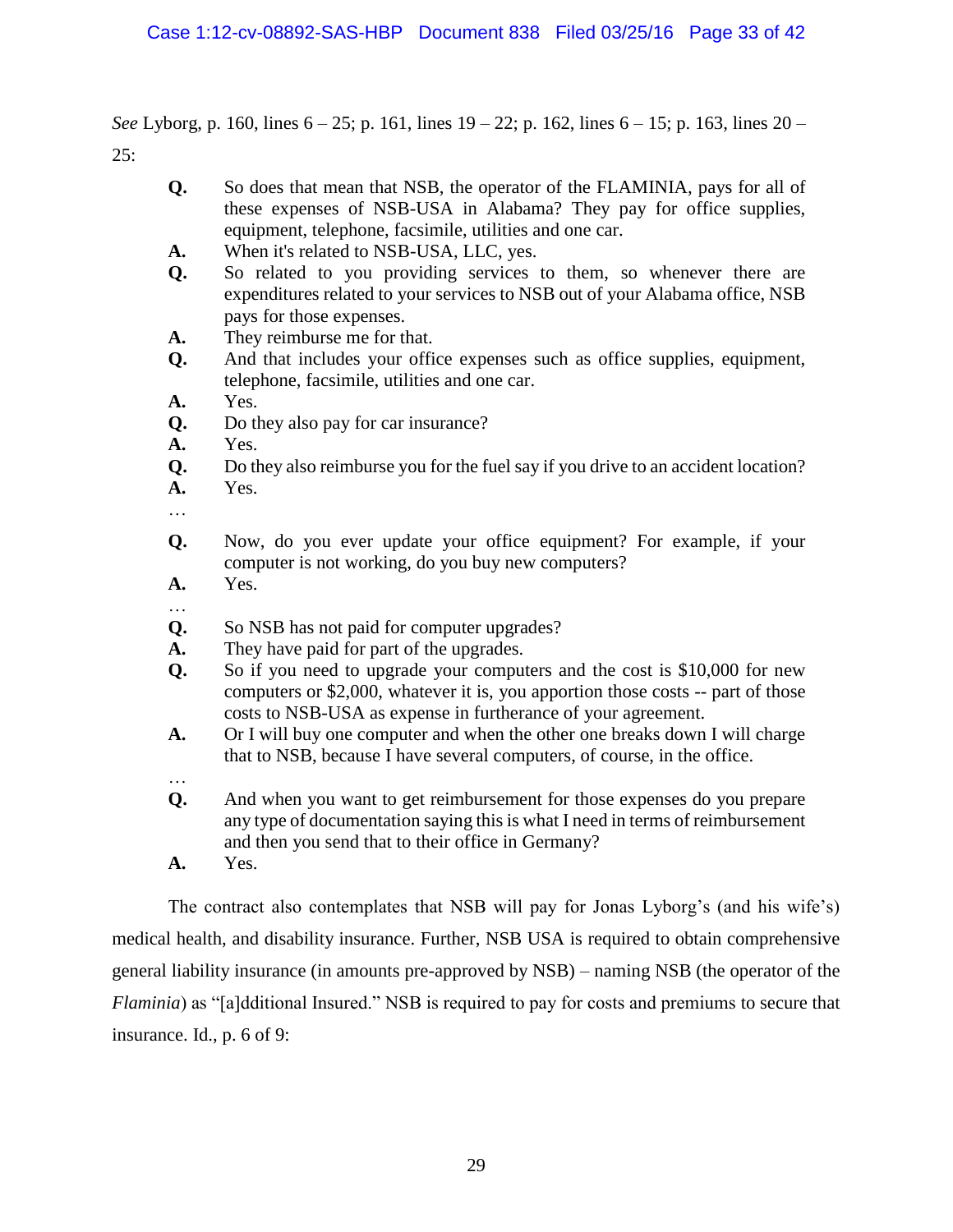*See* Lyborg, p. 160, lines 6 – 25; p. 161, lines 19 – 22; p. 162, lines 6 – 15; p. 163, lines 20 – 25:

> **Q.** So does that mean that NSB, the operator of the FLAMINIA, pays for all of these expenses of NSB-USA in Alabama? They pay for office supplies, equipment, telephone, facsimile, utilities and one car.
>
> **A.** When it's related to NSB-USA, LLC, yes.
>
> **Q.** So related to you providing services to them, so whenever there are expenditures related to your services to NSB out of your Alabama office, NSB pays for those expenses.
>
> **A.** They reimburse me for that.
>
> **Q.** And that includes your office expenses such as office supplies, equipment, telephone, facsimile, utilities and one car.
>
> **A.** Yes.
>
> **Q.** Do they also pay for car insurance?
>
> **A.** Yes.
>
> **Q.** Do they also reimburse you for the fuel say if you drive to an accident location?
>
> **A.** Yes.
>
> …
>
> **Q.** Now, do you ever update your office equipment? For example, if your computer is not working, do you buy new computers?
>
> **A.** Yes.
>
> …
>
> **Q.** So NSB has not paid for computer upgrades?
>
> **A.** They have paid for part of the upgrades.
>
> **Q.** So if you need to upgrade your computers and the cost is $10,000 for new computers or $2,000, whatever it is, you apportion those costs -- part of those costs to NSB-USA as expense in furtherance of your agreement.
>
> **A.** Or I will buy one computer and when the other one breaks down I will charge that to NSB, because I have several computers, of course, in the office.
>
> …
>
> **Q.** And when you want to get reimbursement for those expenses do you prepare any type of documentation saying this is what I need in terms of reimbursement and then you send that to their office in Germany?
>
> **A.** Yes.

The contract also contemplates that NSB will pay for Jonas Lyborg's (and his wife's) medical health, and disability insurance. Further, NSB USA is required to obtain comprehensive general liability insurance (in amounts pre-approved by NSB) – naming NSB (the operator of the *Flaminia*) as "[a]dditional Insured." NSB is required to pay for costs and premiums to secure that insurance. Id., p. 6 of 9: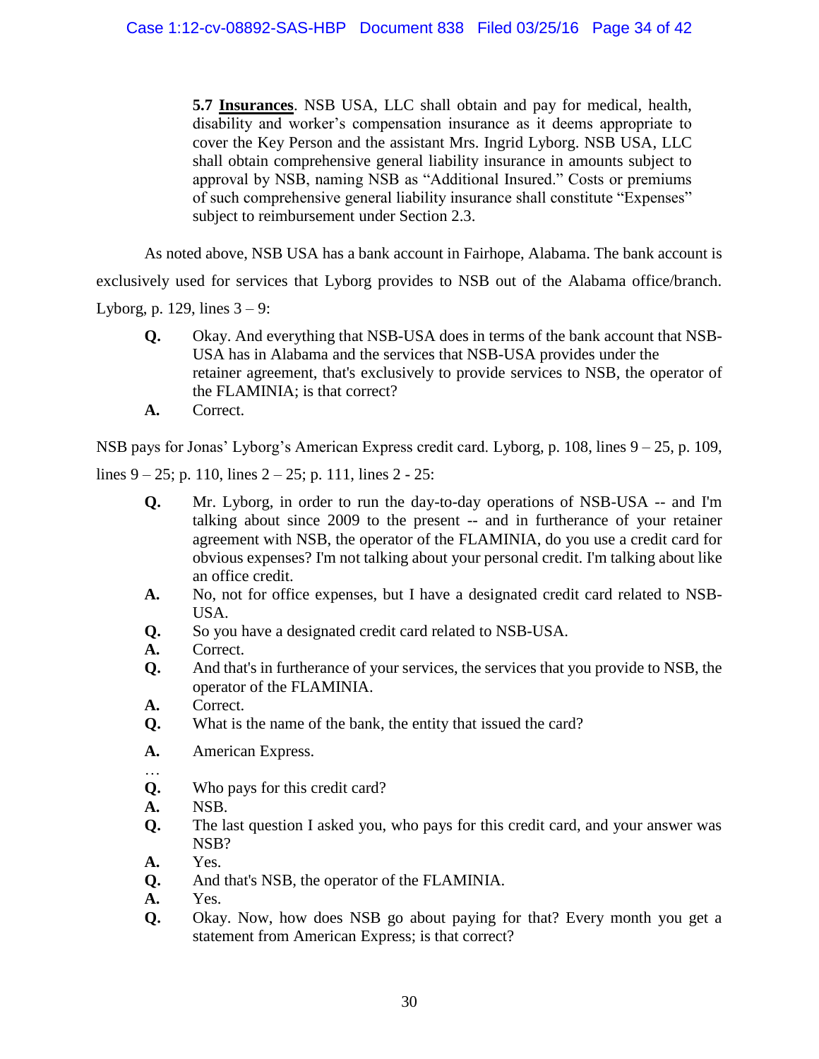> **5.7 Insurances**. NSB USA, LLC shall obtain and pay for medical, health, disability and worker's compensation insurance as it deems appropriate to cover the Key Person and the assistant Mrs. Ingrid Lyborg. NSB USA, LLC shall obtain comprehensive general liability insurance in amounts subject to approval by NSB, naming NSB as "Additional Insured." Costs or premiums of such comprehensive general liability insurance shall constitute "Expenses" subject to reimbursement under Section 2.3.

As noted above, NSB USA has a bank account in Fairhope, Alabama. The bank account is exclusively used for services that Lyborg provides to NSB out of the Alabama office/branch. Lyborg, p. 129, lines 3 – 9:

> **Q.** Okay. And everything that NSB-USA does in terms of the bank account that NSB-USA has in Alabama and the services that NSB-USA provides under the retainer agreement, that's exclusively to provide services to NSB, the operator of the FLAMINIA; is that correct?
>
> **A.** Correct.

NSB pays for Jonas' Lyborg's American Express credit card. Lyborg, p. 108, lines 9 – 25, p. 109, lines 9 – 25; p. 110, lines 2 – 25; p. 111, lines 2 - 25:

> **Q.** Mr. Lyborg, in order to run the day-to-day operations of NSB-USA -- and I'm talking about since 2009 to the present -- and in furtherance of your retainer agreement with NSB, the operator of the FLAMINIA, do you use a credit card for obvious expenses? I'm not talking about your personal credit. I'm talking about like an office credit.
>
> **A.** No, not for office expenses, but I have a designated credit card related to NSB-USA.
>
> **Q.** So you have a designated credit card related to NSB-USA.
>
> **A.** Correct.
>
> **Q.** And that's in furtherance of your services, the services that you provide to NSB, the operator of the FLAMINIA.
>
> **A.** Correct.
>
> **Q.** What is the name of the bank, the entity that issued the card?
>
> **A.** American Express.
>
> …
>
> **Q.** Who pays for this credit card?
>
> **A.** NSB.
>
> **Q.** The last question I asked you, who pays for this credit card, and your answer was NSB?
>
> **A.** Yes.
>
> **Q.** And that's NSB, the operator of the FLAMINIA.
>
> **A.** Yes.
>
> **Q.** Okay. Now, how does NSB go about paying for that? Every month you get a statement from American Express; is that correct?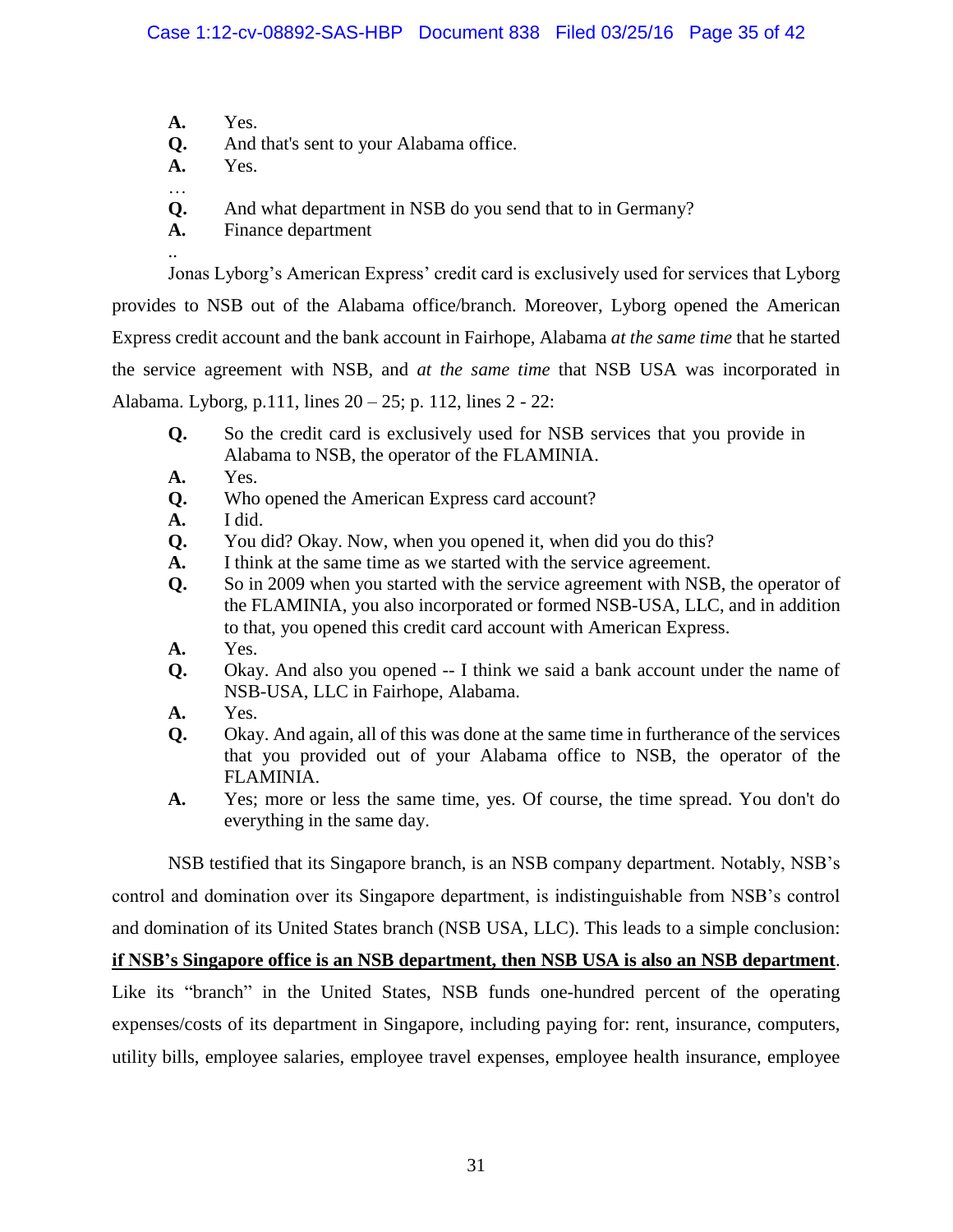**A.** Yes.
**Q.** And that's sent to your Alabama office.
**A.** Yes.
…
**Q.** And what department in NSB do you send that to in Germany?
**A.** Finance department
..

Jonas Lyborg's American Express' credit card is exclusively used for services that Lyborg provides to NSB out of the Alabama office/branch. Moreover, Lyborg opened the American Express credit account and the bank account in Fairhope, Alabama *at the same time* that he started the service agreement with NSB, and *at the same time* that NSB USA was incorporated in Alabama. Lyborg, p.111, lines 20 – 25; p. 112, lines 2 - 22:

**Q.** So the credit card is exclusively used for NSB services that you provide in Alabama to NSB, the operator of the FLAMINIA.
**A.** Yes.
**Q.** Who opened the American Express card account?
**A.** I did.
**Q.** You did? Okay. Now, when you opened it, when did you do this?
**A.** I think at the same time as we started with the service agreement.
**Q.** So in 2009 when you started with the service agreement with NSB, the operator of the FLAMINIA, you also incorporated or formed NSB-USA, LLC, and in addition to that, you opened this credit card account with American Express.
**A.** Yes.
**Q.** Okay. And also you opened -- I think we said a bank account under the name of NSB-USA, LLC in Fairhope, Alabama.
**A.** Yes.
**Q.** Okay. And again, all of this was done at the same time in furtherance of the services that you provided out of your Alabama office to NSB, the operator of the FLAMINIA.
**A.** Yes; more or less the same time, yes. Of course, the time spread. You don't do everything in the same day.

NSB testified that its Singapore branch, is an NSB company department. Notably, NSB's control and domination over its Singapore department, is indistinguishable from NSB's control and domination of its United States branch (NSB USA, LLC). This leads to a simple conclusion: **<u>if NSB's Singapore office is an NSB department, then NSB USA is also an NSB department</u>**. Like its "branch" in the United States, NSB funds one-hundred percent of the operating expenses/costs of its department in Singapore, including paying for: rent, insurance, computers, utility bills, employee salaries, employee travel expenses, employee health insurance, employee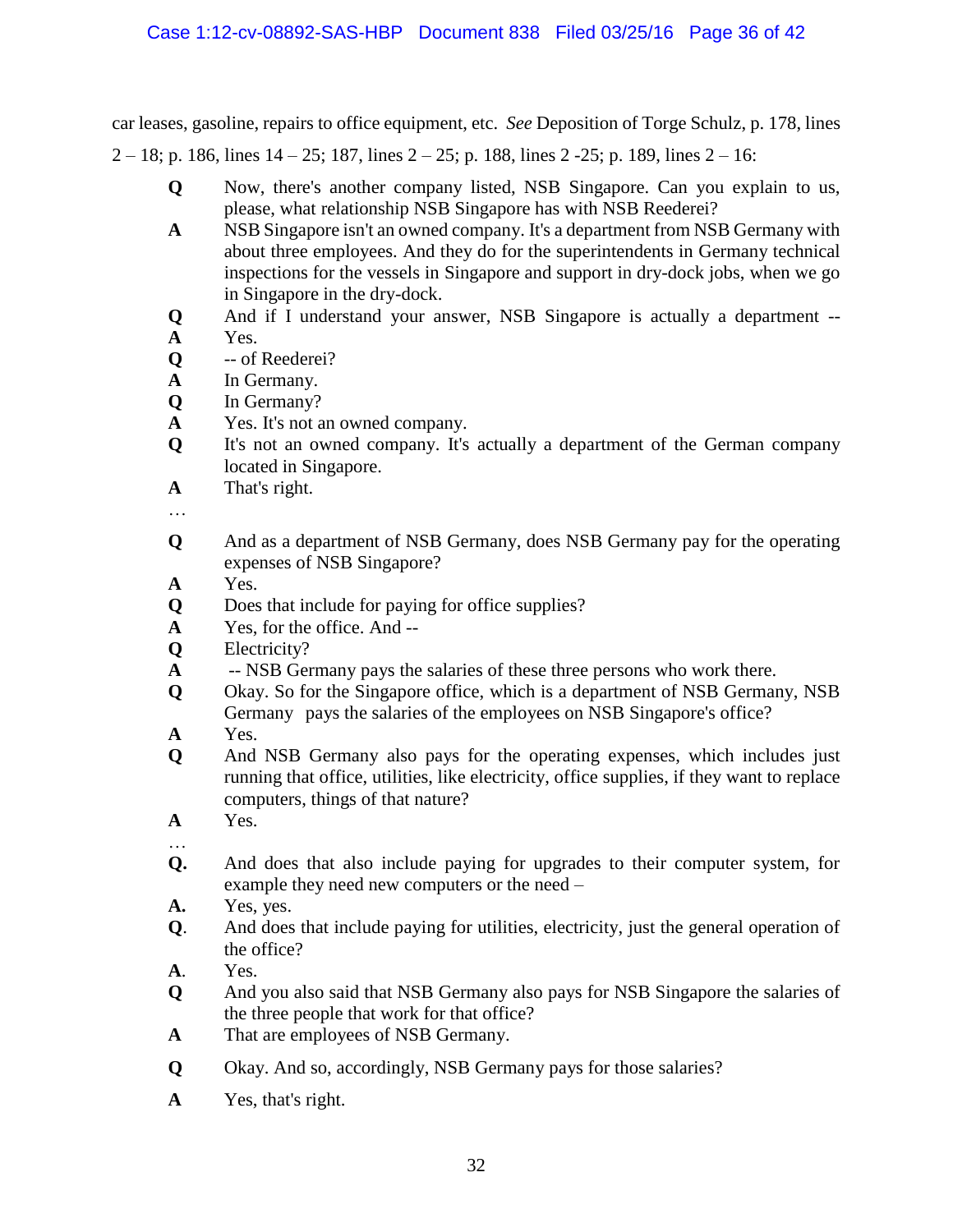car leases, gasoline, repairs to office equipment, etc. *See* Deposition of Torge Schulz, p. 178, lines 2 – 18; p. 186, lines 14 – 25; 187, lines 2 – 25; p. 188, lines 2 -25; p. 189, lines 2 – 16:

> **Q** Now, there's another company listed, NSB Singapore. Can you explain to us, please, what relationship NSB Singapore has with NSB Reederei?
>
> **A** NSB Singapore isn't an owned company. It's a department from NSB Germany with about three employees. And they do for the superintendents in Germany technical inspections for the vessels in Singapore and support in dry-dock jobs, when we go in Singapore in the dry-dock.
>
> **Q** And if I understand your answer, NSB Singapore is actually a department --
>
> **A** Yes.
>
> **Q** -- of Reederei?
>
> **A** In Germany.
>
> **Q** In Germany?
>
> **A** Yes. It's not an owned company.
>
> **Q** It's not an owned company. It's actually a department of the German company located in Singapore.
>
> **A** That's right.
>
> …
>
> **Q** And as a department of NSB Germany, does NSB Germany pay for the operating expenses of NSB Singapore?
>
> **A** Yes.
>
> **Q** Does that include for paying for office supplies?
>
> **A** Yes, for the office. And --
>
> **Q** Electricity?
>
> **A** -- NSB Germany pays the salaries of these three persons who work there.
>
> **Q** Okay. So for the Singapore office, which is a department of NSB Germany, NSB Germany pays the salaries of the employees on NSB Singapore's office?
>
> **A** Yes.
>
> **Q** And NSB Germany also pays for the operating expenses, which includes just running that office, utilities, like electricity, office supplies, if they want to replace computers, things of that nature?
>
> **A** Yes.
>
> …
>
> **Q.** And does that also include paying for upgrades to their computer system, for example they need new computers or the need –
>
> **A.** Yes, yes.
>
> **Q.** And does that include paying for utilities, electricity, just the general operation of the office?
>
> **A.** Yes.
>
> **Q** And you also said that NSB Germany also pays for NSB Singapore the salaries of the three people that work for that office?
>
> **A** That are employees of NSB Germany.
>
> **Q** Okay. And so, accordingly, NSB Germany pays for those salaries?
>
> **A** Yes, that's right.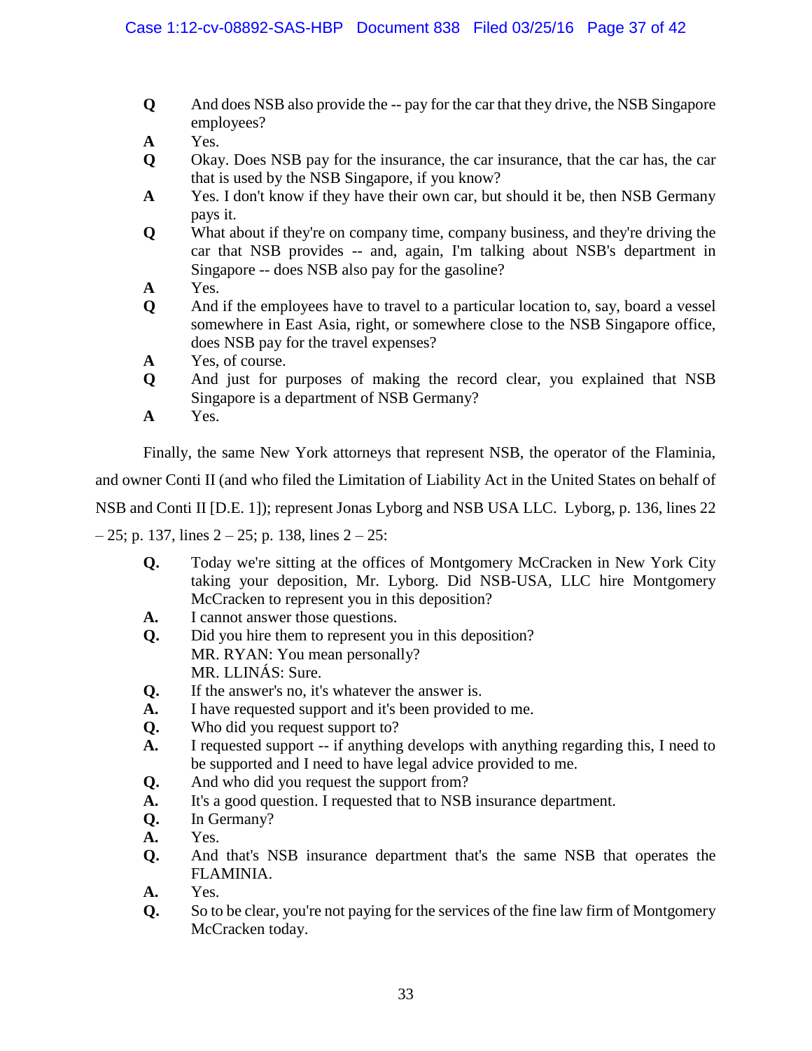**Q** And does NSB also provide the -- pay for the car that they drive, the NSB Singapore employees?

**A** Yes.

**Q** Okay. Does NSB pay for the insurance, the car insurance, that the car has, the car that is used by the NSB Singapore, if you know?

**A** Yes. I don't know if they have their own car, but should it be, then NSB Germany pays it.

**Q** What about if they're on company time, company business, and they're driving the car that NSB provides -- and, again, I'm talking about NSB's department in Singapore -- does NSB also pay for the gasoline?

**A** Yes.

**Q** And if the employees have to travel to a particular location to, say, board a vessel somewhere in East Asia, right, or somewhere close to the NSB Singapore office, does NSB pay for the travel expenses?

**A** Yes, of course.

**Q** And just for purposes of making the record clear, you explained that NSB Singapore is a department of NSB Germany?

**A** Yes.

Finally, the same New York attorneys that represent NSB, the operator of the Flaminia, and owner Conti II (and who filed the Limitation of Liability Act in the United States on behalf of NSB and Conti II [D.E. 1]); represent Jonas Lyborg and NSB USA LLC. Lyborg, p. 136, lines 22 – 25; p. 137, lines 2 – 25; p. 138, lines 2 – 25:

**Q.** Today we're sitting at the offices of Montgomery McCracken in New York City taking your deposition, Mr. Lyborg. Did NSB-USA, LLC hire Montgomery McCracken to represent you in this deposition?

**A.** I cannot answer those questions.

**Q.** Did you hire them to represent you in this deposition?
MR. RYAN: You mean personally?
MR. LLINÁS: Sure.

**Q.** If the answer's no, it's whatever the answer is.

**A.** I have requested support and it's been provided to me.

**Q.** Who did you request support to?

**A.** I requested support -- if anything develops with anything regarding this, I need to be supported and I need to have legal advice provided to me.

**Q.** And who did you request the support from?

**A.** It's a good question. I requested that to NSB insurance department.

**Q.** In Germany?

**A.** Yes.

**Q.** And that's NSB insurance department that's the same NSB that operates the FLAMINIA.

**A.** Yes.

**Q.** So to be clear, you're not paying for the services of the fine law firm of Montgomery McCracken today.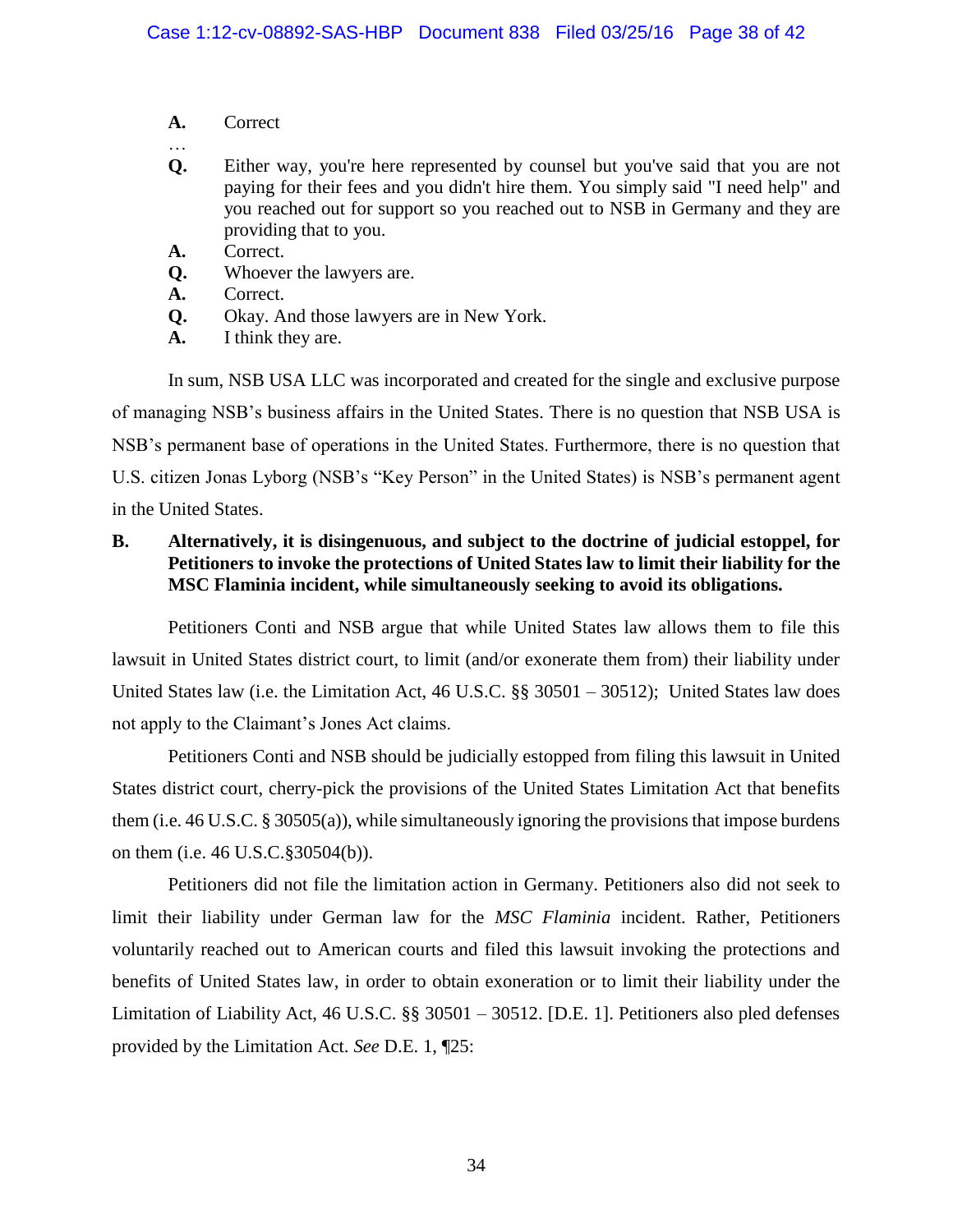**A.** Correct

…

**Q.** Either way, you're here represented by counsel but you've said that you are not paying for their fees and you didn't hire them. You simply said "I need help" and you reached out for support so you reached out to NSB in Germany and they are providing that to you.

**A.** Correct.

**Q.** Whoever the lawyers are.

**A.** Correct.

**Q.** Okay. And those lawyers are in New York.

**A.** I think they are.

In sum, NSB USA LLC was incorporated and created for the single and exclusive purpose of managing NSB's business affairs in the United States. There is no question that NSB USA is NSB's permanent base of operations in the United States. Furthermore, there is no question that U.S. citizen Jonas Lyborg (NSB's "Key Person" in the United States) is NSB's permanent agent in the United States.

**B. Alternatively, it is disingenuous, and subject to the doctrine of judicial estoppel, for Petitioners to invoke the protections of United States law to limit their liability for the MSC Flaminia incident, while simultaneously seeking to avoid its obligations.**

Petitioners Conti and NSB argue that while United States law allows them to file this lawsuit in United States district court, to limit (and/or exonerate them from) their liability under United States law (i.e. the Limitation Act, 46 U.S.C. §§ 30501 – 30512); United States law does not apply to the Claimant's Jones Act claims.

Petitioners Conti and NSB should be judicially estopped from filing this lawsuit in United States district court, cherry-pick the provisions of the United States Limitation Act that benefits them (i.e. 46 U.S.C. § 30505(a)), while simultaneously ignoring the provisions that impose burdens on them (i.e. 46 U.S.C.§30504(b)).

Petitioners did not file the limitation action in Germany. Petitioners also did not seek to limit their liability under German law for the *MSC Flaminia* incident. Rather, Petitioners voluntarily reached out to American courts and filed this lawsuit invoking the protections and benefits of United States law, in order to obtain exoneration or to limit their liability under the Limitation of Liability Act, 46 U.S.C. §§ 30501 – 30512. [D.E. 1]. Petitioners also pled defenses provided by the Limitation Act. *See* D.E. 1, ¶25: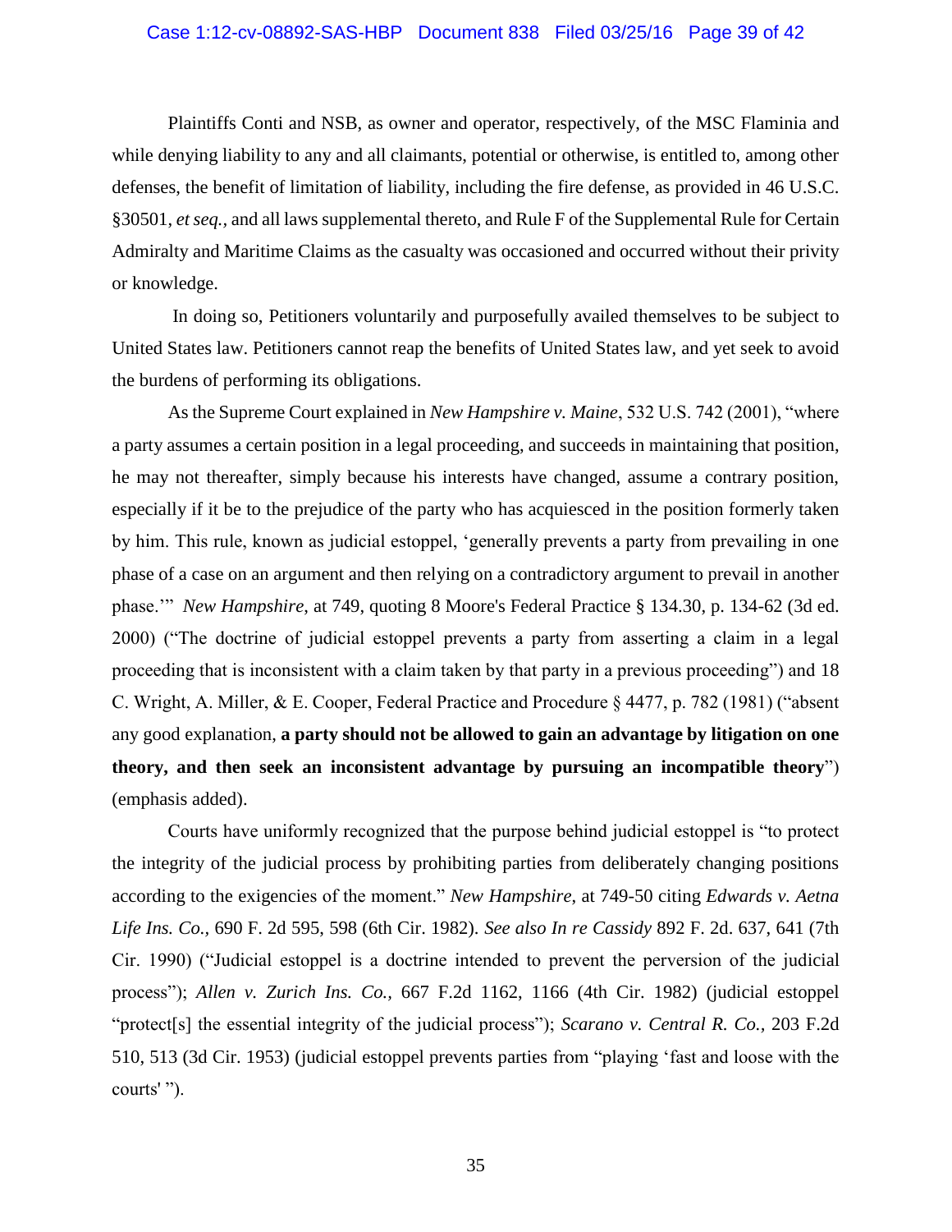Plaintiffs Conti and NSB, as owner and operator, respectively, of the MSC Flaminia and while denying liability to any and all claimants, potential or otherwise, is entitled to, among other defenses, the benefit of limitation of liability, including the fire defense, as provided in 46 U.S.C. §30501, *et seq.,* and all laws supplemental thereto, and Rule F of the Supplemental Rule for Certain Admiralty and Maritime Claims as the casualty was occasioned and occurred without their privity or knowledge.

In doing so, Petitioners voluntarily and purposefully availed themselves to be subject to United States law. Petitioners cannot reap the benefits of United States law, and yet seek to avoid the burdens of performing its obligations.

As the Supreme Court explained in *New Hampshire v. Maine*, 532 U.S. 742 (2001), "where a party assumes a certain position in a legal proceeding, and succeeds in maintaining that position, he may not thereafter, simply because his interests have changed, assume a contrary position, especially if it be to the prejudice of the party who has acquiesced in the position formerly taken by him. This rule, known as judicial estoppel, 'generally prevents a party from prevailing in one phase of a case on an argument and then relying on a contradictory argument to prevail in another phase.'" *New Hampshire*, at 749, quoting 8 Moore's Federal Practice § 134.30, p. 134-62 (3d ed. 2000) ("The doctrine of judicial estoppel prevents a party from asserting a claim in a legal proceeding that is inconsistent with a claim taken by that party in a previous proceeding") and 18 C. Wright, A. Miller, & E. Cooper, Federal Practice and Procedure § 4477, p. 782 (1981) ("absent any good explanation, **a party should not be allowed to gain an advantage by litigation on one theory, and then seek an inconsistent advantage by pursuing an incompatible theory**") (emphasis added).

Courts have uniformly recognized that the purpose behind judicial estoppel is "to protect the integrity of the judicial process by prohibiting parties from deliberately changing positions according to the exigencies of the moment." *New Hampshire*, at 749-50 citing *Edwards v. Aetna Life Ins. Co.,* 690 F. 2d 595, 598 (6th Cir. 1982). *See also In re Cassidy* 892 F. 2d. 637, 641 (7th Cir. 1990) ("Judicial estoppel is a doctrine intended to prevent the perversion of the judicial process"); *Allen v. Zurich Ins. Co.,* 667 F.2d 1162, 1166 (4th Cir. 1982) (judicial estoppel "protect[s] the essential integrity of the judicial process"); *Scarano v. Central R. Co.,* 203 F.2d 510, 513 (3d Cir. 1953) (judicial estoppel prevents parties from "playing 'fast and loose with the courts' ").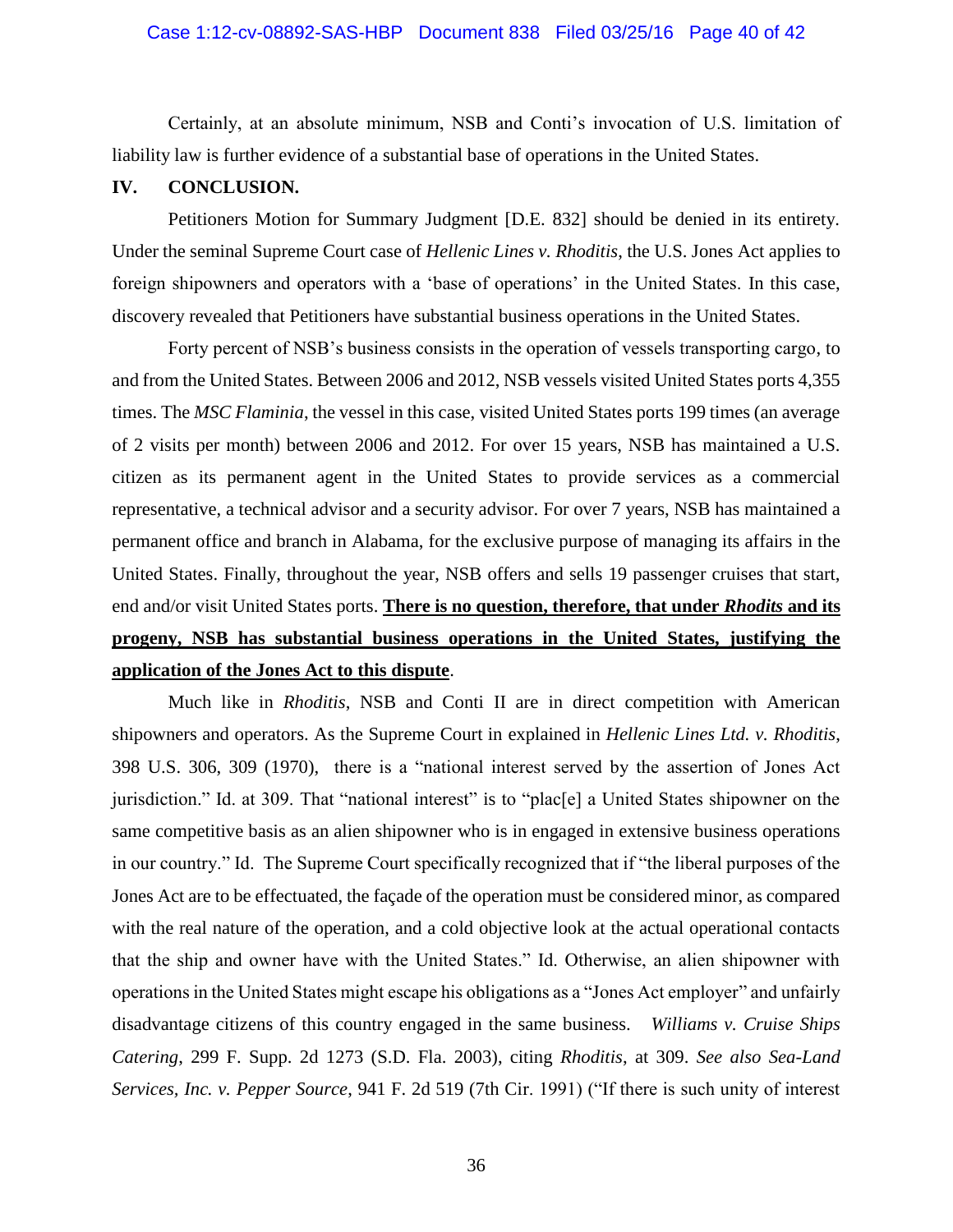Certainly, at an absolute minimum, NSB and Conti's invocation of U.S. limitation of liability law is further evidence of a substantial base of operations in the United States.

## IV. CONCLUSION.

Petitioners Motion for Summary Judgment [D.E. 832] should be denied in its entirety. Under the seminal Supreme Court case of *Hellenic Lines v. Rhoditis*, the U.S. Jones Act applies to foreign shipowners and operators with a 'base of operations' in the United States. In this case, discovery revealed that Petitioners have substantial business operations in the United States.

Forty percent of NSB's business consists in the operation of vessels transporting cargo, to and from the United States. Between 2006 and 2012, NSB vessels visited United States ports 4,355 times. The *MSC Flaminia*, the vessel in this case, visited United States ports 199 times (an average of 2 visits per month) between 2006 and 2012. For over 15 years, NSB has maintained a U.S. citizen as its permanent agent in the United States to provide services as a commercial representative, a technical advisor and a security advisor. For over 7 years, NSB has maintained a permanent office and branch in Alabama, for the exclusive purpose of managing its affairs in the United States. Finally, throughout the year, NSB offers and sells 19 passenger cruises that start, end and/or visit United States ports. **There is no question, therefore, that under *Rhodits* and its progeny, NSB has substantial business operations in the United States, justifying the application of the Jones Act to this dispute**.

Much like in *Rhoditis*, NSB and Conti II are in direct competition with American shipowners and operators. As the Supreme Court in explained in *Hellenic Lines Ltd. v. Rhoditis*, 398 U.S. 306, 309 (1970), there is a "national interest served by the assertion of Jones Act jurisdiction." Id. at 309. That "national interest" is to "plac[e] a United States shipowner on the same competitive basis as an alien shipowner who is in engaged in extensive business operations in our country." Id. The Supreme Court specifically recognized that if "the liberal purposes of the Jones Act are to be effectuated, the façade of the operation must be considered minor, as compared with the real nature of the operation, and a cold objective look at the actual operational contacts that the ship and owner have with the United States." Id. Otherwise, an alien shipowner with operations in the United States might escape his obligations as a "Jones Act employer" and unfairly disadvantage citizens of this country engaged in the same business. *Williams v. Cruise Ships Catering*, 299 F. Supp. 2d 1273 (S.D. Fla. 2003), citing *Rhoditis*, at 309. *See also Sea-Land Services, Inc. v. Pepper Source*, 941 F. 2d 519 (7th Cir. 1991) ("If there is such unity of interest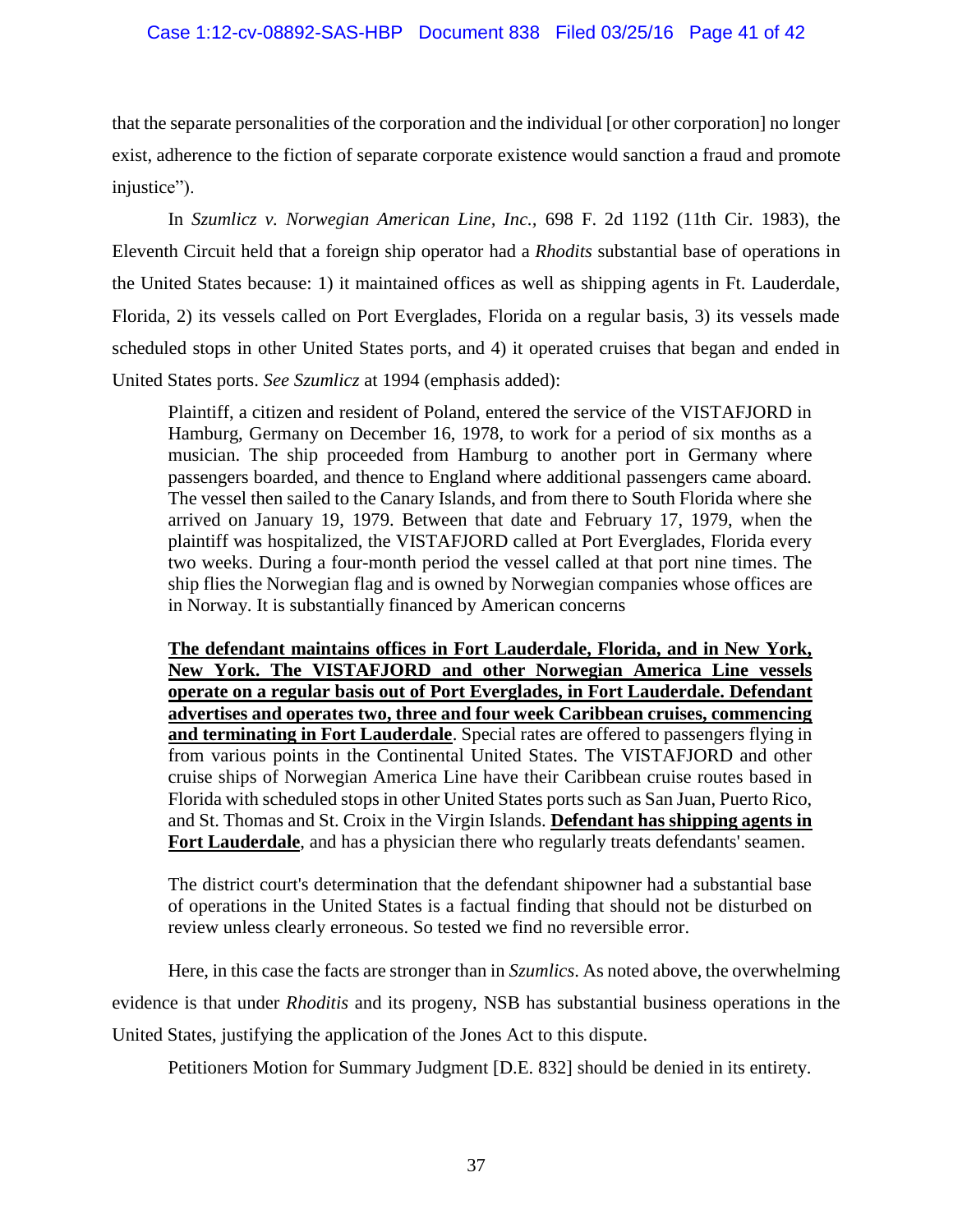that the separate personalities of the corporation and the individual [or other corporation] no longer exist, adherence to the fiction of separate corporate existence would sanction a fraud and promote injustice").

In *Szumlicz v. Norwegian American Line, Inc.*, 698 F. 2d 1192 (11th Cir. 1983), the Eleventh Circuit held that a foreign ship operator had a *Rhodits* substantial base of operations in the United States because: 1) it maintained offices as well as shipping agents in Ft. Lauderdale, Florida, 2) its vessels called on Port Everglades, Florida on a regular basis, 3) its vessels made scheduled stops in other United States ports, and 4) it operated cruises that began and ended in United States ports. *See Szumlicz* at 1994 (emphasis added):

> Plaintiff, a citizen and resident of Poland, entered the service of the VISTAFJORD in Hamburg, Germany on December 16, 1978, to work for a period of six months as a musician. The ship proceeded from Hamburg to another port in Germany where passengers boarded, and thence to England where additional passengers came aboard. The vessel then sailed to the Canary Islands, and from there to South Florida where she arrived on January 19, 1979. Between that date and February 17, 1979, when the plaintiff was hospitalized, the VISTAFJORD called at Port Everglades, Florida every two weeks. During a four-month period the vessel called at that port nine times. The ship flies the Norwegian flag and is owned by Norwegian companies whose offices are in Norway. It is substantially financed by American concerns
>
> **The defendant maintains offices in Fort Lauderdale, Florida, and in New York, New York. The VISTAFJORD and other Norwegian America Line vessels operate on a regular basis out of Port Everglades, in Fort Lauderdale. Defendant advertises and operates two, three and four week Caribbean cruises, commencing and terminating in Fort Lauderdale**. Special rates are offered to passengers flying in from various points in the Continental United States. The VISTAFJORD and other cruise ships of Norwegian America Line have their Caribbean cruise routes based in Florida with scheduled stops in other United States ports such as San Juan, Puerto Rico, and St. Thomas and St. Croix in the Virgin Islands. **Defendant has shipping agents in Fort Lauderdale**, and has a physician there who regularly treats defendants' seamen.
>
> The district court's determination that the defendant shipowner had a substantial base of operations in the United States is a factual finding that should not be disturbed on review unless clearly erroneous. So tested we find no reversible error.

Here, in this case the facts are stronger than in *Szumlics*. As noted above, the overwhelming evidence is that under *Rhoditis* and its progeny, NSB has substantial business operations in the United States, justifying the application of the Jones Act to this dispute.

Petitioners Motion for Summary Judgment [D.E. 832] should be denied in its entirety.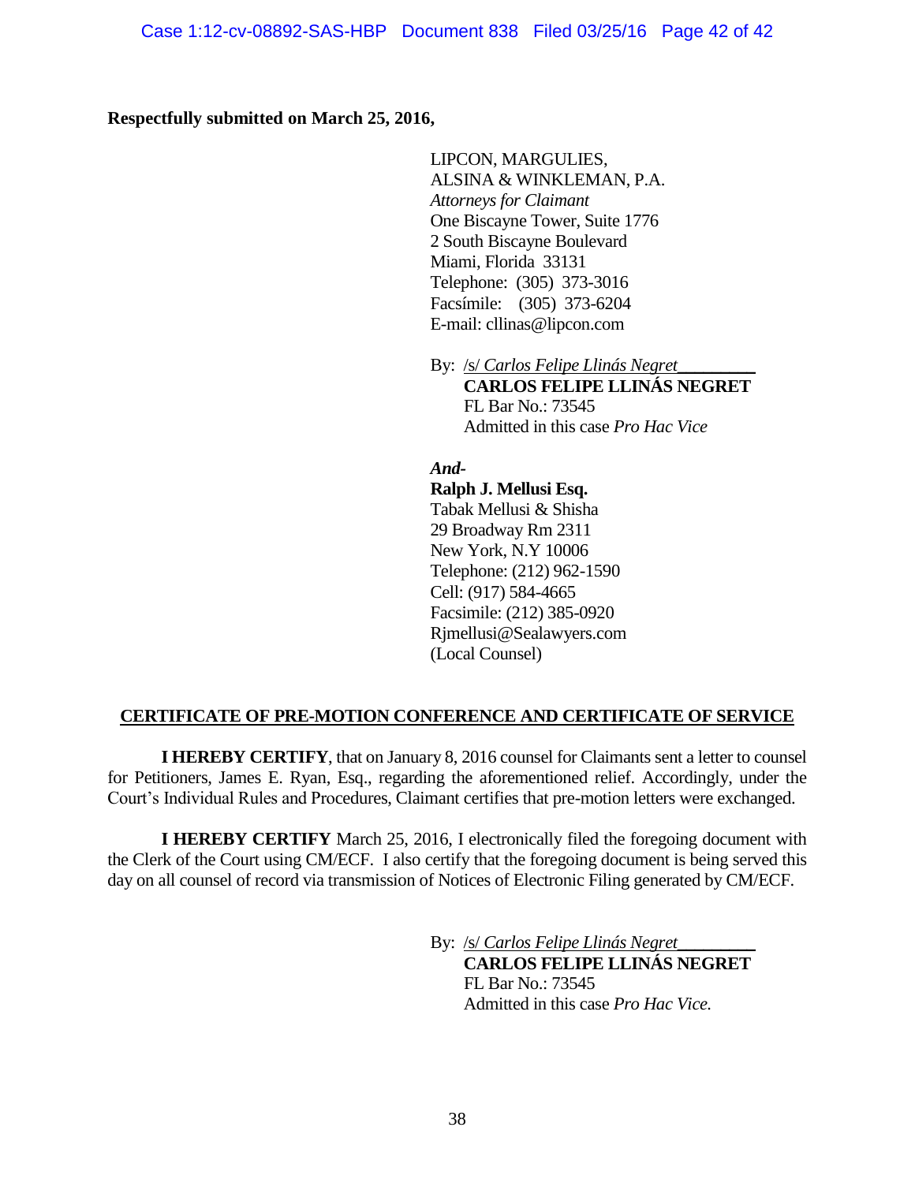**Respectfully submitted on March 25, 2016,**

LIPCON, MARGULIES,
ALSINA & WINKLEMAN, P.A.
*Attorneys for Claimant*
One Biscayne Tower, Suite 1776
2 South Biscayne Boulevard
Miami, Florida 33131
Telephone: (305) 373-3016
Facsímile: (305) 373-6204
E-mail: cllinas@lipcon.com

By: /s/ *Carlos Felipe Llinás Negret*\_\_\_\_\_\_\_\_\_
**CARLOS FELIPE LLINÁS NEGRET**
FL Bar No.: 73545
Admitted in this case *Pro Hac Vice*

***And-***
**Ralph J. Mellusi Esq.**
Tabak Mellusi & Shisha
29 Broadway Rm 2311
New York, N.Y 10006
Telephone: (212) 962-1590
Cell: (917) 584-4665
Facsimile: (212) 385-0920
Rjmellusi@Sealawyers.com
(Local Counsel)

**CERTIFICATE OF PRE-MOTION CONFERENCE AND CERTIFICATE OF SERVICE**

**I HEREBY CERTIFY**, that on January 8, 2016 counsel for Claimants sent a letter to counsel for Petitioners, James E. Ryan, Esq., regarding the aforementioned relief. Accordingly, under the Court's Individual Rules and Procedures, Claimant certifies that pre-motion letters were exchanged.

**I HEREBY CERTIFY** March 25, 2016, I electronically filed the foregoing document with the Clerk of the Court using CM/ECF. I also certify that the foregoing document is being served this day on all counsel of record via transmission of Notices of Electronic Filing generated by CM/ECF.

By: /s/ *Carlos Felipe Llinás Negret*\_\_\_\_\_\_\_\_\_
**CARLOS FELIPE LLINÁS NEGRET**
FL Bar No.: 73545
Admitted in this case *Pro Hac Vice.*